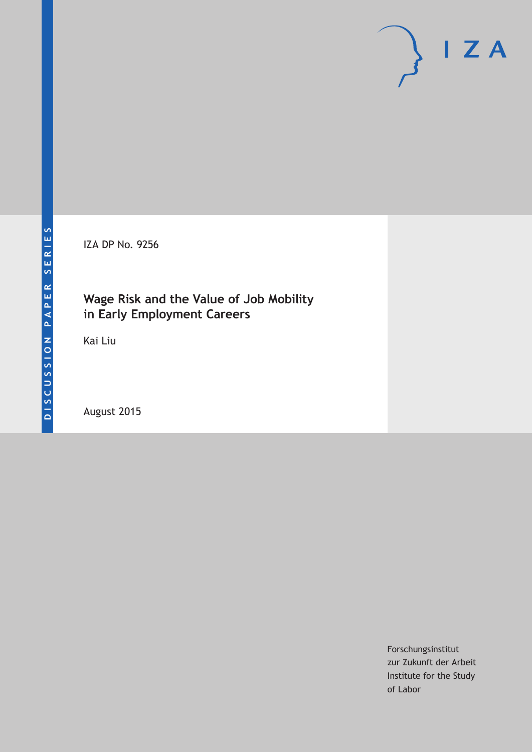DISCUSSION PAPER SERIES

IZA DP No. 9256

# Wage Risk and the Value of Job Mobility in Early Employment Careers

Kai Liu

August 2015

Forschungsinstitut
zur Zukunft der Arbeit
Institute for the Study
of Labor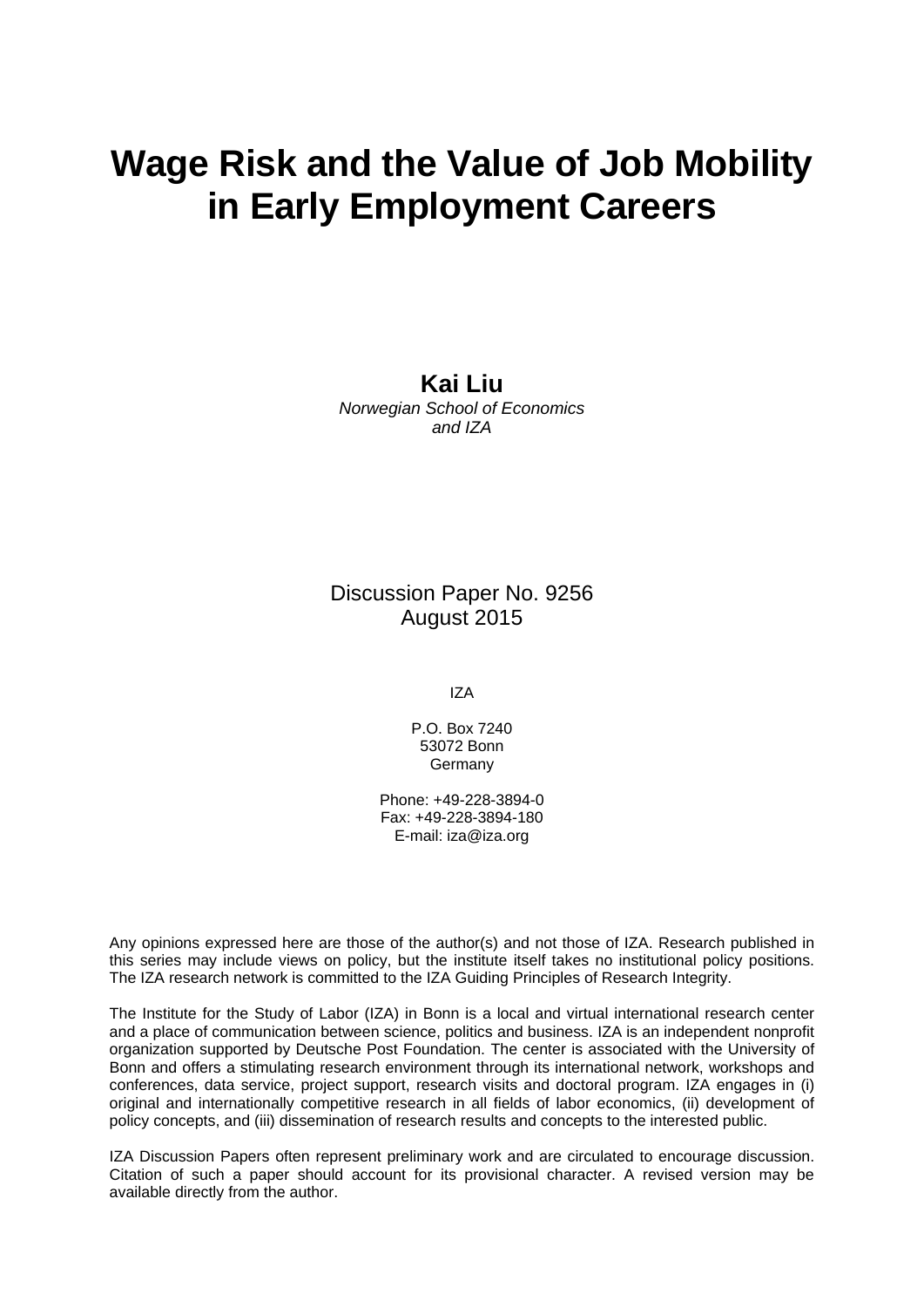# Wage Risk and the Value of Job Mobility in Early Employment Careers

**Kai Liu**  
*Norwegian School of Economics and IZA*

Discussion Paper No. 9256  
August 2015

IZA

P.O. Box 7240  
53072 Bonn  
Germany

Phone: +49-228-3894-0  
Fax: +49-228-3894-180  
E-mail: iza@iza.org

Any opinions expressed here are those of the author(s) and not those of IZA. Research published in this series may include views on policy, but the institute itself takes no institutional policy positions. The IZA research network is committed to the IZA Guiding Principles of Research Integrity.

The Institute for the Study of Labor (IZA) in Bonn is a local and virtual international research center and a place of communication between science, politics and business. IZA is an independent nonprofit organization supported by Deutsche Post Foundation. The center is associated with the University of Bonn and offers a stimulating research environment through its international network, workshops and conferences, data service, project support, research visits and doctoral program. IZA engages in (i) original and internationally competitive research in all fields of labor economics, (ii) development of policy concepts, and (iii) dissemination of research results and concepts to the interested public.

IZA Discussion Papers often represent preliminary work and are circulated to encourage discussion. Citation of such a paper should account for its provisional character. A revised version may be available directly from the author.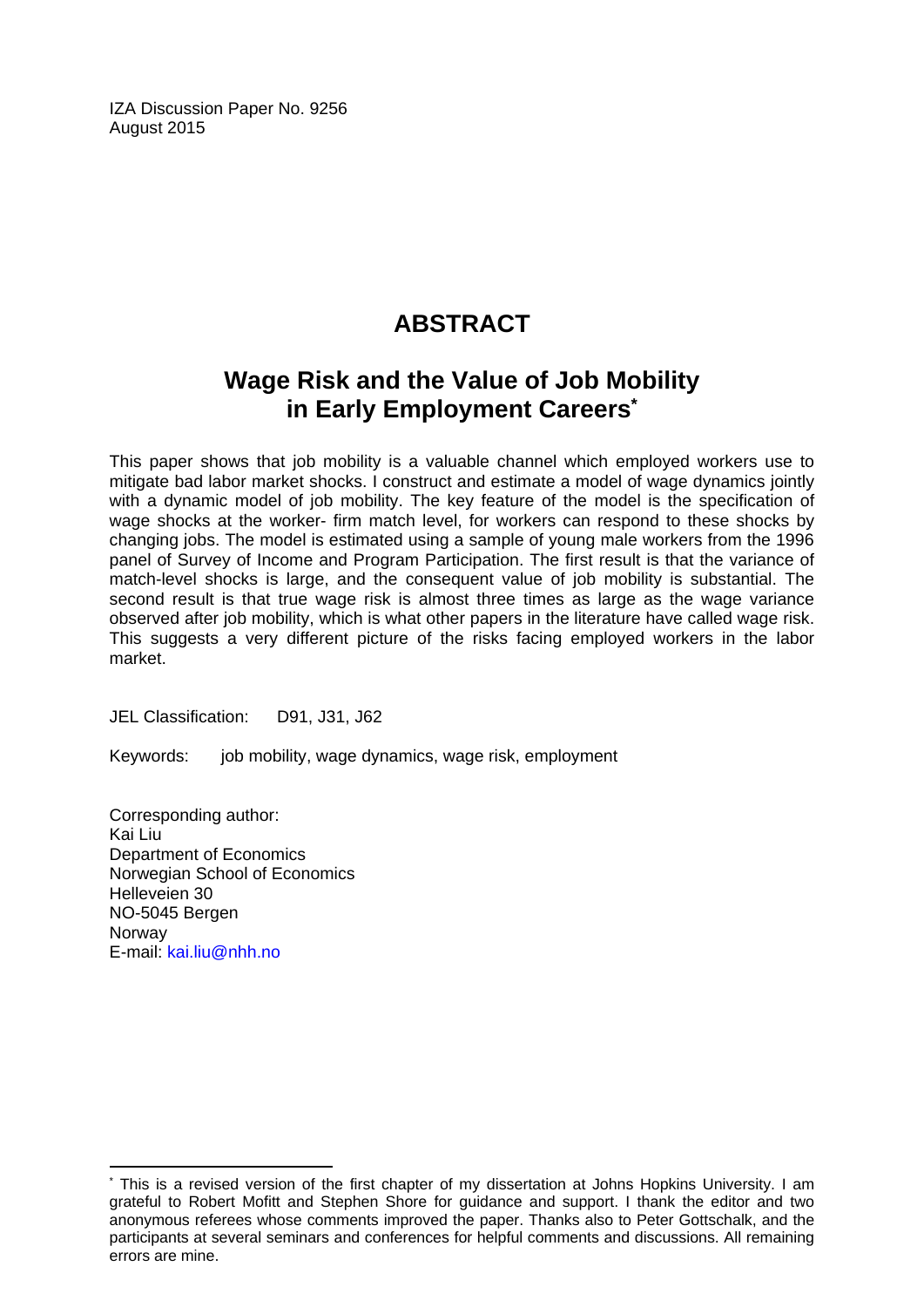IZA Discussion Paper No. 9256
August 2015

## ABSTRACT

## Wage Risk and the Value of Job Mobility in Early Employment Careers*

This paper shows that job mobility is a valuable channel which employed workers use to mitigate bad labor market shocks. I construct and estimate a model of wage dynamics jointly with a dynamic model of job mobility. The key feature of the model is the specification of wage shocks at the worker- firm match level, for workers can respond to these shocks by changing jobs. The model is estimated using a sample of young male workers from the 1996 panel of Survey of Income and Program Participation. The first result is that the variance of match-level shocks is large, and the consequent value of job mobility is substantial. The second result is that true wage risk is almost three times as large as the wage variance observed after job mobility, which is what other papers in the literature have called wage risk. This suggests a very different picture of the risks facing employed workers in the labor market.

JEL Classification: D91, J31, J62

Keywords: job mobility, wage dynamics, wage risk, employment

Corresponding author:
Kai Liu
Department of Economics
Norwegian School of Economics
Helleveien 30
NO-5045 Bergen
Norway
E-mail: kai.liu@nhh.no

---

* This is a revised version of the first chapter of my dissertation at Johns Hopkins University. I am grateful to Robert Mofitt and Stephen Shore for guidance and support. I thank the editor and two anonymous referees whose comments improved the paper. Thanks also to Peter Gottschalk, and the participants at several seminars and conferences for helpful comments and discussions. All remaining errors are mine.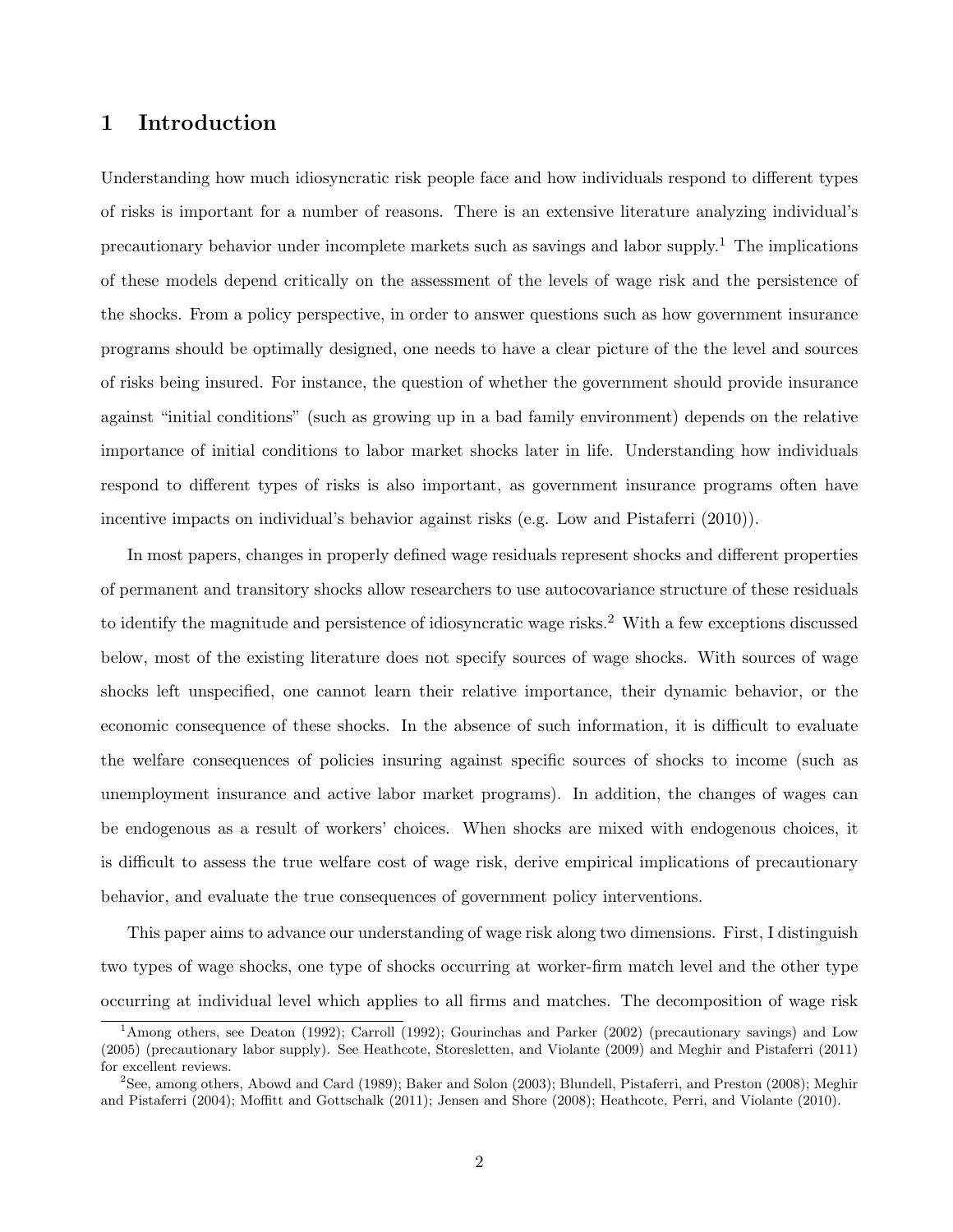# 1 Introduction

Understanding how much idiosyncratic risk people face and how individuals respond to different types of risks is important for a number of reasons. There is an extensive literature analyzing individual's precautionary behavior under incomplete markets such as savings and labor supply.[1] The implications of these models depend critically on the assessment of the levels of wage risk and the persistence of the shocks. From a policy perspective, in order to answer questions such as how government insurance programs should be optimally designed, one needs to have a clear picture of the the level and sources of risks being insured. For instance, the question of whether the government should provide insurance against "initial conditions" (such as growing up in a bad family environment) depends on the relative importance of initial conditions to labor market shocks later in life. Understanding how individuals respond to different types of risks is also important, as government insurance programs often have incentive impacts on individual's behavior against risks (e.g. Low and Pistaferri (2010)).

In most papers, changes in properly defined wage residuals represent shocks and different properties of permanent and transitory shocks allow researchers to use autocovariance structure of these residuals to identify the magnitude and persistence of idiosyncratic wage risks.[2] With a few exceptions discussed below, most of the existing literature does not specify sources of wage shocks. With sources of wage shocks left unspecified, one cannot learn their relative importance, their dynamic behavior, or the economic consequence of these shocks. In the absence of such information, it is difficult to evaluate the welfare consequences of policies insuring against specific sources of shocks to income (such as unemployment insurance and active labor market programs). In addition, the changes of wages can be endogenous as a result of workers' choices. When shocks are mixed with endogenous choices, it is difficult to assess the true welfare cost of wage risk, derive empirical implications of precautionary behavior, and evaluate the true consequences of government policy interventions.

This paper aims to advance our understanding of wage risk along two dimensions. First, I distinguish two types of wage shocks, one type of shocks occurring at worker-firm match level and the other type occurring at individual level which applies to all firms and matches. The decomposition of wage risk

[1] Among others, see Deaton (1992); Carroll (1992); Gourinchas and Parker (2002) (precautionary savings) and Low (2005) (precautionary labor supply). See Heathcote, Storesletten, and Violante (2009) and Meghir and Pistaferri (2011) for excellent reviews.

[2] See, among others, Abowd and Card (1989); Baker and Solon (2003); Blundell, Pistaferri, and Preston (2008); Meghir and Pistaferri (2004); Moffitt and Gottschalk (2011); Jensen and Shore (2008); Heathcote, Perri, and Violante (2010).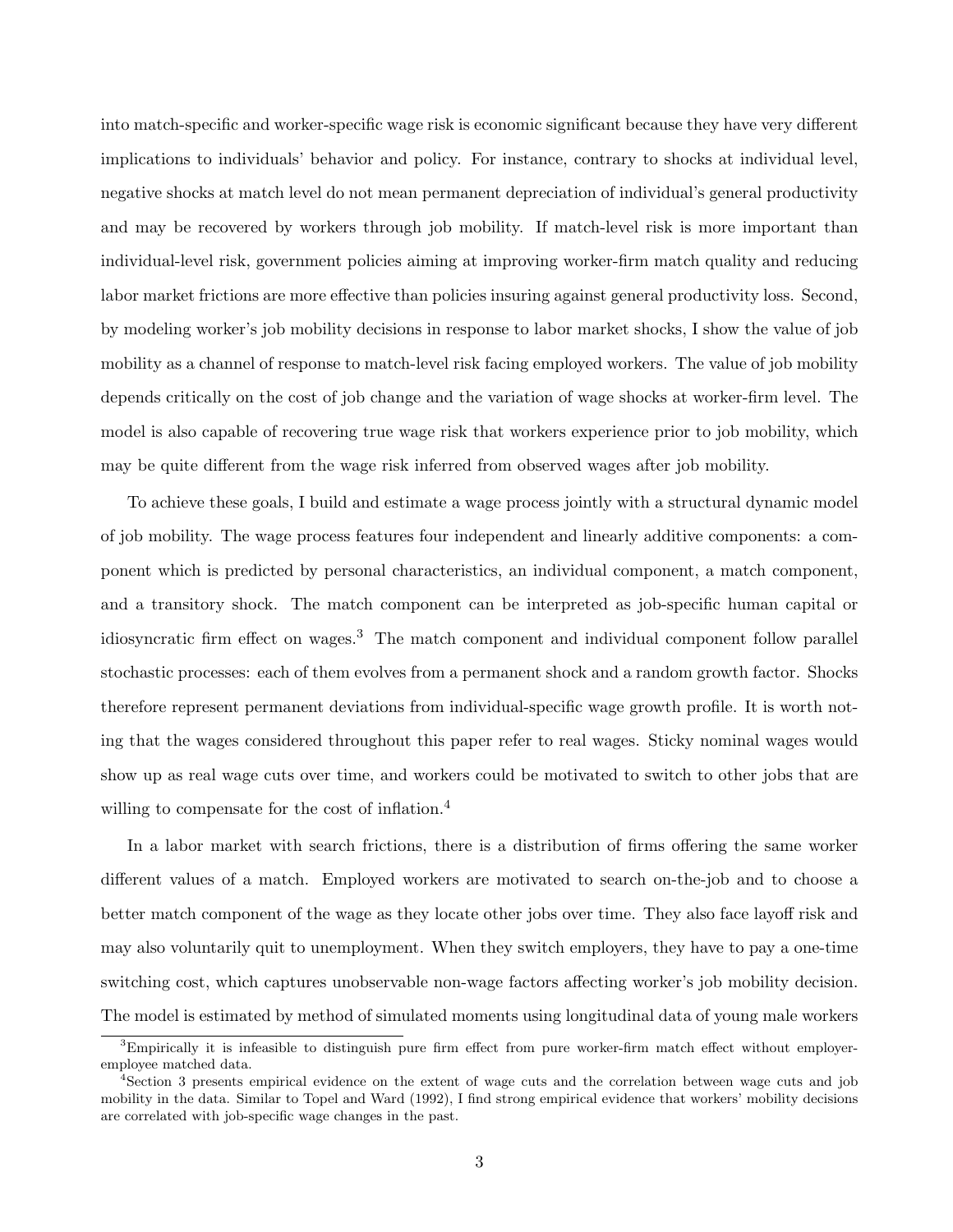into match-specific and worker-specific wage risk is economic significant because they have very different implications to individuals' behavior and policy. For instance, contrary to shocks at individual level, negative shocks at match level do not mean permanent depreciation of individual's general productivity and may be recovered by workers through job mobility. If match-level risk is more important than individual-level risk, government policies aiming at improving worker-firm match quality and reducing labor market frictions are more effective than policies insuring against general productivity loss. Second, by modeling worker's job mobility decisions in response to labor market shocks, I show the value of job mobility as a channel of response to match-level risk facing employed workers. The value of job mobility depends critically on the cost of job change and the variation of wage shocks at worker-firm level. The model is also capable of recovering true wage risk that workers experience prior to job mobility, which may be quite different from the wage risk inferred from observed wages after job mobility.

To achieve these goals, I build and estimate a wage process jointly with a structural dynamic model of job mobility. The wage process features four independent and linearly additive components: a component which is predicted by personal characteristics, an individual component, a match component, and a transitory shock. The match component can be interpreted as job-specific human capital or idiosyncratic firm effect on wages.[3] The match component and individual component follow parallel stochastic processes: each of them evolves from a permanent shock and a random growth factor. Shocks therefore represent permanent deviations from individual-specific wage growth profile. It is worth noting that the wages considered throughout this paper refer to real wages. Sticky nominal wages would show up as real wage cuts over time, and workers could be motivated to switch to other jobs that are willing to compensate for the cost of inflation.[4]

In a labor market with search frictions, there is a distribution of firms offering the same worker different values of a match. Employed workers are motivated to search on-the-job and to choose a better match component of the wage as they locate other jobs over time. They also face layoff risk and may also voluntarily quit to unemployment. When they switch employers, they have to pay a one-time switching cost, which captures unobservable non-wage factors affecting worker's job mobility decision. The model is estimated by method of simulated moments using longitudinal data of young male workers

[3] Empirically it is infeasible to distinguish pure firm effect from pure worker-firm match effect without employer-employee matched data.

[4] Section 3 presents empirical evidence on the extent of wage cuts and the correlation between wage cuts and job mobility in the data. Similar to Topel and Ward (1992), I find strong empirical evidence that workers' mobility decisions are correlated with job-specific wage changes in the past.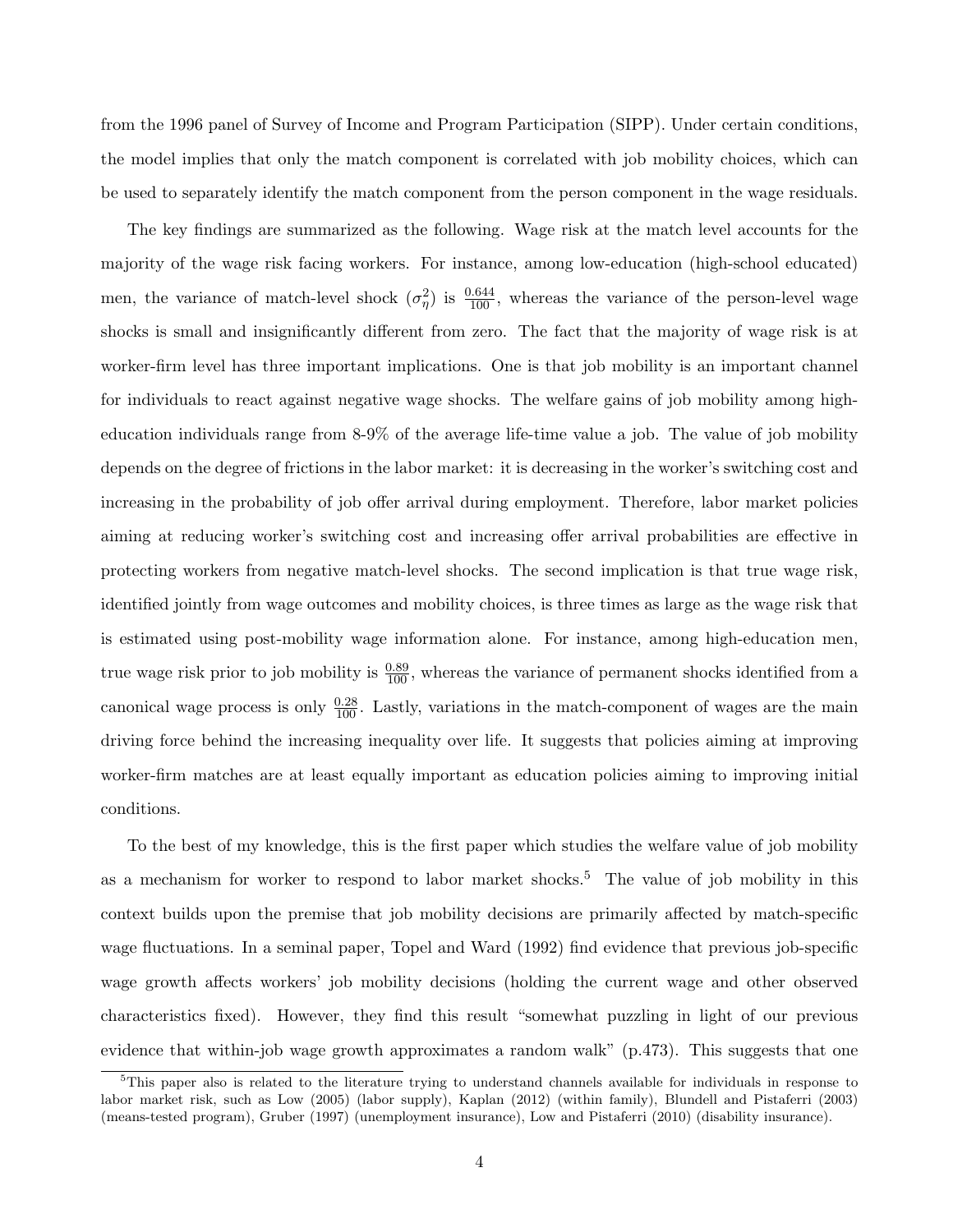from the 1996 panel of Survey of Income and Program Participation (SIPP). Under certain conditions, the model implies that only the match component is correlated with job mobility choices, which can be used to separately identify the match component from the person component in the wage residuals.

The key findings are summarized as the following. Wage risk at the match level accounts for the majority of the wage risk facing workers. For instance, among low-education (high-school educated) men, the variance of match-level shock ($\sigma_\eta^2$) is $\frac{0.644}{100}$, whereas the variance of the person-level wage shocks is small and insignificantly different from zero. The fact that the majority of wage risk is at worker-firm level has three important implications. One is that job mobility is an important channel for individuals to react against negative wage shocks. The welfare gains of job mobility among high-education individuals range from 8-9% of the average life-time value a job. The value of job mobility depends on the degree of frictions in the labor market: it is decreasing in the worker's switching cost and increasing in the probability of job offer arrival during employment. Therefore, labor market policies aiming at reducing worker's switching cost and increasing offer arrival probabilities are effective in protecting workers from negative match-level shocks. The second implication is that true wage risk, identified jointly from wage outcomes and mobility choices, is three times as large as the wage risk that is estimated using post-mobility wage information alone. For instance, among high-education men, true wage risk prior to job mobility is $\frac{0.89}{100}$, whereas the variance of permanent shocks identified from a canonical wage process is only $\frac{0.28}{100}$. Lastly, variations in the match-component of wages are the main driving force behind the increasing inequality over life. It suggests that policies aiming at improving worker-firm matches are at least equally important as education policies aiming to improving initial conditions.

To the best of my knowledge, this is the first paper which studies the welfare value of job mobility as a mechanism for worker to respond to labor market shocks.[5] The value of job mobility in this context builds upon the premise that job mobility decisions are primarily affected by match-specific wage fluctuations. In a seminal paper, Topel and Ward (1992) find evidence that previous job-specific wage growth affects workers' job mobility decisions (holding the current wage and other observed characteristics fixed). However, they find this result "somewhat puzzling in light of our previous evidence that within-job wage growth approximates a random walk" (p.473). This suggests that one

[5]This paper also is related to the literature trying to understand channels available for individuals in response to labor market risk, such as Low (2005) (labor supply), Kaplan (2012) (within family), Blundell and Pistaferri (2003) (means-tested program), Gruber (1997) (unemployment insurance), Low and Pistaferri (2010) (disability insurance).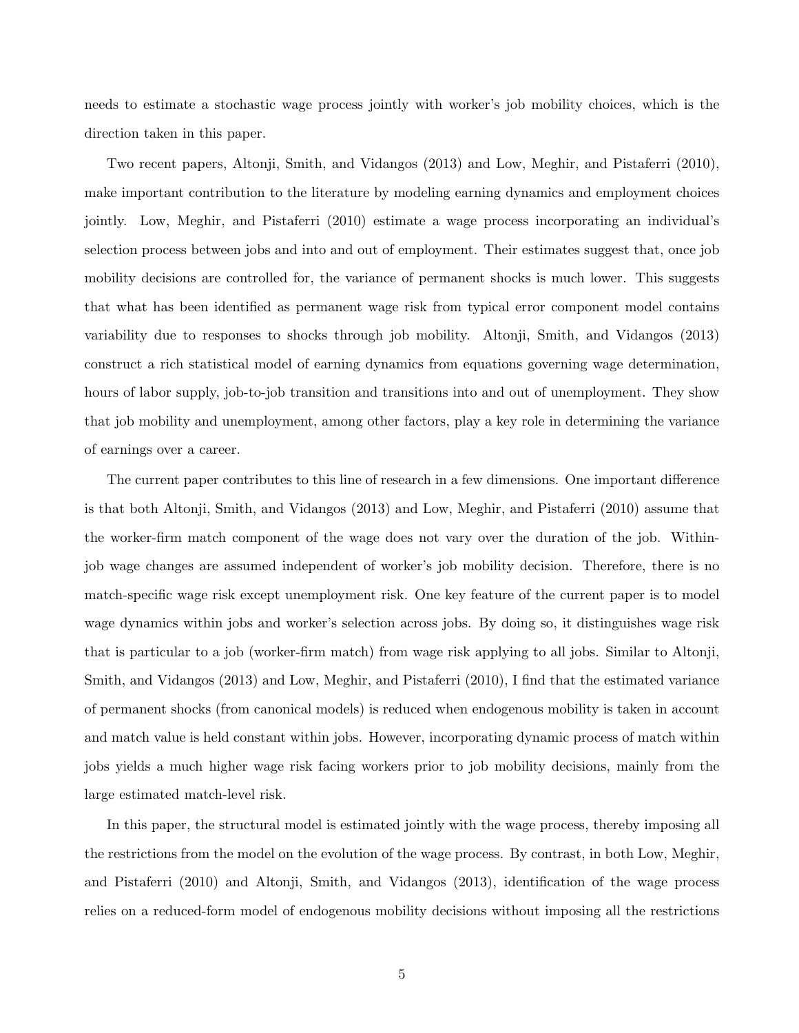needs to estimate a stochastic wage process jointly with worker's job mobility choices, which is the direction taken in this paper.

Two recent papers, Altonji, Smith, and Vidangos (2013) and Low, Meghir, and Pistaferri (2010), make important contribution to the literature by modeling earning dynamics and employment choices jointly. Low, Meghir, and Pistaferri (2010) estimate a wage process incorporating an individual's selection process between jobs and into and out of employment. Their estimates suggest that, once job mobility decisions are controlled for, the variance of permanent shocks is much lower. This suggests that what has been identified as permanent wage risk from typical error component model contains variability due to responses to shocks through job mobility. Altonji, Smith, and Vidangos (2013) construct a rich statistical model of earning dynamics from equations governing wage determination, hours of labor supply, job-to-job transition and transitions into and out of unemployment. They show that job mobility and unemployment, among other factors, play a key role in determining the variance of earnings over a career.

The current paper contributes to this line of research in a few dimensions. One important difference is that both Altonji, Smith, and Vidangos (2013) and Low, Meghir, and Pistaferri (2010) assume that the worker-firm match component of the wage does not vary over the duration of the job. Within-job wage changes are assumed independent of worker's job mobility decision. Therefore, there is no match-specific wage risk except unemployment risk. One key feature of the current paper is to model wage dynamics within jobs and worker's selection across jobs. By doing so, it distinguishes wage risk that is particular to a job (worker-firm match) from wage risk applying to all jobs. Similar to Altonji, Smith, and Vidangos (2013) and Low, Meghir, and Pistaferri (2010), I find that the estimated variance of permanent shocks (from canonical models) is reduced when endogenous mobility is taken in account and match value is held constant within jobs. However, incorporating dynamic process of match within jobs yields a much higher wage risk facing workers prior to job mobility decisions, mainly from the large estimated match-level risk.

In this paper, the structural model is estimated jointly with the wage process, thereby imposing all the restrictions from the model on the evolution of the wage process. By contrast, in both Low, Meghir, and Pistaferri (2010) and Altonji, Smith, and Vidangos (2013), identification of the wage process relies on a reduced-form model of endogenous mobility decisions without imposing all the restrictions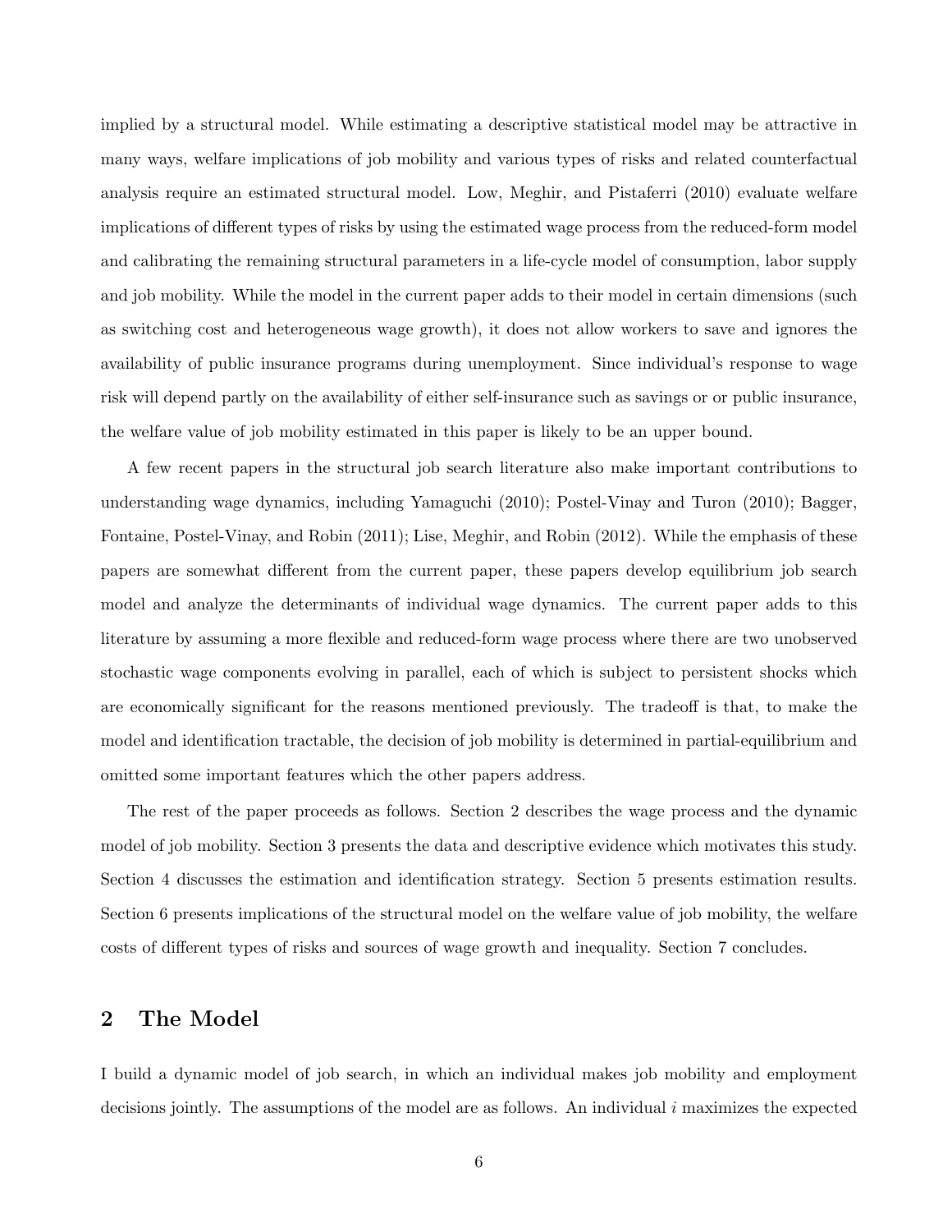implied by a structural model. While estimating a descriptive statistical model may be attractive in many ways, welfare implications of job mobility and various types of risks and related counterfactual analysis require an estimated structural model. Low, Meghir, and Pistaferri (2010) evaluate welfare implications of different types of risks by using the estimated wage process from the reduced-form model and calibrating the remaining structural parameters in a life-cycle model of consumption, labor supply and job mobility. While the model in the current paper adds to their model in certain dimensions (such as switching cost and heterogeneous wage growth), it does not allow workers to save and ignores the availability of public insurance programs during unemployment. Since individual's response to wage risk will depend partly on the availability of either self-insurance such as savings or or public insurance, the welfare value of job mobility estimated in this paper is likely to be an upper bound.

A few recent papers in the structural job search literature also make important contributions to understanding wage dynamics, including Yamaguchi (2010); Postel-Vinay and Turon (2010); Bagger, Fontaine, Postel-Vinay, and Robin (2011); Lise, Meghir, and Robin (2012). While the emphasis of these papers are somewhat different from the current paper, these papers develop equilibrium job search model and analyze the determinants of individual wage dynamics. The current paper adds to this literature by assuming a more flexible and reduced-form wage process where there are two unobserved stochastic wage components evolving in parallel, each of which is subject to persistent shocks which are economically significant for the reasons mentioned previously. The tradeoff is that, to make the model and identification tractable, the decision of job mobility is determined in partial-equilibrium and omitted some important features which the other papers address.

The rest of the paper proceeds as follows. Section 2 describes the wage process and the dynamic model of job mobility. Section 3 presents the data and descriptive evidence which motivates this study. Section 4 discusses the estimation and identification strategy. Section 5 presents estimation results. Section 6 presents implications of the structural model on the welfare value of job mobility, the welfare costs of different types of risks and sources of wage growth and inequality. Section 7 concludes.

## 2 The Model

I build a dynamic model of job search, in which an individual makes job mobility and employment decisions jointly. The assumptions of the model are as follows. An individual $i$ maximizes the expected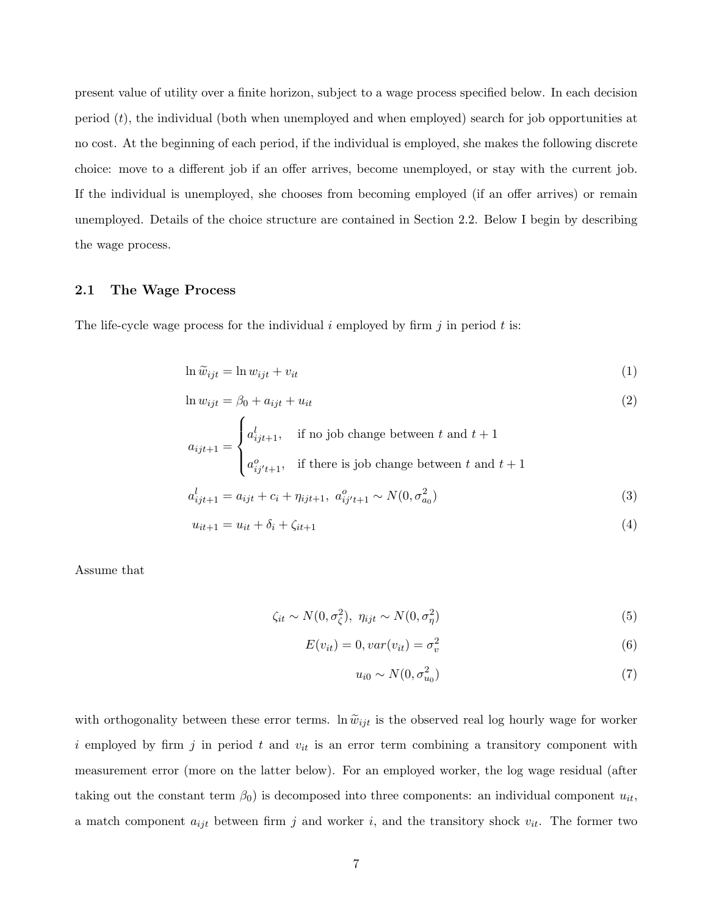present value of utility over a finite horizon, subject to a wage process specified below. In each decision period ($t$), the individual (both when unemployed and when employed) search for job opportunities at no cost. At the beginning of each period, if the individual is employed, she makes the following discrete choice: move to a different job if an offer arrives, become unemployed, or stay with the current job. If the individual is unemployed, she chooses from becoming employed (if an offer arrives) or remain unemployed. Details of the choice structure are contained in Section 2.2. Below I begin by describing the wage process.

### 2.1 The Wage Process

The life-cycle wage process for the individual $i$ employed by firm $j$ in period $t$ is:

$$\ln \widetilde{w}_{ijt} = \ln w_{ijt} + v_{it} \tag{1}$$

$$\ln w_{ijt} = \beta_0 + a_{ijt} + u_{it} \tag{2}$$

$$a_{ijt+1} = \begin{cases} a^l_{ijt+1}, & \text{if no job change between } t \text{ and } t+1 \\ a^o_{ij't+1}, & \text{if there is job change between } t \text{ and } t+1 \end{cases}$$

$$a^l_{ijt+1} = a_{ijt} + c_i + \eta_{ijt+1}, \; a^o_{ij't+1} \sim N(0, \sigma^2_{a_0}) \tag{3}$$

$$u_{it+1} = u_{it} + \delta_i + \zeta_{it+1} \tag{4}$$

Assume that

$$\zeta_{it} \sim N(0, \sigma^2_\zeta), \; \eta_{ijt} \sim N(0, \sigma^2_\eta) \tag{5}$$

$$E(v_{it}) = 0, var(v_{it}) = \sigma^2_v \tag{6}$$

$$u_{i0} \sim N(0, \sigma^2_{u_0}) \tag{7}$$

with orthogonality between these error terms. $\ln \widetilde{w}_{ijt}$ is the observed real log hourly wage for worker $i$ employed by firm $j$ in period $t$ and $v_{it}$ is an error term combining a transitory component with measurement error (more on the latter below). For an employed worker, the log wage residual (after taking out the constant term $\beta_0$) is decomposed into three components: an individual component $u_{it}$, a match component $a_{ijt}$ between firm $j$ and worker $i$, and the transitory shock $v_{it}$. The former two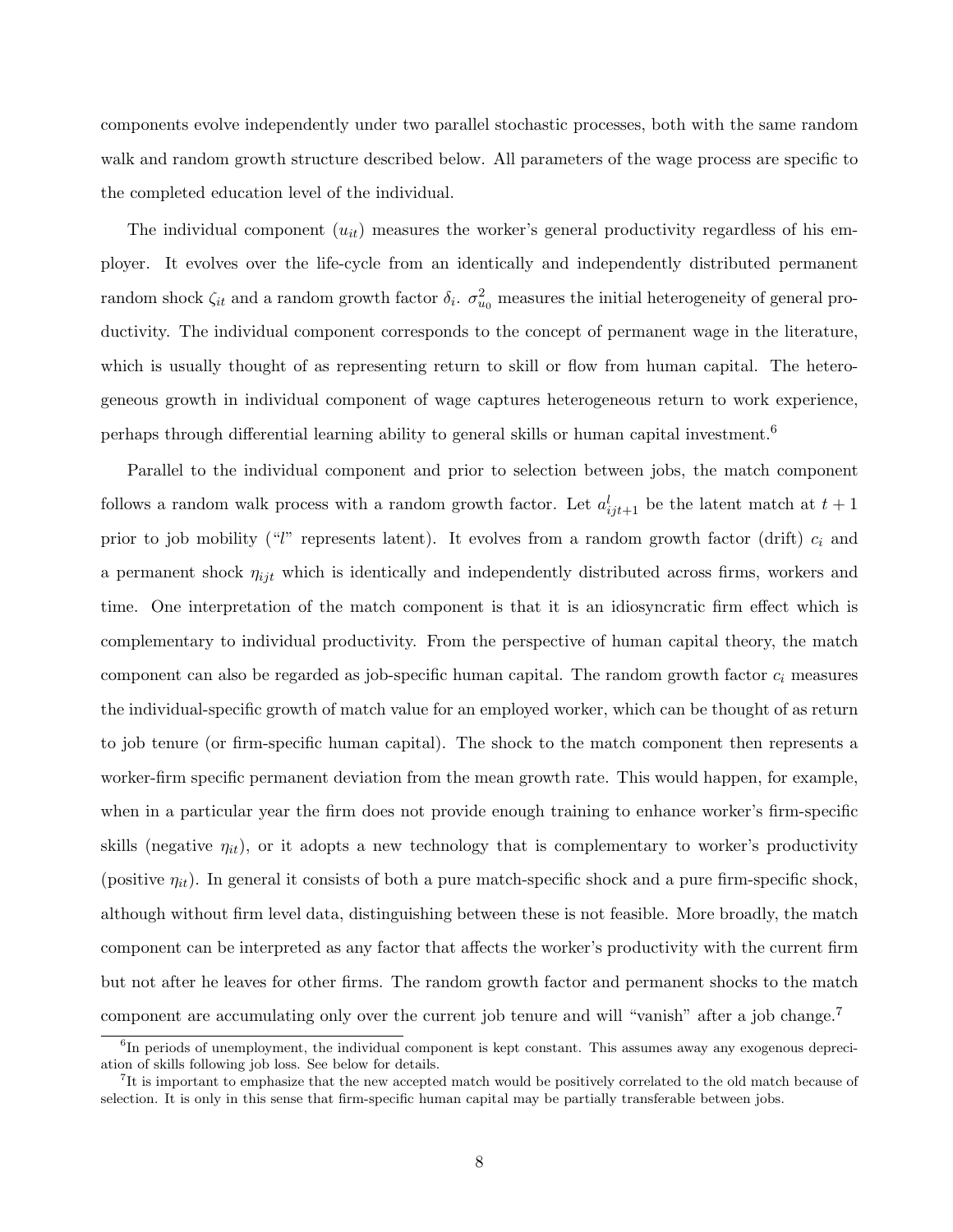components evolve independently under two parallel stochastic processes, both with the same random walk and random growth structure described below. All parameters of the wage process are specific to the completed education level of the individual.

The individual component ($u_{it}$) measures the worker's general productivity regardless of his employer. It evolves over the life-cycle from an identically and independently distributed permanent random shock $\zeta_{it}$ and a random growth factor $\delta_i$. $\sigma^2_{u_0}$ measures the initial heterogeneity of general productivity. The individual component corresponds to the concept of permanent wage in the literature, which is usually thought of as representing return to skill or flow from human capital. The heterogeneous growth in individual component of wage captures heterogeneous return to work experience, perhaps through differential learning ability to general skills or human capital investment.[6]

Parallel to the individual component and prior to selection between jobs, the match component follows a random walk process with a random growth factor. Let $a^l_{ijt+1}$ be the latent match at $t+1$ prior to job mobility ("$l$" represents latent). It evolves from a random growth factor (drift) $c_i$ and a permanent shock $\eta_{ijt}$ which is identically and independently distributed across firms, workers and time. One interpretation of the match component is that it is an idiosyncratic firm effect which is complementary to individual productivity. From the perspective of human capital theory, the match component can also be regarded as job-specific human capital. The random growth factor $c_i$ measures the individual-specific growth of match value for an employed worker, which can be thought of as return to job tenure (or firm-specific human capital). The shock to the match component then represents a worker-firm specific permanent deviation from the mean growth rate. This would happen, for example, when in a particular year the firm does not provide enough training to enhance worker's firm-specific skills (negative $\eta_{it}$), or it adopts a new technology that is complementary to worker's productivity (positive $\eta_{it}$). In general it consists of both a pure match-specific shock and a pure firm-specific shock, although without firm level data, distinguishing between these is not feasible. More broadly, the match component can be interpreted as any factor that affects the worker's productivity with the current firm but not after he leaves for other firms. The random growth factor and permanent shocks to the match component are accumulating only over the current job tenure and will "vanish" after a job change.[7]

[6] In periods of unemployment, the individual component is kept constant. This assumes away any exogenous depreciation of skills following job loss. See below for details.

[7] It is important to emphasize that the new accepted match would be positively correlated to the old match because of selection. It is only in this sense that firm-specific human capital may be partially transferable between jobs.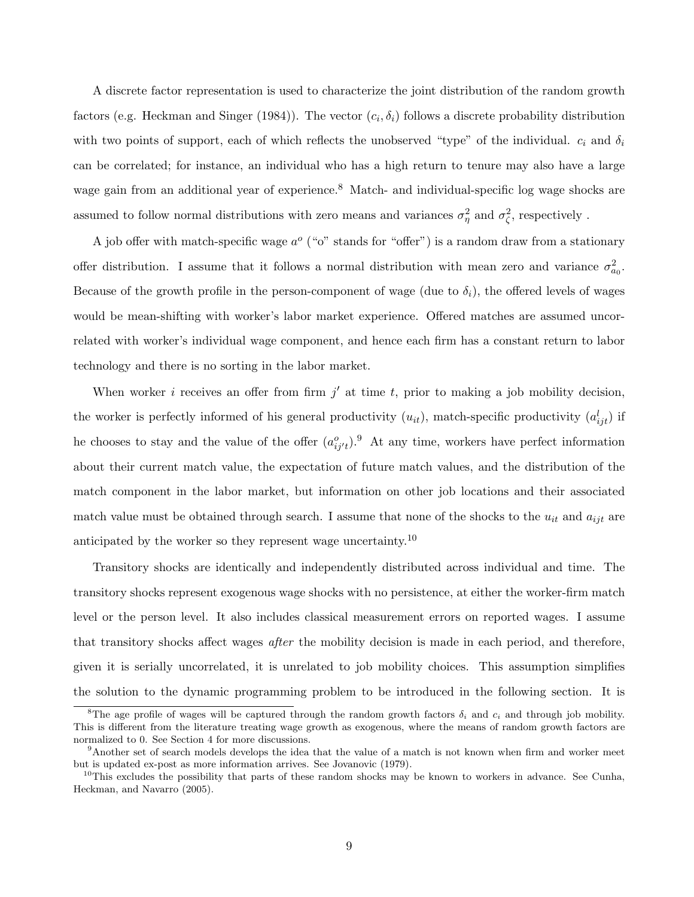A discrete factor representation is used to characterize the joint distribution of the random growth factors (e.g. Heckman and Singer (1984)). The vector $(c_i, \delta_i)$ follows a discrete probability distribution with two points of support, each of which reflects the unobserved "type" of the individual. $c_i$ and $\delta_i$ can be correlated; for instance, an individual who has a high return to tenure may also have a large wage gain from an additional year of experience.[8] Match- and individual-specific log wage shocks are assumed to follow normal distributions with zero means and variances $\sigma_\eta^2$ and $\sigma_\zeta^2$, respectively .

A job offer with match-specific wage $a^o$ ("o" stands for "offer") is a random draw from a stationary offer distribution. I assume that it follows a normal distribution with mean zero and variance $\sigma_{a_0}^2$. Because of the growth profile in the person-component of wage (due to $\delta_i$), the offered levels of wages would be mean-shifting with worker's labor market experience. Offered matches are assumed uncorrelated with worker's individual wage component, and hence each firm has a constant return to labor technology and there is no sorting in the labor market.

When worker $i$ receives an offer from firm $j'$ at time $t$, prior to making a job mobility decision, the worker is perfectly informed of his general productivity ($u_{it}$), match-specific productivity ($a_{ijt}^l$) if he chooses to stay and the value of the offer ($a_{ij't}^o$).[9] At any time, workers have perfect information about their current match value, the expectation of future match values, and the distribution of the match component in the labor market, but information on other job locations and their associated match value must be obtained through search. I assume that none of the shocks to the $u_{it}$ and $a_{ijt}$ are anticipated by the worker so they represent wage uncertainty.[10]

Transitory shocks are identically and independently distributed across individual and time. The transitory shocks represent exogenous wage shocks with no persistence, at either the worker-firm match level or the person level. It also includes classical measurement errors on reported wages. I assume that transitory shocks affect wages *after* the mobility decision is made in each period, and therefore, given it is serially uncorrelated, it is unrelated to job mobility choices. This assumption simplifies the solution to the dynamic programming problem to be introduced in the following section. It is

---

[8] The age profile of wages will be captured through the random growth factors $\delta_i$ and $c_i$ and through job mobility. This is different from the literature treating wage growth as exogenous, where the means of random growth factors are normalized to 0. See Section 4 for more discussions.

[9] Another set of search models develops the idea that the value of a match is not known when firm and worker meet but is updated ex-post as more information arrives. See Jovanovic (1979).

[10] This excludes the possibility that parts of these random shocks may be known to workers in advance. See Cunha, Heckman, and Navarro (2005).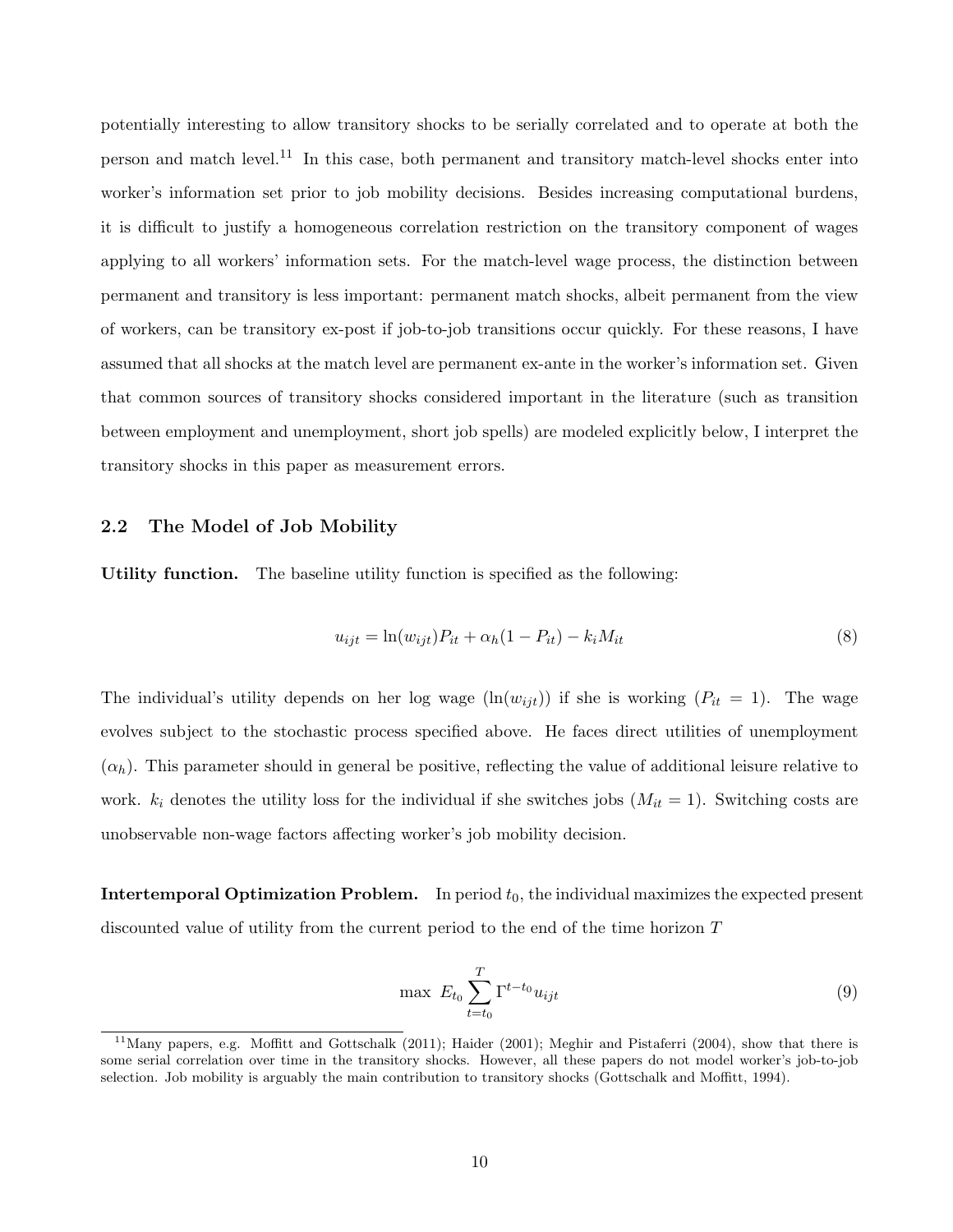potentially interesting to allow transitory shocks to be serially correlated and to operate at both the person and match level.[11] In this case, both permanent and transitory match-level shocks enter into worker's information set prior to job mobility decisions. Besides increasing computational burdens, it is difficult to justify a homogeneous correlation restriction on the transitory component of wages applying to all workers' information sets. For the match-level wage process, the distinction between permanent and transitory is less important: permanent match shocks, albeit permanent from the view of workers, can be transitory ex-post if job-to-job transitions occur quickly. For these reasons, I have assumed that all shocks at the match level are permanent ex-ante in the worker's information set. Given that common sources of transitory shocks considered important in the literature (such as transition between employment and unemployment, short job spells) are modeled explicitly below, I interpret the transitory shocks in this paper as measurement errors.

## 2.2 The Model of Job Mobility

**Utility function.** The baseline utility function is specified as the following:

$$u_{ijt} = \ln(w_{ijt})P_{it} + \alpha_h(1 - P_{it}) - k_i M_{it} \tag{8}$$

The individual's utility depends on her log wage ($\ln(w_{ijt})$) if she is working ($P_{it} = 1$). The wage evolves subject to the stochastic process specified above. He faces direct utilities of unemployment ($\alpha_h$). This parameter should in general be positive, reflecting the value of additional leisure relative to work. $k_i$ denotes the utility loss for the individual if she switches jobs ($M_{it} = 1$). Switching costs are unobservable non-wage factors affecting worker's job mobility decision.

**Intertemporal Optimization Problem.** In period $t_0$, the individual maximizes the expected present discounted value of utility from the current period to the end of the time horizon $T$

$$\max \ E_{t_0} \sum_{t=t_0}^{T} \Gamma^{t-t_0} u_{ijt} \tag{9}$$

---

[11] Many papers, e.g. Moffitt and Gottschalk (2011); Haider (2001); Meghir and Pistaferri (2004), show that there is some serial correlation over time in the transitory shocks. However, all these papers do not model worker's job-to-job selection. Job mobility is arguably the main contribution to transitory shocks (Gottschalk and Moffitt, 1994).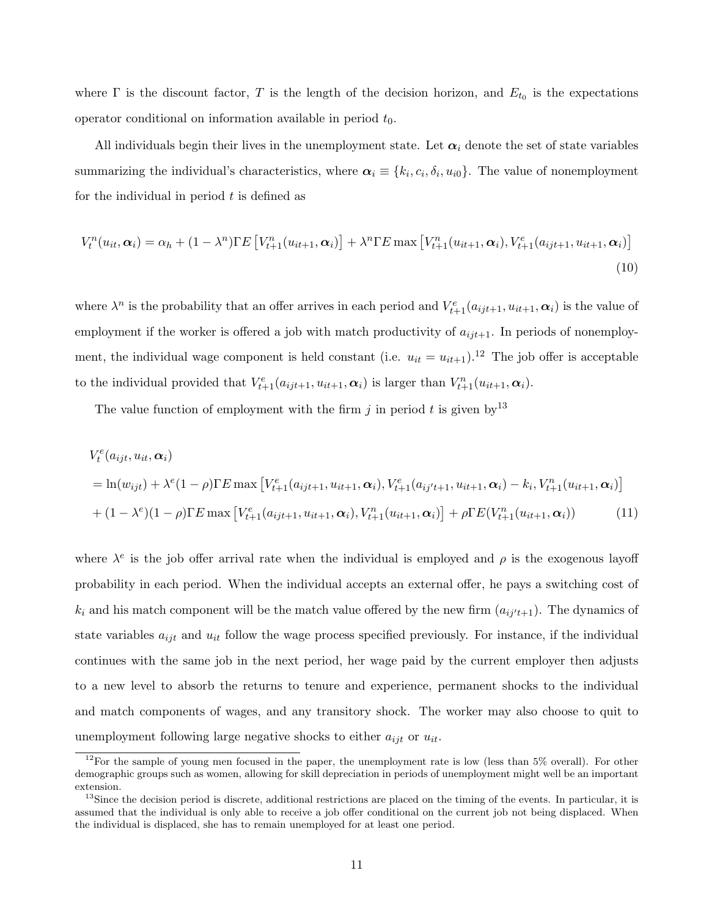where $\Gamma$ is the discount factor, $T$ is the length of the decision horizon, and $E_{t_0}$ is the expectations operator conditional on information available in period $t_0$.

All individuals begin their lives in the unemployment state. Let $\boldsymbol{\alpha}_i$ denote the set of state variables summarizing the individual's characteristics, where $\boldsymbol{\alpha}_i \equiv \{k_i, c_i, \delta_i, u_{i0}\}$. The value of nonemployment for the individual in period $t$ is defined as

$$V_t^n(u_{it}, \boldsymbol{\alpha}_i) = \alpha_h + (1-\lambda^n)\Gamma E\left[V_{t+1}^n(u_{it+1}, \boldsymbol{\alpha}_i)\right] + \lambda^n \Gamma E \max\left[V_{t+1}^n(u_{it+1}, \boldsymbol{\alpha}_i), V_{t+1}^e(a_{ijt+1}, u_{it+1}, \boldsymbol{\alpha}_i)\right] \tag{10}$$

where $\lambda^n$ is the probability that an offer arrives in each period and $V_{t+1}^e(a_{ijt+1}, u_{it+1}, \boldsymbol{\alpha}_i)$ is the value of employment if the worker is offered a job with match productivity of $a_{ijt+1}$. In periods of nonemployment, the individual wage component is held constant (i.e. $u_{it} = u_{it+1}$).[12] The job offer is acceptable to the individual provided that $V_{t+1}^e(a_{ijt+1}, u_{it+1}, \boldsymbol{\alpha}_i)$ is larger than $V_{t+1}^n(u_{it+1}, \boldsymbol{\alpha}_i)$.

The value function of employment with the firm $j$ in period $t$ is given by[13]

$$\begin{aligned}
&V_t^e(a_{ijt}, u_{it}, \boldsymbol{\alpha}_i) \\
&= \ln(w_{ijt}) + \lambda^e(1-\rho)\Gamma E \max\left[V_{t+1}^e(a_{ijt+1}, u_{it+1}, \boldsymbol{\alpha}_i), V_{t+1}^e(a_{ij't+1}, u_{it+1}, \boldsymbol{\alpha}_i) - k_i, V_{t+1}^n(u_{it+1}, \boldsymbol{\alpha}_i)\right] \\
&+ (1-\lambda^e)(1-\rho)\Gamma E \max\left[V_{t+1}^e(a_{ijt+1}, u_{it+1}, \boldsymbol{\alpha}_i), V_{t+1}^n(u_{it+1}, \boldsymbol{\alpha}_i)\right] + \rho \Gamma E(V_{t+1}^n(u_{it+1}, \boldsymbol{\alpha}_i))
\end{aligned} \tag{11}$$

where $\lambda^e$ is the job offer arrival rate when the individual is employed and $\rho$ is the exogenous layoff probability in each period. When the individual accepts an external offer, he pays a switching cost of $k_i$ and his match component will be the match value offered by the new firm ($a_{ij't+1}$). The dynamics of state variables $a_{ijt}$ and $u_{it}$ follow the wage process specified previously. For instance, if the individual continues with the same job in the next period, her wage paid by the current employer then adjusts to a new level to absorb the returns to tenure and experience, permanent shocks to the individual and match components of wages, and any transitory shock. The worker may also choose to quit to unemployment following large negative shocks to either $a_{ijt}$ or $u_{it}$.

[12] For the sample of young men focused in the paper, the unemployment rate is low (less than 5% overall). For other demographic groups such as women, allowing for skill depreciation in periods of unemployment might well be an important extension.

[13] Since the decision period is discrete, additional restrictions are placed on the timing of the events. In particular, it is assumed that the individual is only able to receive a job offer conditional on the current job not being displaced. When the individual is displaced, she has to remain unemployed for at least one period.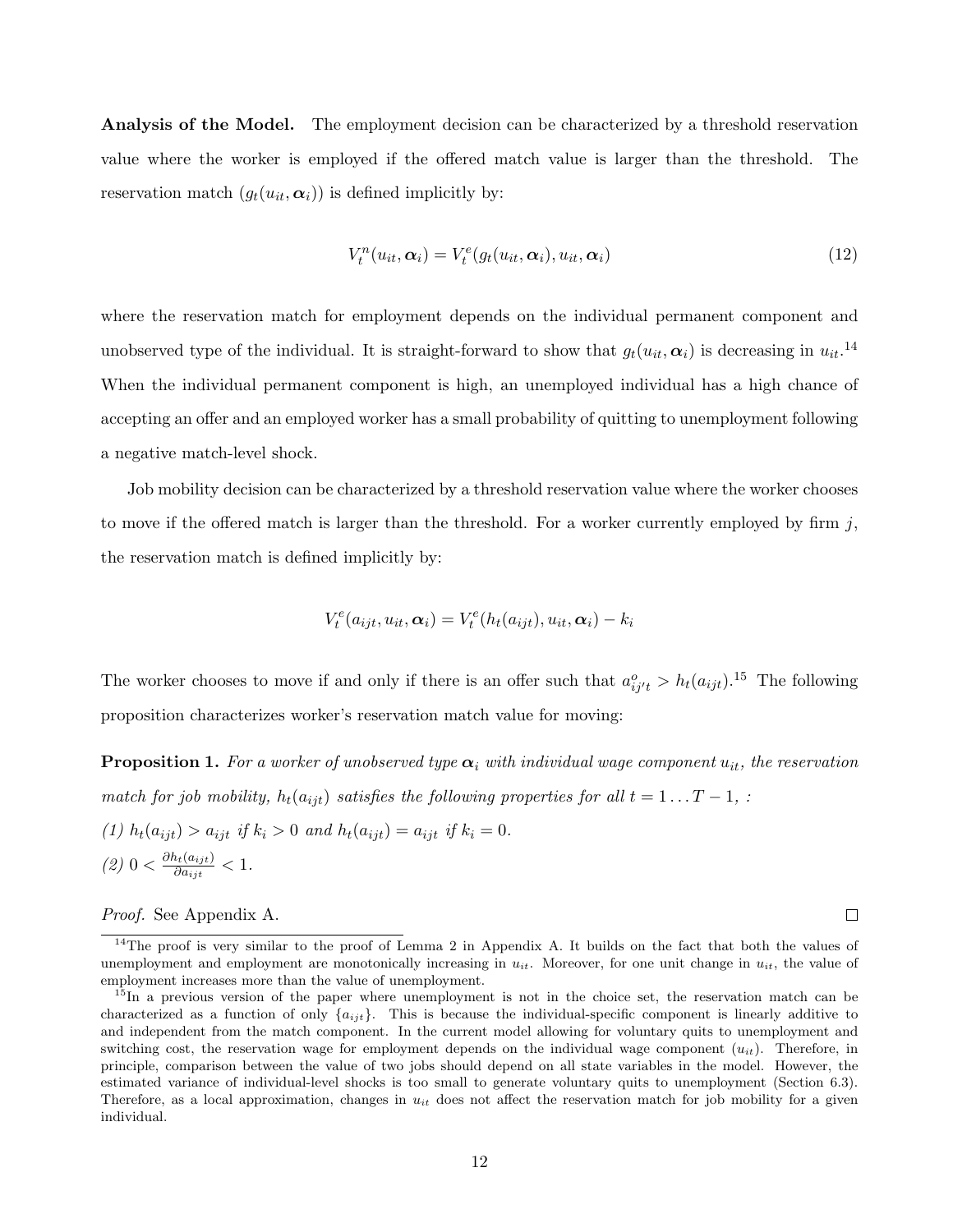**Analysis of the Model.** The employment decision can be characterized by a threshold reservation value where the worker is employed if the offered match value is larger than the threshold. The reservation match ($g_t(u_{it}, \boldsymbol{\alpha}_i)$) is defined implicitly by:

$$V_t^n(u_{it}, \boldsymbol{\alpha}_i) = V_t^e(g_t(u_{it}, \boldsymbol{\alpha}_i), u_{it}, \boldsymbol{\alpha}_i) \tag{12}$$

where the reservation match for employment depends on the individual permanent component and unobserved type of the individual. It is straight-forward to show that $g_t(u_{it}, \boldsymbol{\alpha}_i)$ is decreasing in $u_{it}$.[14] When the individual permanent component is high, an unemployed individual has a high chance of accepting an offer and an employed worker has a small probability of quitting to unemployment following a negative match-level shock.

Job mobility decision can be characterized by a threshold reservation value where the worker chooses to move if the offered match is larger than the threshold. For a worker currently employed by firm $j$, the reservation match is defined implicitly by:

$$V_t^e(a_{ijt}, u_{it}, \boldsymbol{\alpha}_i) = V_t^e(h_t(a_{ijt}), u_{it}, \boldsymbol{\alpha}_i) - k_i$$

The worker chooses to move if and only if there is an offer such that $a^o_{ij't} > h_t(a_{ijt})$.[15] The following proposition characterizes worker's reservation match value for moving:

**Proposition 1.** *For a worker of unobserved type $\boldsymbol{\alpha}_i$ with individual wage component $u_{it}$, the reservation match for job mobility, $h_t(a_{ijt})$ satisfies the following properties for all $t = 1 \ldots T-1$, :*

*(1) $h_t(a_{ijt}) > a_{ijt}$ if $k_i > 0$ and $h_t(a_{ijt}) = a_{ijt}$ if $k_i = 0$.*

*(2) $0 < \frac{\partial h_t(a_{ijt})}{\partial a_{ijt}} < 1$.*

*Proof.* See Appendix A. □

[14] The proof is very similar to the proof of Lemma 2 in Appendix A. It builds on the fact that both the values of unemployment and employment are monotonically increasing in $u_{it}$. Moreover, for one unit change in $u_{it}$, the value of employment increases more than the value of unemployment.

[15] In a previous version of the paper where unemployment is not in the choice set, the reservation match can be characterized as a function of only $\{a_{ijt}\}$. This is because the individual-specific component is linearly additive to and independent from the match component. In the current model allowing for voluntary quits to unemployment and switching cost, the reservation wage for employment depends on the individual wage component ($u_{it}$). Therefore, in principle, comparison between the value of two jobs should depend on all state variables in the model. However, the estimated variance of individual-level shocks is too small to generate voluntary quits to unemployment (Section 6.3). Therefore, as a local approximation, changes in $u_{it}$ does not affect the reservation match for job mobility for a given individual.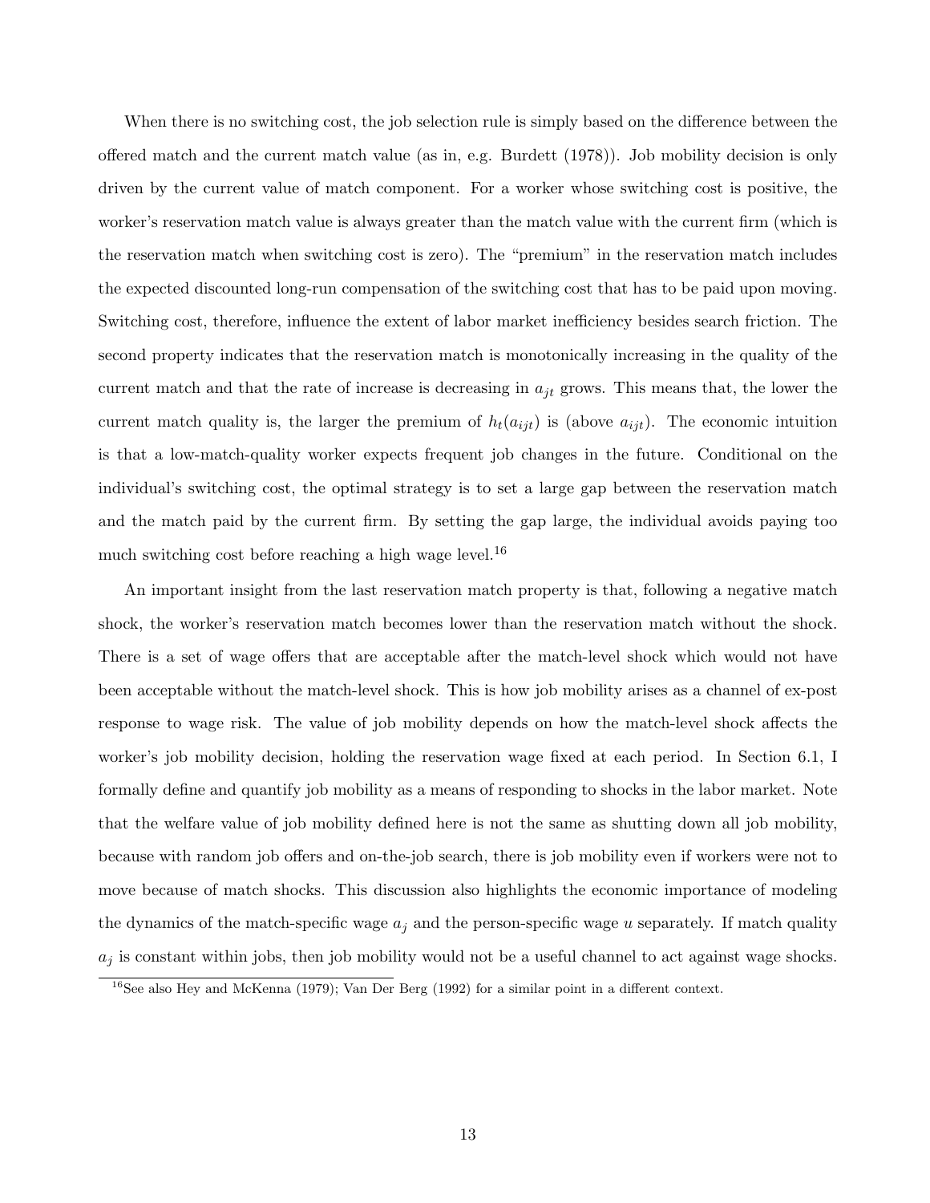When there is no switching cost, the job selection rule is simply based on the difference between the offered match and the current match value (as in, e.g. Burdett (1978)). Job mobility decision is only driven by the current value of match component. For a worker whose switching cost is positive, the worker's reservation match value is always greater than the match value with the current firm (which is the reservation match when switching cost is zero). The "premium" in the reservation match includes the expected discounted long-run compensation of the switching cost that has to be paid upon moving. Switching cost, therefore, influence the extent of labor market inefficiency besides search friction. The second property indicates that the reservation match is monotonically increasing in the quality of the current match and that the rate of increase is decreasing in $a_{jt}$ grows. This means that, the lower the current match quality is, the larger the premium of $h_t(a_{ijt})$ is (above $a_{ijt}$). The economic intuition is that a low-match-quality worker expects frequent job changes in the future. Conditional on the individual's switching cost, the optimal strategy is to set a large gap between the reservation match and the match paid by the current firm. By setting the gap large, the individual avoids paying too much switching cost before reaching a high wage level.[16]

An important insight from the last reservation match property is that, following a negative match shock, the worker's reservation match becomes lower than the reservation match without the shock. There is a set of wage offers that are acceptable after the match-level shock which would not have been acceptable without the match-level shock. This is how job mobility arises as a channel of ex-post response to wage risk. The value of job mobility depends on how the match-level shock affects the worker's job mobility decision, holding the reservation wage fixed at each period. In Section 6.1, I formally define and quantify job mobility as a means of responding to shocks in the labor market. Note that the welfare value of job mobility defined here is not the same as shutting down all job mobility, because with random job offers and on-the-job search, there is job mobility even if workers were not to move because of match shocks. This discussion also highlights the economic importance of modeling the dynamics of the match-specific wage $a_j$ and the person-specific wage $u$ separately. If match quality $a_j$ is constant within jobs, then job mobility would not be a useful channel to act against wage shocks.

[16]See also Hey and McKenna (1979); Van Der Berg (1992) for a similar point in a different context.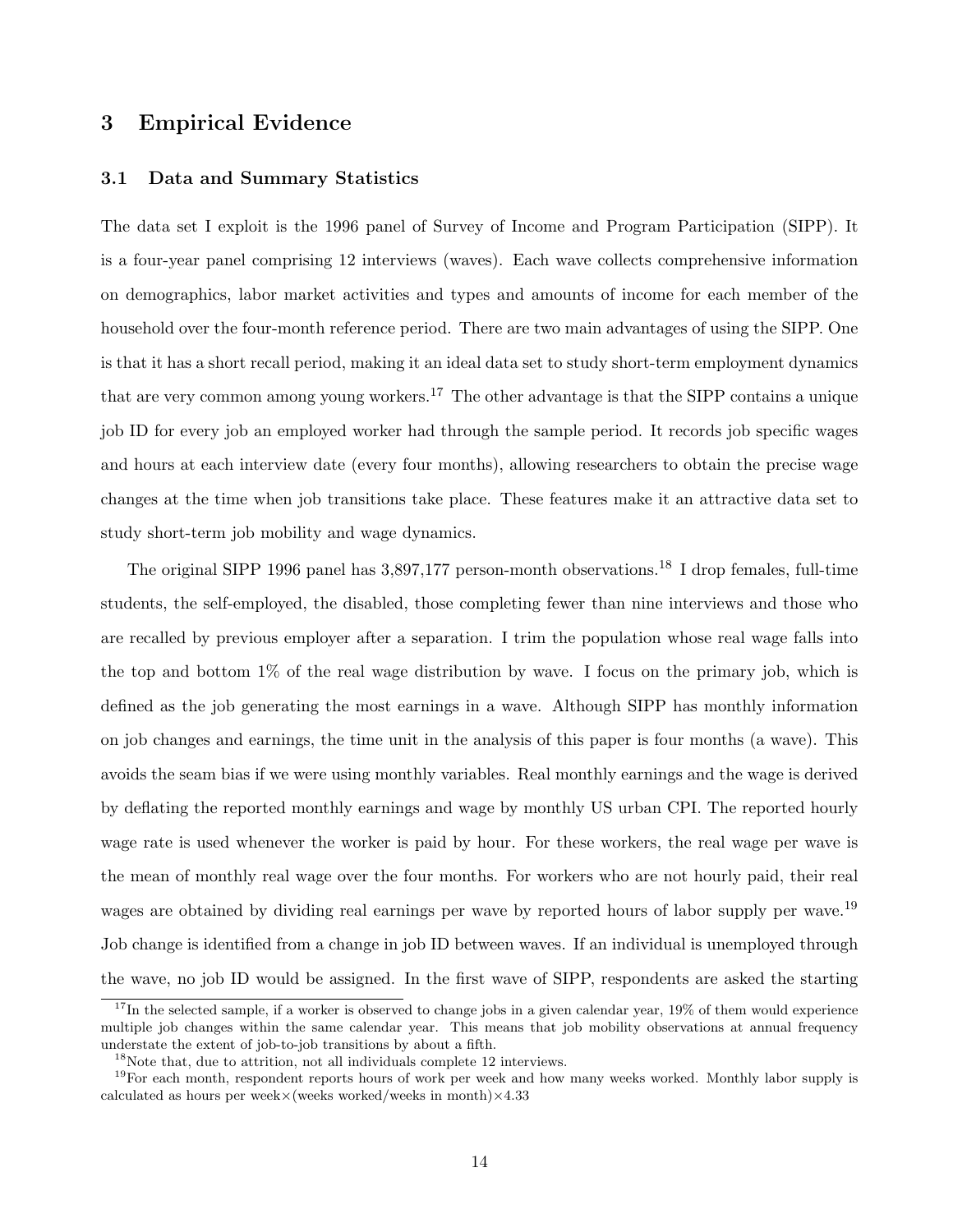# 3 Empirical Evidence

## 3.1 Data and Summary Statistics

The data set I exploit is the 1996 panel of Survey of Income and Program Participation (SIPP). It is a four-year panel comprising 12 interviews (waves). Each wave collects comprehensive information on demographics, labor market activities and types and amounts of income for each member of the household over the four-month reference period. There are two main advantages of using the SIPP. One is that it has a short recall period, making it an ideal data set to study short-term employment dynamics that are very common among young workers.[17] The other advantage is that the SIPP contains a unique job ID for every job an employed worker had through the sample period. It records job specific wages and hours at each interview date (every four months), allowing researchers to obtain the precise wage changes at the time when job transitions take place. These features make it an attractive data set to study short-term job mobility and wage dynamics.

The original SIPP 1996 panel has 3,897,177 person-month observations.[18] I drop females, full-time students, the self-employed, the disabled, those completing fewer than nine interviews and those who are recalled by previous employer after a separation. I trim the population whose real wage falls into the top and bottom 1% of the real wage distribution by wave. I focus on the primary job, which is defined as the job generating the most earnings in a wave. Although SIPP has monthly information on job changes and earnings, the time unit in the analysis of this paper is four months (a wave). This avoids the seam bias if we were using monthly variables. Real monthly earnings and the wage is derived by deflating the reported monthly earnings and wage by monthly US urban CPI. The reported hourly wage rate is used whenever the worker is paid by hour. For these workers, the real wage per wave is the mean of monthly real wage over the four months. For workers who are not hourly paid, their real wages are obtained by dividing real earnings per wave by reported hours of labor supply per wave.[19] Job change is identified from a change in job ID between waves. If an individual is unemployed through the wave, no job ID would be assigned. In the first wave of SIPP, respondents are asked the starting

[17] In the selected sample, if a worker is observed to change jobs in a given calendar year, 19% of them would experience multiple job changes within the same calendar year. This means that job mobility observations at annual frequency understate the extent of job-to-job transitions by about a fifth.

[18] Note that, due to attrition, not all individuals complete 12 interviews.

[19] For each month, respondent reports hours of work per week and how many weeks worked. Monthly labor supply is calculated as hours per week$\times$(weeks worked/weeks in month)$\times$4.33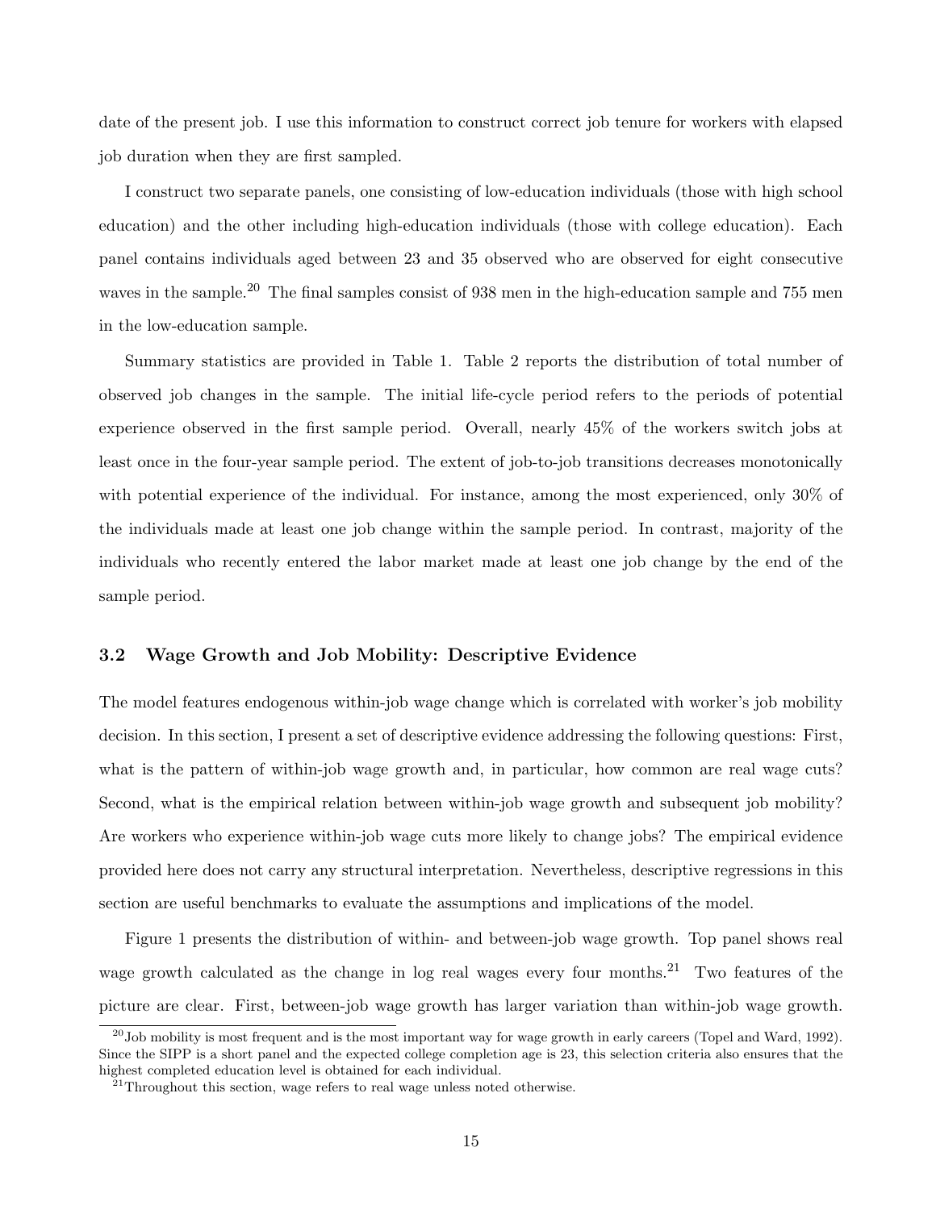date of the present job. I use this information to construct correct job tenure for workers with elapsed job duration when they are first sampled.

I construct two separate panels, one consisting of low-education individuals (those with high school education) and the other including high-education individuals (those with college education). Each panel contains individuals aged between 23 and 35 observed who are observed for eight consecutive waves in the sample.[20] The final samples consist of 938 men in the high-education sample and 755 men in the low-education sample.

Summary statistics are provided in Table 1. Table 2 reports the distribution of total number of observed job changes in the sample. The initial life-cycle period refers to the periods of potential experience observed in the first sample period. Overall, nearly 45% of the workers switch jobs at least once in the four-year sample period. The extent of job-to-job transitions decreases monotonically with potential experience of the individual. For instance, among the most experienced, only 30% of the individuals made at least one job change within the sample period. In contrast, majority of the individuals who recently entered the labor market made at least one job change by the end of the sample period.

### 3.2 Wage Growth and Job Mobility: Descriptive Evidence

The model features endogenous within-job wage change which is correlated with worker's job mobility decision. In this section, I present a set of descriptive evidence addressing the following questions: First, what is the pattern of within-job wage growth and, in particular, how common are real wage cuts? Second, what is the empirical relation between within-job wage growth and subsequent job mobility? Are workers who experience within-job wage cuts more likely to change jobs? The empirical evidence provided here does not carry any structural interpretation. Nevertheless, descriptive regressions in this section are useful benchmarks to evaluate the assumptions and implications of the model.

Figure 1 presents the distribution of within- and between-job wage growth. Top panel shows real wage growth calculated as the change in log real wages every four months.[21] Two features of the picture are clear. First, between-job wage growth has larger variation than within-job wage growth.

[20] Job mobility is most frequent and is the most important way for wage growth in early careers (Topel and Ward, 1992). Since the SIPP is a short panel and the expected college completion age is 23, this selection criteria also ensures that the highest completed education level is obtained for each individual.

[21] Throughout this section, wage refers to real wage unless noted otherwise.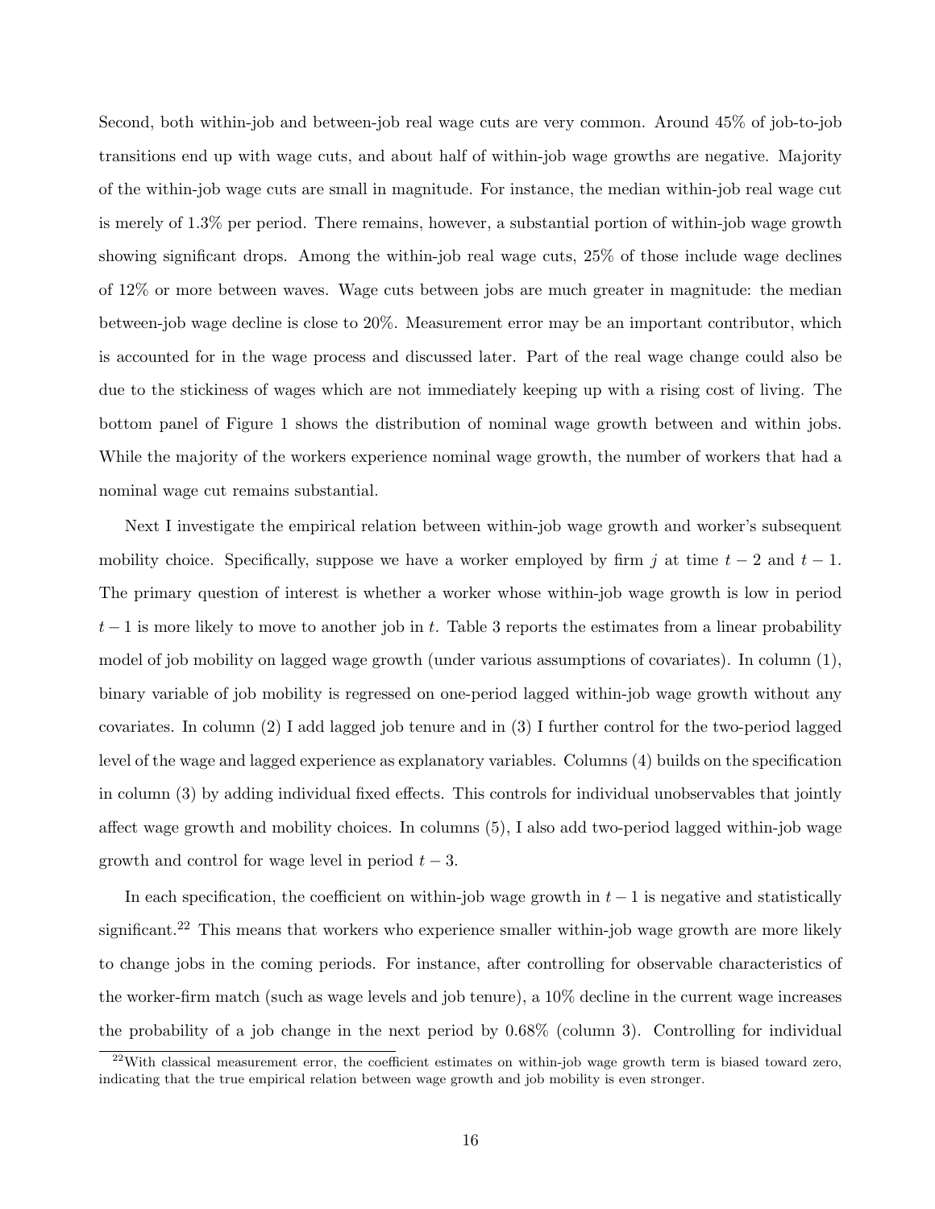Second, both within-job and between-job real wage cuts are very common. Around 45% of job-to-job transitions end up with wage cuts, and about half of within-job wage growths are negative. Majority of the within-job wage cuts are small in magnitude. For instance, the median within-job real wage cut is merely of 1.3% per period. There remains, however, a substantial portion of within-job wage growth showing significant drops. Among the within-job real wage cuts, 25% of those include wage declines of 12% or more between waves. Wage cuts between jobs are much greater in magnitude: the median between-job wage decline is close to 20%. Measurement error may be an important contributor, which is accounted for in the wage process and discussed later. Part of the real wage change could also be due to the stickiness of wages which are not immediately keeping up with a rising cost of living. The bottom panel of Figure 1 shows the distribution of nominal wage growth between and within jobs. While the majority of the workers experience nominal wage growth, the number of workers that had a nominal wage cut remains substantial.

Next I investigate the empirical relation between within-job wage growth and worker's subsequent mobility choice. Specifically, suppose we have a worker employed by firm $j$ at time $t-2$ and $t-1$. The primary question of interest is whether a worker whose within-job wage growth is low in period $t-1$ is more likely to move to another job in $t$. Table 3 reports the estimates from a linear probability model of job mobility on lagged wage growth (under various assumptions of covariates). In column (1), binary variable of job mobility is regressed on one-period lagged within-job wage growth without any covariates. In column (2) I add lagged job tenure and in (3) I further control for the two-period lagged level of the wage and lagged experience as explanatory variables. Columns (4) builds on the specification in column (3) by adding individual fixed effects. This controls for individual unobservables that jointly affect wage growth and mobility choices. In columns (5), I also add two-period lagged within-job wage growth and control for wage level in period $t-3$.

In each specification, the coefficient on within-job wage growth in $t-1$ is negative and statistically significant.[22] This means that workers who experience smaller within-job wage growth are more likely to change jobs in the coming periods. For instance, after controlling for observable characteristics of the worker-firm match (such as wage levels and job tenure), a 10% decline in the current wage increases the probability of a job change in the next period by 0.68% (column 3). Controlling for individual

[22] With classical measurement error, the coefficient estimates on within-job wage growth term is biased toward zero, indicating that the true empirical relation between wage growth and job mobility is even stronger.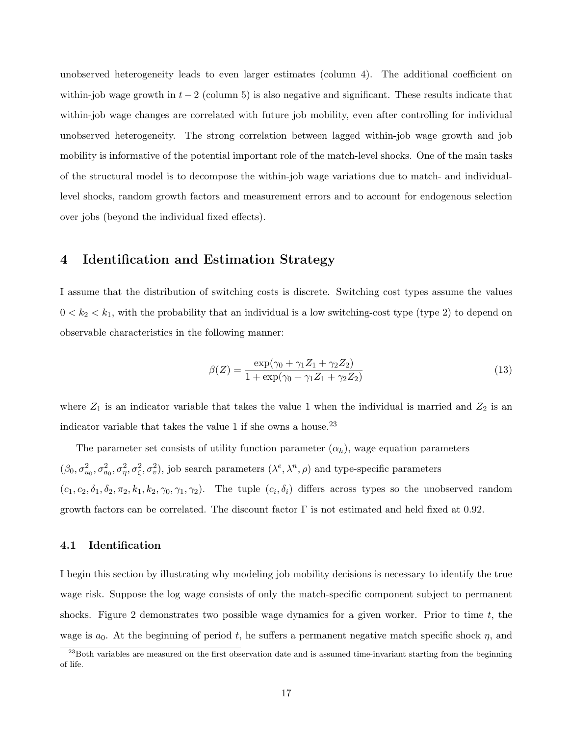unobserved heterogeneity leads to even larger estimates (column 4). The additional coefficient on within-job wage growth in $t-2$ (column 5) is also negative and significant. These results indicate that within-job wage changes are correlated with future job mobility, even after controlling for individual unobserved heterogeneity. The strong correlation between lagged within-job wage growth and job mobility is informative of the potential important role of the match-level shocks. One of the main tasks of the structural model is to decompose the within-job wage variations due to match- and individual-level shocks, random growth factors and measurement errors and to account for endogenous selection over jobs (beyond the individual fixed effects).

# 4 Identification and Estimation Strategy

I assume that the distribution of switching costs is discrete. Switching cost types assume the values $0 < k_2 < k_1$, with the probability that an individual is a low switching-cost type (type 2) to depend on observable characteristics in the following manner:

$$\beta(Z) = \frac{\exp(\gamma_0 + \gamma_1 Z_1 + \gamma_2 Z_2)}{1 + \exp(\gamma_0 + \gamma_1 Z_1 + \gamma_2 Z_2)} \tag{13}$$

where $Z_1$ is an indicator variable that takes the value 1 when the individual is married and $Z_2$ is an indicator variable that takes the value 1 if she owns a house.[23]

The parameter set consists of utility function parameter ($\alpha_h$), wage equation parameters ($\beta_0, \sigma^2_{u_0}, \sigma^2_{a_0}, \sigma^2_{\eta}, \sigma^2_{\zeta}, \sigma^2_{v}$), job search parameters ($\lambda^e, \lambda^n, \rho$) and type-specific parameters ($c_1, c_2, \delta_1, \delta_2, \pi_2, k_1, k_2, \gamma_0, \gamma_1, \gamma_2$). The tuple ($c_i, \delta_i$) differs across types so the unobserved random growth factors can be correlated. The discount factor $\Gamma$ is not estimated and held fixed at 0.92.

## 4.1 Identification

I begin this section by illustrating why modeling job mobility decisions is necessary to identify the true wage risk. Suppose the log wage consists of only the match-specific component subject to permanent shocks. Figure 2 demonstrates two possible wage dynamics for a given worker. Prior to time $t$, the wage is $a_0$. At the beginning of period $t$, he suffers a permanent negative match specific shock $\eta$, and

[23] Both variables are measured on the first observation date and is assumed time-invariant starting from the beginning of life.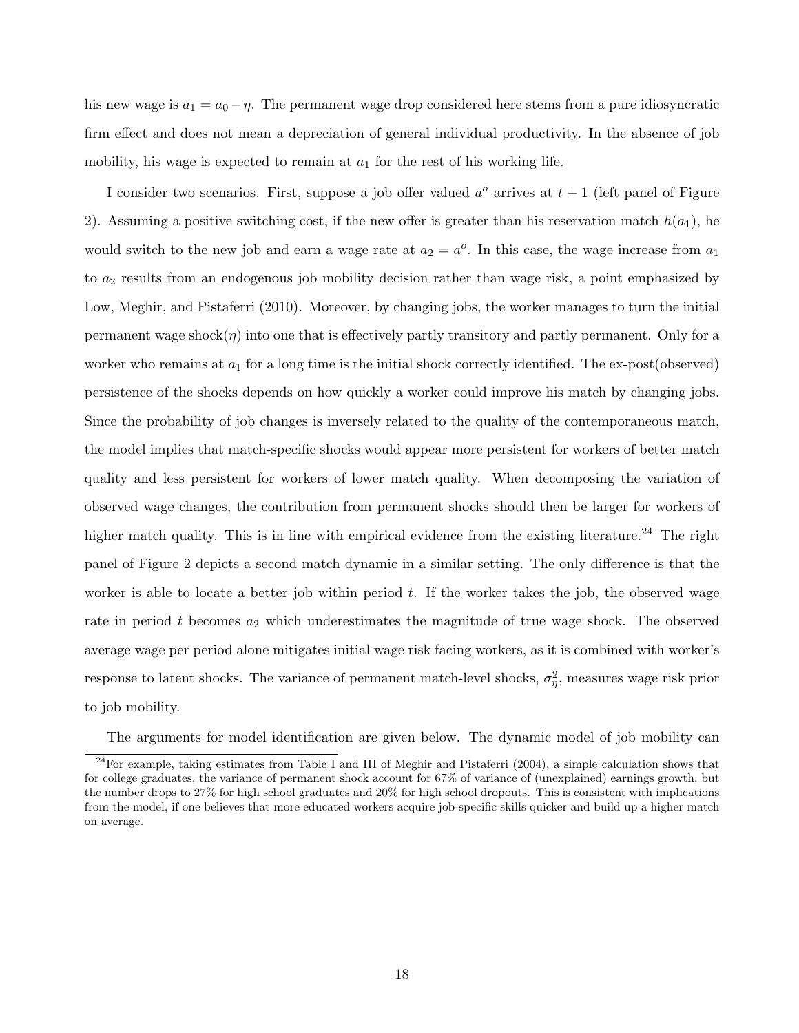his new wage is $a_1 = a_0 - \eta$. The permanent wage drop considered here stems from a pure idiosyncratic firm effect and does not mean a depreciation of general individual productivity. In the absence of job mobility, his wage is expected to remain at $a_1$ for the rest of his working life.

I consider two scenarios. First, suppose a job offer valued $a^o$ arrives at $t+1$ (left panel of Figure 2). Assuming a positive switching cost, if the new offer is greater than his reservation match $h(a_1)$, he would switch to the new job and earn a wage rate at $a_2 = a^o$. In this case, the wage increase from $a_1$ to $a_2$ results from an endogenous job mobility decision rather than wage risk, a point emphasized by Low, Meghir, and Pistaferri (2010). Moreover, by changing jobs, the worker manages to turn the initial permanent wage shock($\eta$) into one that is effectively partly transitory and partly permanent. Only for a worker who remains at $a_1$ for a long time is the initial shock correctly identified. The ex-post(observed) persistence of the shocks depends on how quickly a worker could improve his match by changing jobs. Since the probability of job changes is inversely related to the quality of the contemporaneous match, the model implies that match-specific shocks would appear more persistent for workers of better match quality and less persistent for workers of lower match quality. When decomposing the variation of observed wage changes, the contribution from permanent shocks should then be larger for workers of higher match quality. This is in line with empirical evidence from the existing literature.[24] The right panel of Figure 2 depicts a second match dynamic in a similar setting. The only difference is that the worker is able to locate a better job within period $t$. If the worker takes the job, the observed wage rate in period $t$ becomes $a_2$ which underestimates the magnitude of true wage shock. The observed average wage per period alone mitigates initial wage risk facing workers, as it is combined with worker's response to latent shocks. The variance of permanent match-level shocks, $\sigma_\eta^2$, measures wage risk prior to job mobility.

The arguments for model identification are given below. The dynamic model of job mobility can

[24]For example, taking estimates from Table I and III of Meghir and Pistaferri (2004), a simple calculation shows that for college graduates, the variance of permanent shock account for 67% of variance of (unexplained) earnings growth, but the number drops to 27% for high school graduates and 20% for high school dropouts. This is consistent with implications from the model, if one believes that more educated workers acquire job-specific skills quicker and build up a higher match on average.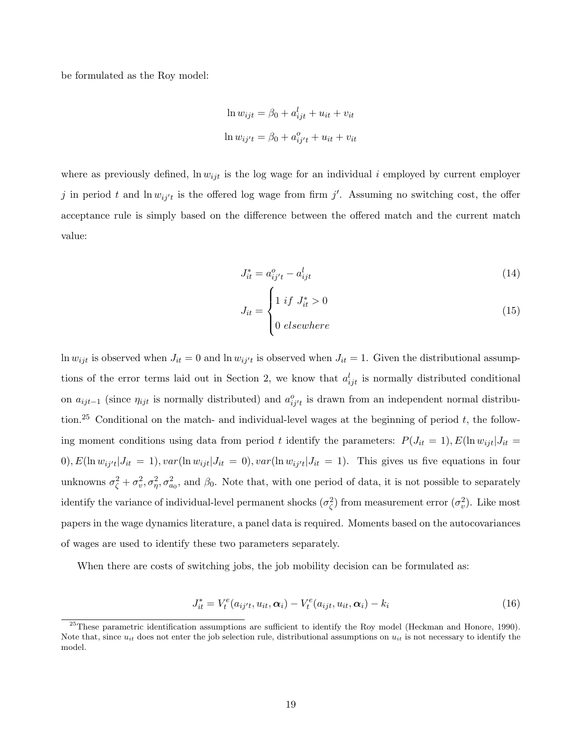be formulated as the Roy model:

$$\ln w_{ijt} = \beta_0 + a^l_{ijt} + u_{it} + v_{it}$$

$$\ln w_{ij't} = \beta_0 + a^o_{ij't} + u_{it} + v_{it}$$

where as previously defined, $\ln w_{ijt}$ is the log wage for an individual $i$ employed by current employer $j$ in period $t$ and $\ln w_{ij't}$ is the offered log wage from firm $j'$. Assuming no switching cost, the offer acceptance rule is simply based on the difference between the offered match and the current match value:

$$J^*_{it} = a^o_{ij't} - a^l_{ijt} \tag{14}$$

$$J_{it} = \begin{cases} 1 \ if \ J^*_{it} > 0 \\ 0 \ elsewhere \end{cases} \tag{15}$$

$\ln w_{ijt}$ is observed when $J_{it} = 0$ and $\ln w_{ij't}$ is observed when $J_{it} = 1$. Given the distributional assumptions of the error terms laid out in Section 2, we know that $a^l_{ijt}$ is normally distributed conditional on $a_{ijt-1}$ (since $\eta_{ijt}$ is normally distributed) and $a^o_{ij't}$ is drawn from an independent normal distribution.[25] Conditional on the match- and individual-level wages at the beginning of period $t$, the following moment conditions using data from period $t$ identify the parameters: $P(J_{it} = 1), E(\ln w_{ijt}|J_{it} = 0), E(\ln w_{ij't}|J_{it} = 1), var(\ln w_{ijt}|J_{it} = 0), var(\ln w_{ij't}|J_{it} = 1)$. This gives us five equations in four unknowns $\sigma^2_\zeta + \sigma^2_v, \sigma^2_\eta, \sigma^2_{a_0}$, and $\beta_0$. Note that, with one period of data, it is not possible to separately identify the variance of individual-level permanent shocks ($\sigma^2_\zeta$) from measurement error ($\sigma^2_v$). Like most papers in the wage dynamics literature, a panel data is required. Moments based on the autocovariances of wages are used to identify these two parameters separately.

When there are costs of switching jobs, the job mobility decision can be formulated as:

$$J^*_{it} = V^e_t(a_{ij't}, u_{it}, \boldsymbol{\alpha}_i) - V^e_t(a_{ijt}, u_{it}, \boldsymbol{\alpha}_i) - k_i \tag{16}$$

[25] These parametric identification assumptions are sufficient to identify the Roy model (Heckman and Honore, 1990). Note that, since $u_{it}$ does not enter the job selection rule, distributional assumptions on $u_{it}$ is not necessary to identify the model.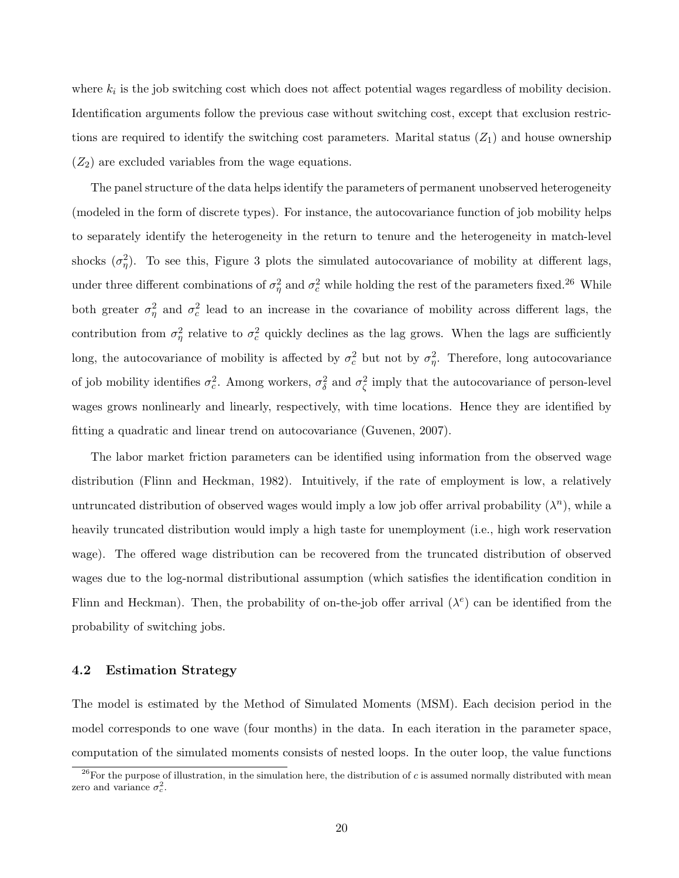where $k_i$ is the job switching cost which does not affect potential wages regardless of mobility decision. Identification arguments follow the previous case without switching cost, except that exclusion restrictions are required to identify the switching cost parameters. Marital status ($Z_1$) and house ownership ($Z_2$) are excluded variables from the wage equations.

The panel structure of the data helps identify the parameters of permanent unobserved heterogeneity (modeled in the form of discrete types). For instance, the autocovariance function of job mobility helps to separately identify the heterogeneity in the return to tenure and the heterogeneity in match-level shocks ($\sigma_\eta^2$). To see this, Figure 3 plots the simulated autocovariance of mobility at different lags, under three different combinations of $\sigma_\eta^2$ and $\sigma_c^2$ while holding the rest of the parameters fixed.[26] While both greater $\sigma_\eta^2$ and $\sigma_c^2$ lead to an increase in the covariance of mobility across different lags, the contribution from $\sigma_\eta^2$ relative to $\sigma_c^2$ quickly declines as the lag grows. When the lags are sufficiently long, the autocovariance of mobility is affected by $\sigma_c^2$ but not by $\sigma_\eta^2$. Therefore, long autocovariance of job mobility identifies $\sigma_c^2$. Among workers, $\sigma_\delta^2$ and $\sigma_\zeta^2$ imply that the autocovariance of person-level wages grows nonlinearly and linearly, respectively, with time locations. Hence they are identified by fitting a quadratic and linear trend on autocovariance (Guvenen, 2007).

The labor market friction parameters can be identified using information from the observed wage distribution (Flinn and Heckman, 1982). Intuitively, if the rate of employment is low, a relatively untruncated distribution of observed wages would imply a low job offer arrival probability ($\lambda^n$), while a heavily truncated distribution would imply a high taste for unemployment (i.e., high work reservation wage). The offered wage distribution can be recovered from the truncated distribution of observed wages due to the log-normal distributional assumption (which satisfies the identification condition in Flinn and Heckman). Then, the probability of on-the-job offer arrival ($\lambda^e$) can be identified from the probability of switching jobs.

### 4.2 Estimation Strategy

The model is estimated by the Method of Simulated Moments (MSM). Each decision period in the model corresponds to one wave (four months) in the data. In each iteration in the parameter space, computation of the simulated moments consists of nested loops. In the outer loop, the value functions

[26] For the purpose of illustration, in the simulation here, the distribution of $c$ is assumed normally distributed with mean zero and variance $\sigma_c^2$.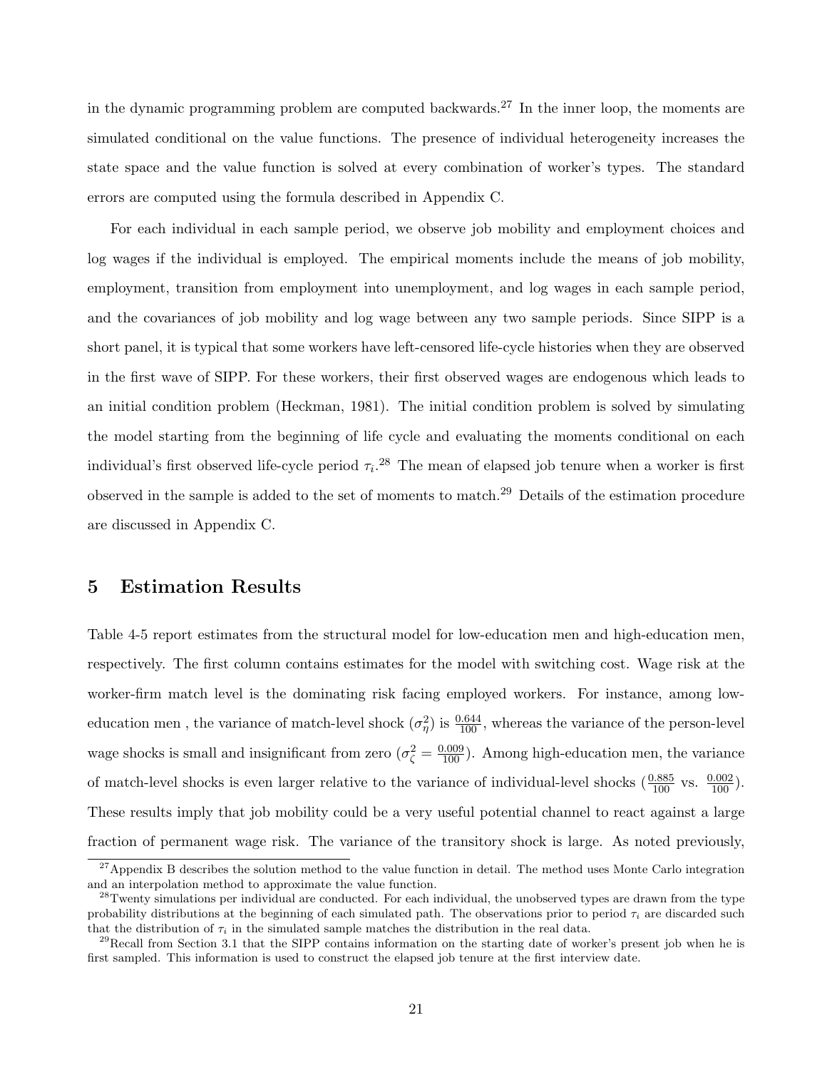in the dynamic programming problem are computed backwards.[27] In the inner loop, the moments are simulated conditional on the value functions. The presence of individual heterogeneity increases the state space and the value function is solved at every combination of worker's types. The standard errors are computed using the formula described in Appendix C.

For each individual in each sample period, we observe job mobility and employment choices and log wages if the individual is employed. The empirical moments include the means of job mobility, employment, transition from employment into unemployment, and log wages in each sample period, and the covariances of job mobility and log wage between any two sample periods. Since SIPP is a short panel, it is typical that some workers have left-censored life-cycle histories when they are observed in the first wave of SIPP. For these workers, their first observed wages are endogenous which leads to an initial condition problem (Heckman, 1981). The initial condition problem is solved by simulating the model starting from the beginning of life cycle and evaluating the moments conditional on each individual's first observed life-cycle period $\tau_i$.[28] The mean of elapsed job tenure when a worker is first observed in the sample is added to the set of moments to match.[29] Details of the estimation procedure are discussed in Appendix C.

# 5 Estimation Results

Table 4-5 report estimates from the structural model for low-education men and high-education men, respectively. The first column contains estimates for the model with switching cost. Wage risk at the worker-firm match level is the dominating risk facing employed workers. For instance, among low-education men , the variance of match-level shock ($\sigma_\eta^2$) is $\frac{0.644}{100}$, whereas the variance of the person-level wage shocks is small and insignificant from zero ($\sigma_\zeta^2 = \frac{0.009}{100}$). Among high-education men, the variance of match-level shocks is even larger relative to the variance of individual-level shocks ($\frac{0.885}{100}$ vs. $\frac{0.002}{100}$). These results imply that job mobility could be a very useful potential channel to react against a large fraction of permanent wage risk. The variance of the transitory shock is large. As noted previously,

[27] Appendix B describes the solution method to the value function in detail. The method uses Monte Carlo integration and an interpolation method to approximate the value function.

[28] Twenty simulations per individual are conducted. For each individual, the unobserved types are drawn from the type probability distributions at the beginning of each simulated path. The observations prior to period $\tau_i$ are discarded such that the distribution of $\tau_i$ in the simulated sample matches the distribution in the real data.

[29] Recall from Section 3.1 that the SIPP contains information on the starting date of worker's present job when he is first sampled. This information is used to construct the elapsed job tenure at the first interview date.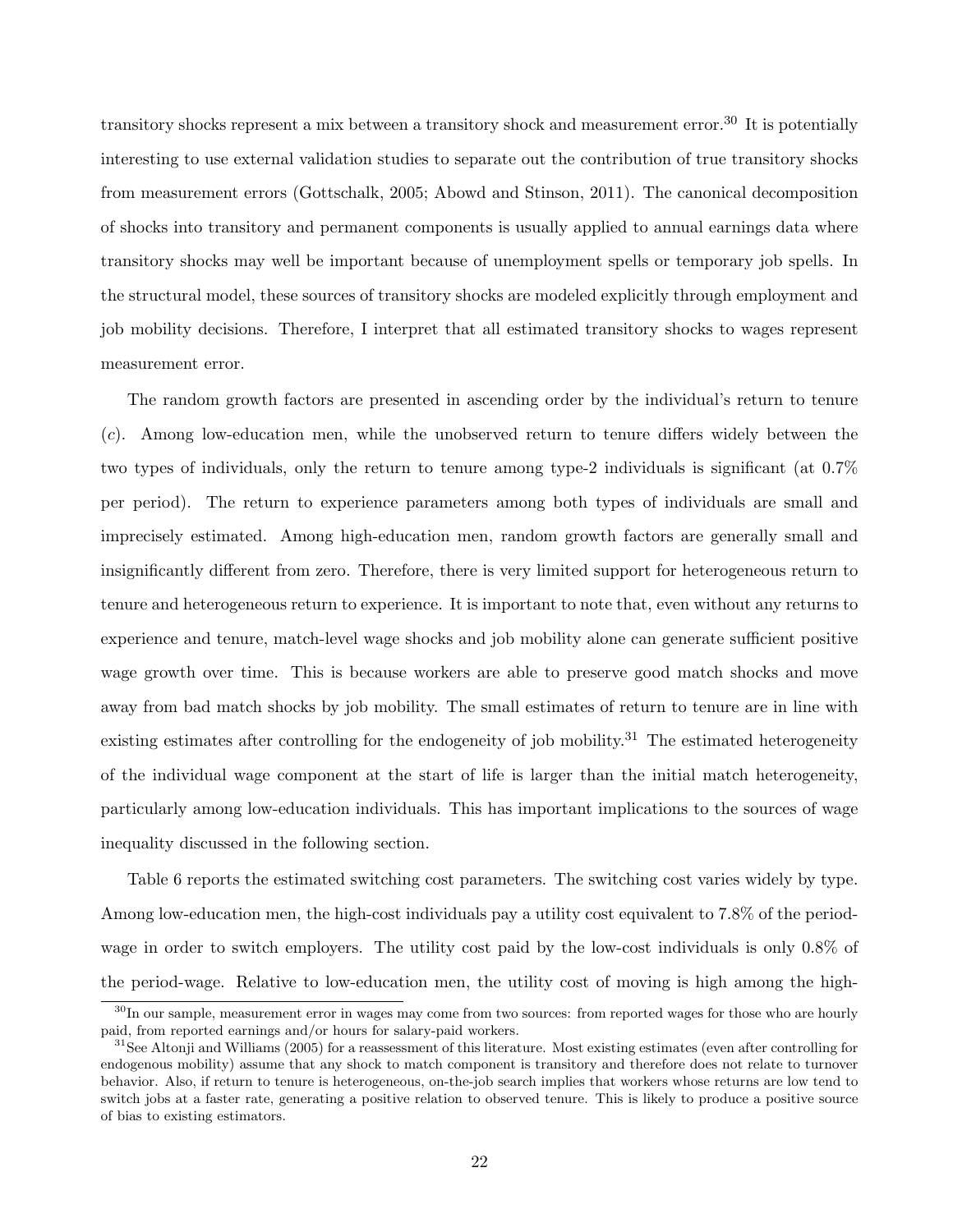transitory shocks represent a mix between a transitory shock and measurement error.[30] It is potentially interesting to use external validation studies to separate out the contribution of true transitory shocks from measurement errors (Gottschalk, 2005; Abowd and Stinson, 2011). The canonical decomposition of shocks into transitory and permanent components is usually applied to annual earnings data where transitory shocks may well be important because of unemployment spells or temporary job spells. In the structural model, these sources of transitory shocks are modeled explicitly through employment and job mobility decisions. Therefore, I interpret that all estimated transitory shocks to wages represent measurement error.

The random growth factors are presented in ascending order by the individual's return to tenure ($c$). Among low-education men, while the unobserved return to tenure differs widely between the two types of individuals, only the return to tenure among type-2 individuals is significant (at 0.7% per period). The return to experience parameters among both types of individuals are small and imprecisely estimated. Among high-education men, random growth factors are generally small and insignificantly different from zero. Therefore, there is very limited support for heterogeneous return to tenure and heterogeneous return to experience. It is important to note that, even without any returns to experience and tenure, match-level wage shocks and job mobility alone can generate sufficient positive wage growth over time. This is because workers are able to preserve good match shocks and move away from bad match shocks by job mobility. The small estimates of return to tenure are in line with existing estimates after controlling for the endogeneity of job mobility.[31] The estimated heterogeneity of the individual wage component at the start of life is larger than the initial match heterogeneity, particularly among low-education individuals. This has important implications to the sources of wage inequality discussed in the following section.

Table 6 reports the estimated switching cost parameters. The switching cost varies widely by type. Among low-education men, the high-cost individuals pay a utility cost equivalent to 7.8% of the period-wage in order to switch employers. The utility cost paid by the low-cost individuals is only 0.8% of the period-wage. Relative to low-education men, the utility cost of moving is high among the high-

[30] In our sample, measurement error in wages may come from two sources: from reported wages for those who are hourly paid, from reported earnings and/or hours for salary-paid workers.

[31] See Altonji and Williams (2005) for a reassessment of this literature. Most existing estimates (even after controlling for endogenous mobility) assume that any shock to match component is transitory and therefore does not relate to turnover behavior. Also, if return to tenure is heterogeneous, on-the-job search implies that workers whose returns are low tend to switch jobs at a faster rate, generating a positive relation to observed tenure. This is likely to produce a positive source of bias to existing estimators.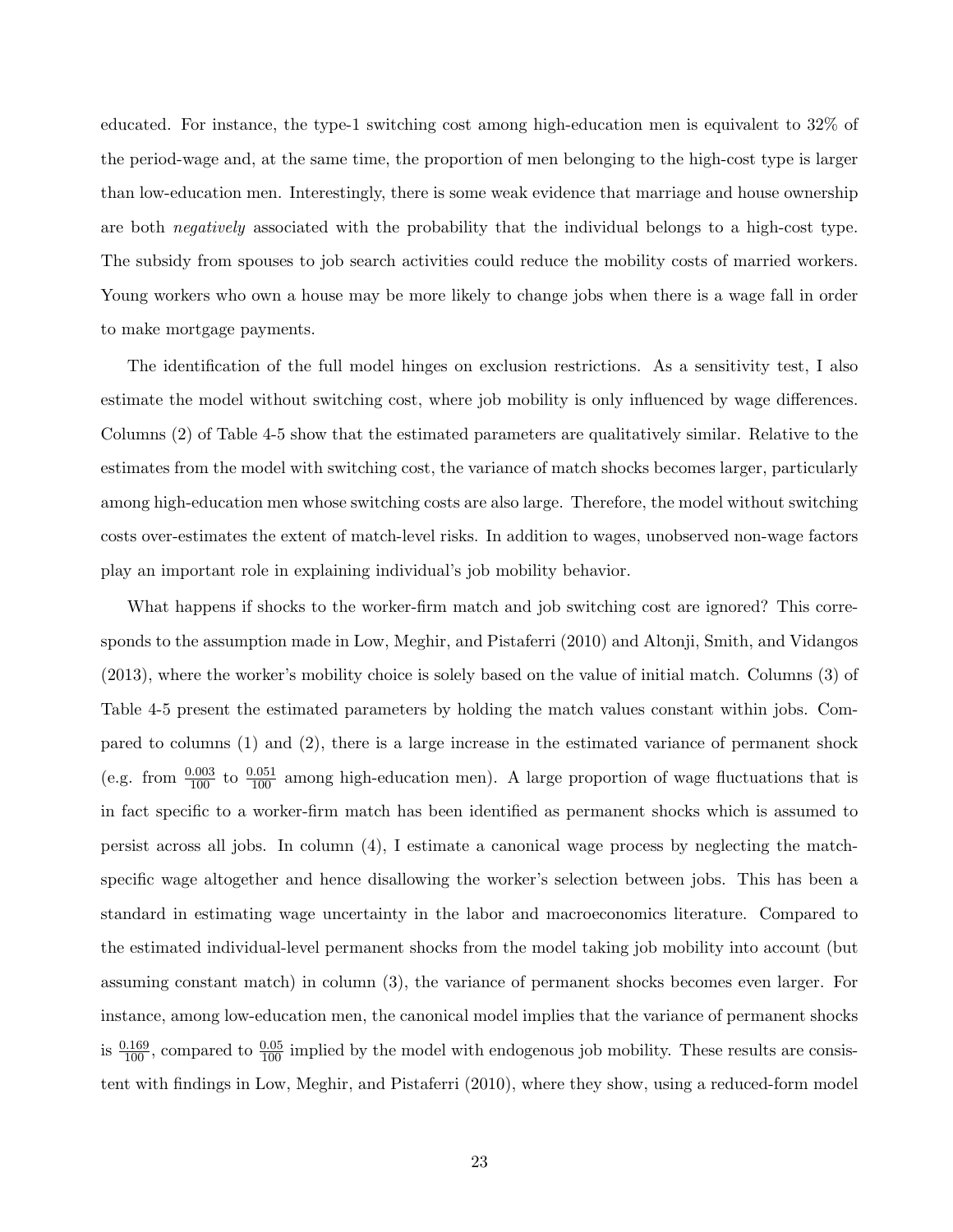educated. For instance, the type-1 switching cost among high-education men is equivalent to 32% of the period-wage and, at the same time, the proportion of men belonging to the high-cost type is larger than low-education men. Interestingly, there is some weak evidence that marriage and house ownership are both *negatively* associated with the probability that the individual belongs to a high-cost type. The subsidy from spouses to job search activities could reduce the mobility costs of married workers. Young workers who own a house may be more likely to change jobs when there is a wage fall in order to make mortgage payments.

The identification of the full model hinges on exclusion restrictions. As a sensitivity test, I also estimate the model without switching cost, where job mobility is only influenced by wage differences. Columns (2) of Table 4-5 show that the estimated parameters are qualitatively similar. Relative to the estimates from the model with switching cost, the variance of match shocks becomes larger, particularly among high-education men whose switching costs are also large. Therefore, the model without switching costs over-estimates the extent of match-level risks. In addition to wages, unobserved non-wage factors play an important role in explaining individual's job mobility behavior.

What happens if shocks to the worker-firm match and job switching cost are ignored? This corresponds to the assumption made in Low, Meghir, and Pistaferri (2010) and Altonji, Smith, and Vidangos (2013), where the worker's mobility choice is solely based on the value of initial match. Columns (3) of Table 4-5 present the estimated parameters by holding the match values constant within jobs. Compared to columns (1) and (2), there is a large increase in the estimated variance of permanent shock (e.g. from $\frac{0.003}{100}$ to $\frac{0.051}{100}$ among high-education men). A large proportion of wage fluctuations that is in fact specific to a worker-firm match has been identified as permanent shocks which is assumed to persist across all jobs. In column (4), I estimate a canonical wage process by neglecting the match-specific wage altogether and hence disallowing the worker's selection between jobs. This has been a standard in estimating wage uncertainty in the labor and macroeconomics literature. Compared to the estimated individual-level permanent shocks from the model taking job mobility into account (but assuming constant match) in column (3), the variance of permanent shocks becomes even larger. For instance, among low-education men, the canonical model implies that the variance of permanent shocks is $\frac{0.169}{100}$, compared to $\frac{0.05}{100}$ implied by the model with endogenous job mobility. These results are consistent with findings in Low, Meghir, and Pistaferri (2010), where they show, using a reduced-form model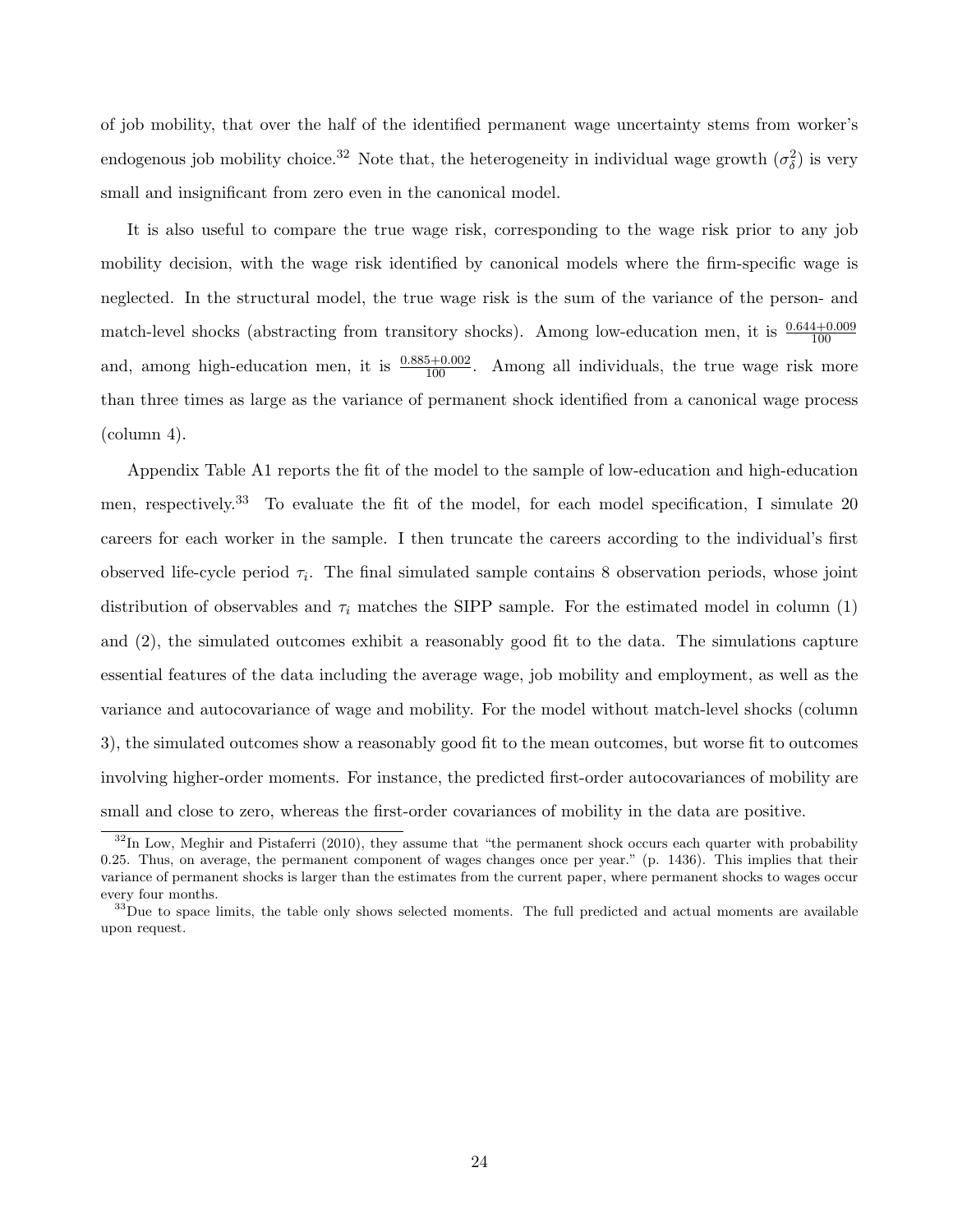of job mobility, that over the half of the identified permanent wage uncertainty stems from worker's endogenous job mobility choice.[32] Note that, the heterogeneity in individual wage growth ($\sigma_\delta^2$) is very small and insignificant from zero even in the canonical model.

It is also useful to compare the true wage risk, corresponding to the wage risk prior to any job mobility decision, with the wage risk identified by canonical models where the firm-specific wage is neglected. In the structural model, the true wage risk is the sum of the variance of the person- and match-level shocks (abstracting from transitory shocks). Among low-education men, it is $\frac{0.644+0.009}{100}$ and, among high-education men, it is $\frac{0.885+0.002}{100}$. Among all individuals, the true wage risk more than three times as large as the variance of permanent shock identified from a canonical wage process (column 4).

Appendix Table A1 reports the fit of the model to the sample of low-education and high-education men, respectively.[33] To evaluate the fit of the model, for each model specification, I simulate 20 careers for each worker in the sample. I then truncate the careers according to the individual's first observed life-cycle period $\tau_i$. The final simulated sample contains 8 observation periods, whose joint distribution of observables and $\tau_i$ matches the SIPP sample. For the estimated model in column (1) and (2), the simulated outcomes exhibit a reasonably good fit to the data. The simulations capture essential features of the data including the average wage, job mobility and employment, as well as the variance and autocovariance of wage and mobility. For the model without match-level shocks (column 3), the simulated outcomes show a reasonably good fit to the mean outcomes, but worse fit to outcomes involving higher-order moments. For instance, the predicted first-order autocovariances of mobility are small and close to zero, whereas the first-order covariances of mobility in the data are positive.

[32] In Low, Meghir and Pistaferri (2010), they assume that "the permanent shock occurs each quarter with probability 0.25. Thus, on average, the permanent component of wages changes once per year." (p. 1436). This implies that their variance of permanent shocks is larger than the estimates from the current paper, where permanent shocks to wages occur every four months.

[33] Due to space limits, the table only shows selected moments. The full predicted and actual moments are available upon request.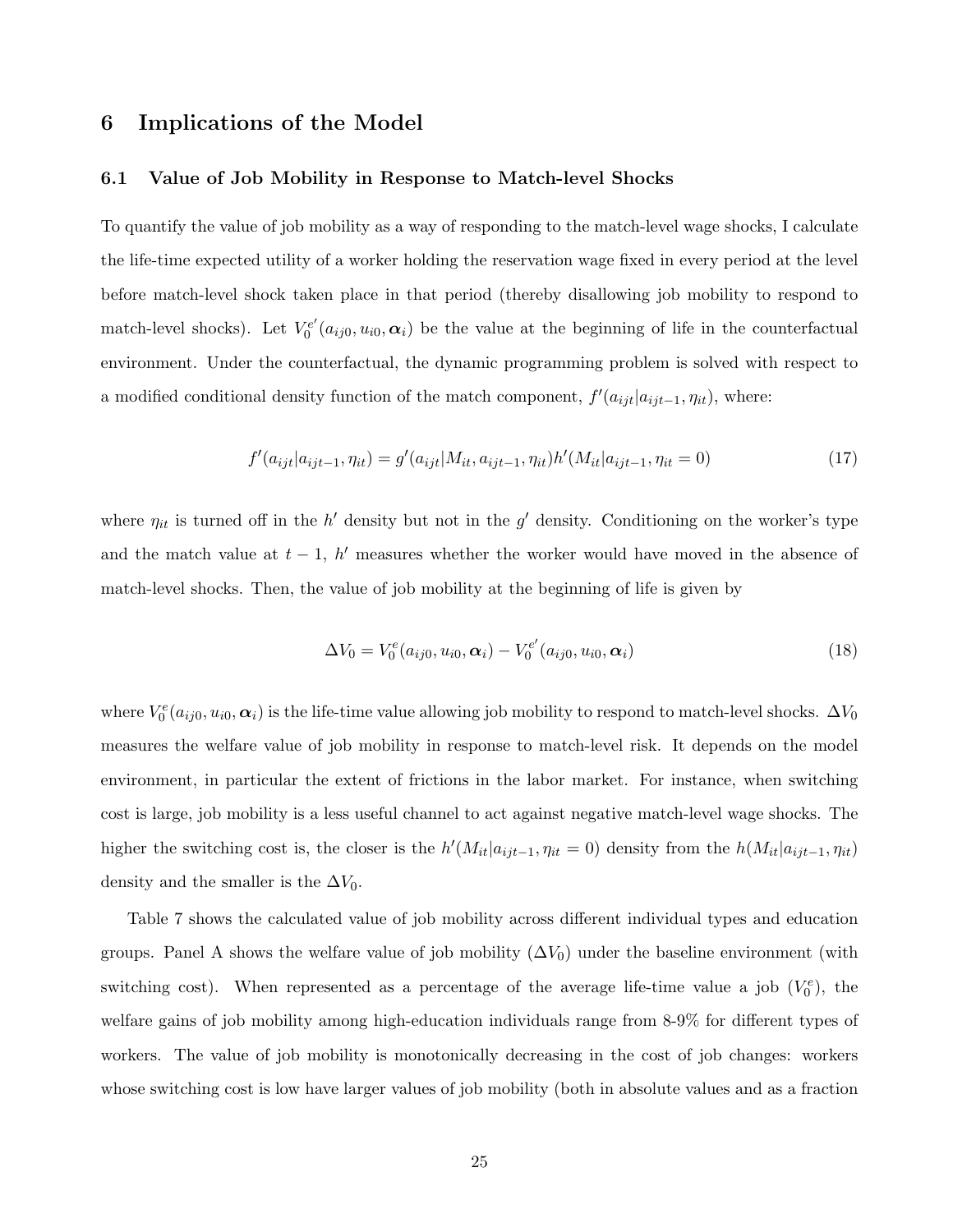# 6 Implications of the Model

## 6.1 Value of Job Mobility in Response to Match-level Shocks

To quantify the value of job mobility as a way of responding to the match-level wage shocks, I calculate the life-time expected utility of a worker holding the reservation wage fixed in every period at the level before match-level shock taken place in that period (thereby disallowing job mobility to respond to match-level shocks). Let $V_0^{e'}(a_{ij0}, u_{i0}, \boldsymbol{\alpha}_i)$ be the value at the beginning of life in the counterfactual environment. Under the counterfactual, the dynamic programming problem is solved with respect to a modified conditional density function of the match component, $f'(a_{ijt}|a_{ijt-1}, \eta_{it})$, where:

$$f'(a_{ijt}|a_{ijt-1}, \eta_{it}) = g'(a_{ijt}|M_{it}, a_{ijt-1}, \eta_{it})h'(M_{it}|a_{ijt-1}, \eta_{it} = 0) \tag{17}$$

where $\eta_{it}$ is turned off in the $h'$ density but not in the $g'$ density. Conditioning on the worker's type and the match value at $t-1$, $h'$ measures whether the worker would have moved in the absence of match-level shocks. Then, the value of job mobility at the beginning of life is given by

$$\Delta V_0 = V_0^e(a_{ij0}, u_{i0}, \boldsymbol{\alpha}_i) - V_0^{e'}(a_{ij0}, u_{i0}, \boldsymbol{\alpha}_i) \tag{18}$$

where $V_0^e(a_{ij0}, u_{i0}, \boldsymbol{\alpha}_i)$ is the life-time value allowing job mobility to respond to match-level shocks. $\Delta V_0$ measures the welfare value of job mobility in response to match-level risk. It depends on the model environment, in particular the extent of frictions in the labor market. For instance, when switching cost is large, job mobility is a less useful channel to act against negative match-level wage shocks. The higher the switching cost is, the closer is the $h'(M_{it}|a_{ijt-1}, \eta_{it} = 0)$ density from the $h(M_{it}|a_{ijt-1}, \eta_{it})$ density and the smaller is the $\Delta V_0$.

Table 7 shows the calculated value of job mobility across different individual types and education groups. Panel A shows the welfare value of job mobility ($\Delta V_0$) under the baseline environment (with switching cost). When represented as a percentage of the average life-time value a job ($V_0^e$), the welfare gains of job mobility among high-education individuals range from 8-9% for different types of workers. The value of job mobility is monotonically decreasing in the cost of job changes: workers whose switching cost is low have larger values of job mobility (both in absolute values and as a fraction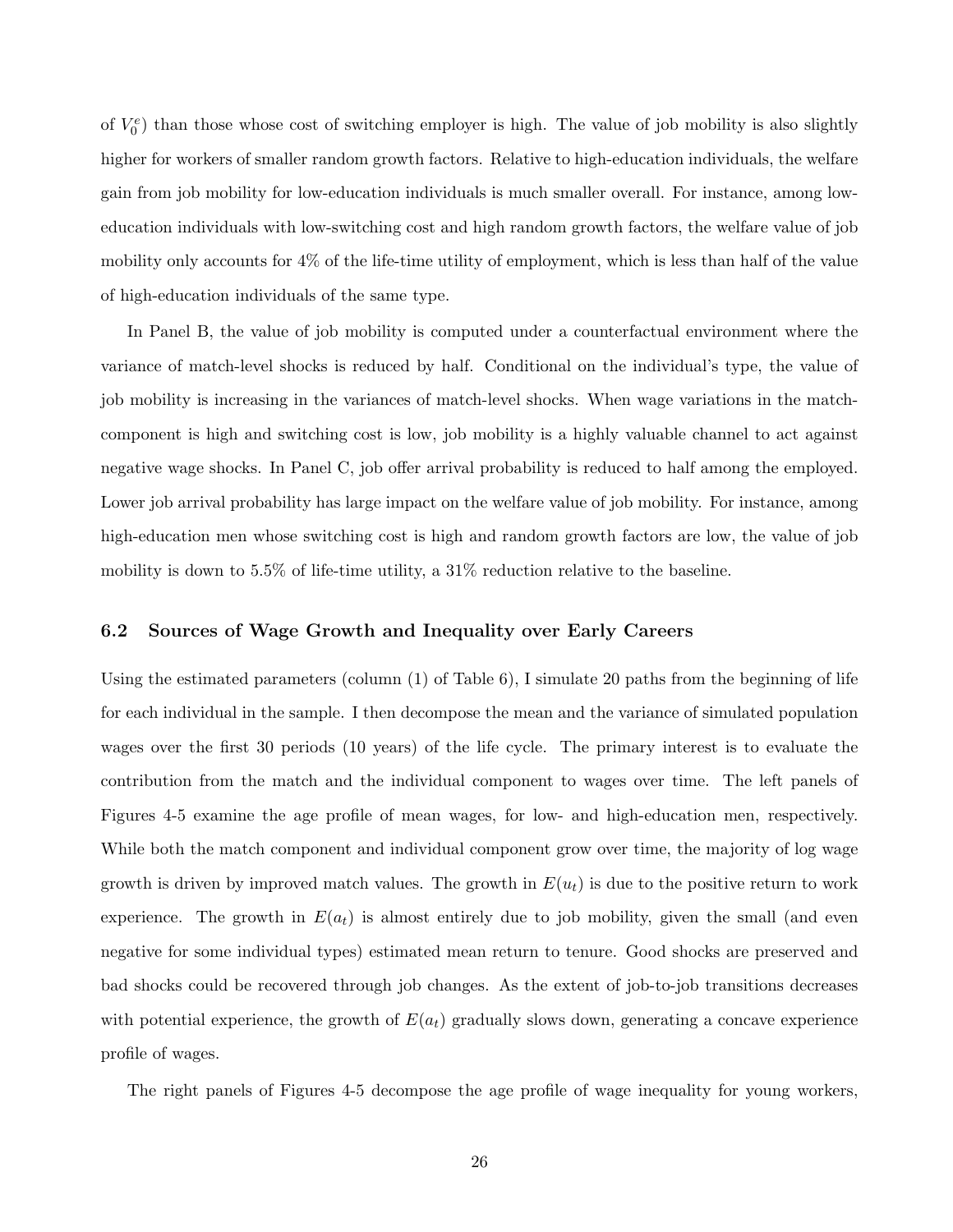of $V_0^e$) than those whose cost of switching employer is high. The value of job mobility is also slightly higher for workers of smaller random growth factors. Relative to high-education individuals, the welfare gain from job mobility for low-education individuals is much smaller overall. For instance, among low-education individuals with low-switching cost and high random growth factors, the welfare value of job mobility only accounts for 4% of the life-time utility of employment, which is less than half of the value of high-education individuals of the same type.

In Panel B, the value of job mobility is computed under a counterfactual environment where the variance of match-level shocks is reduced by half. Conditional on the individual's type, the value of job mobility is increasing in the variances of match-level shocks. When wage variations in the match-component is high and switching cost is low, job mobility is a highly valuable channel to act against negative wage shocks. In Panel C, job offer arrival probability is reduced to half among the employed. Lower job arrival probability has large impact on the welfare value of job mobility. For instance, among high-education men whose switching cost is high and random growth factors are low, the value of job mobility is down to 5.5% of life-time utility, a 31% reduction relative to the baseline.

### 6.2 Sources of Wage Growth and Inequality over Early Careers

Using the estimated parameters (column (1) of Table 6), I simulate 20 paths from the beginning of life for each individual in the sample. I then decompose the mean and the variance of simulated population wages over the first 30 periods (10 years) of the life cycle. The primary interest is to evaluate the contribution from the match and the individual component to wages over time. The left panels of Figures 4-5 examine the age profile of mean wages, for low- and high-education men, respectively. While both the match component and individual component grow over time, the majority of log wage growth is driven by improved match values. The growth in $E(u_t)$ is due to the positive return to work experience. The growth in $E(a_t)$ is almost entirely due to job mobility, given the small (and even negative for some individual types) estimated mean return to tenure. Good shocks are preserved and bad shocks could be recovered through job changes. As the extent of job-to-job transitions decreases with potential experience, the growth of $E(a_t)$ gradually slows down, generating a concave experience profile of wages.

The right panels of Figures 4-5 decompose the age profile of wage inequality for young workers,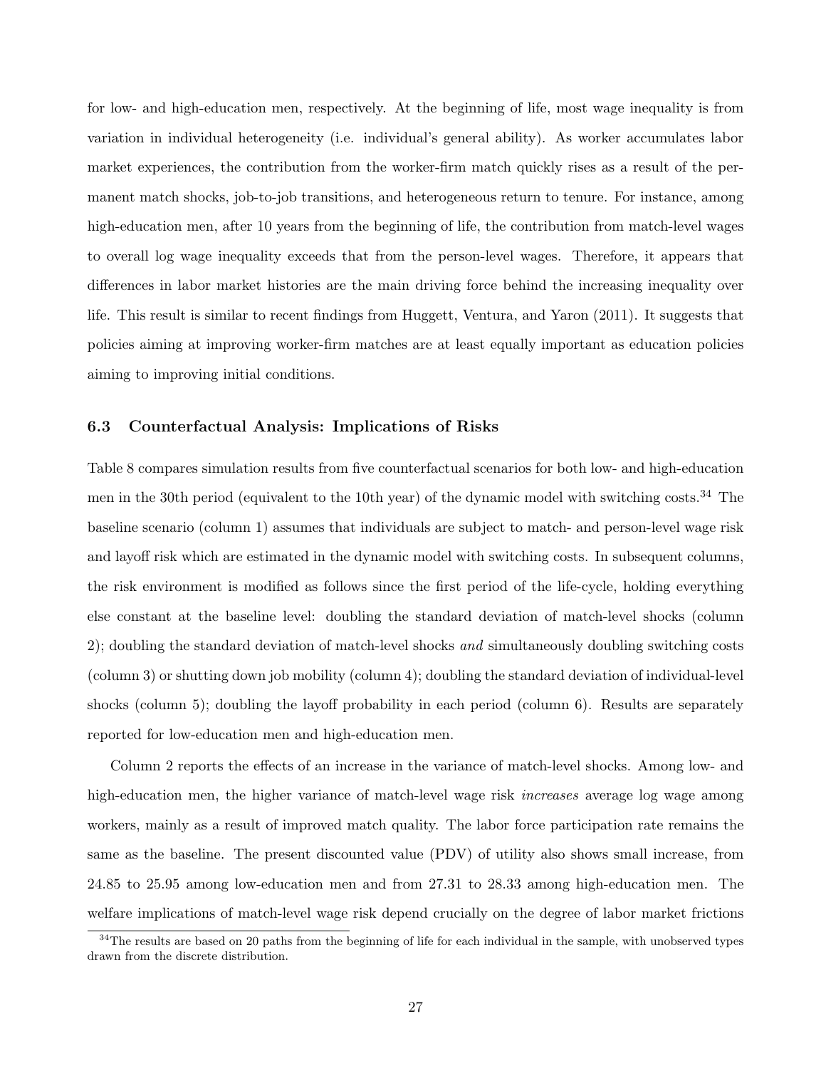for low- and high-education men, respectively. At the beginning of life, most wage inequality is from variation in individual heterogeneity (i.e. individual's general ability). As worker accumulates labor market experiences, the contribution from the worker-firm match quickly rises as a result of the permanent match shocks, job-to-job transitions, and heterogeneous return to tenure. For instance, among high-education men, after 10 years from the beginning of life, the contribution from match-level wages to overall log wage inequality exceeds that from the person-level wages. Therefore, it appears that differences in labor market histories are the main driving force behind the increasing inequality over life. This result is similar to recent findings from Huggett, Ventura, and Yaron (2011). It suggests that policies aiming at improving worker-firm matches are at least equally important as education policies aiming to improving initial conditions.

### 6.3 Counterfactual Analysis: Implications of Risks

Table 8 compares simulation results from five counterfactual scenarios for both low- and high-education men in the 30th period (equivalent to the 10th year) of the dynamic model with switching costs.[34] The baseline scenario (column 1) assumes that individuals are subject to match- and person-level wage risk and layoff risk which are estimated in the dynamic model with switching costs. In subsequent columns, the risk environment is modified as follows since the first period of the life-cycle, holding everything else constant at the baseline level: doubling the standard deviation of match-level shocks (column 2); doubling the standard deviation of match-level shocks *and* simultaneously doubling switching costs (column 3) or shutting down job mobility (column 4); doubling the standard deviation of individual-level shocks (column 5); doubling the layoff probability in each period (column 6). Results are separately reported for low-education men and high-education men.

Column 2 reports the effects of an increase in the variance of match-level shocks. Among low- and high-education men, the higher variance of match-level wage risk *increases* average log wage among workers, mainly as a result of improved match quality. The labor force participation rate remains the same as the baseline. The present discounted value (PDV) of utility also shows small increase, from 24.85 to 25.95 among low-education men and from 27.31 to 28.33 among high-education men. The welfare implications of match-level wage risk depend crucially on the degree of labor market frictions

[34] The results are based on 20 paths from the beginning of life for each individual in the sample, with unobserved types drawn from the discrete distribution.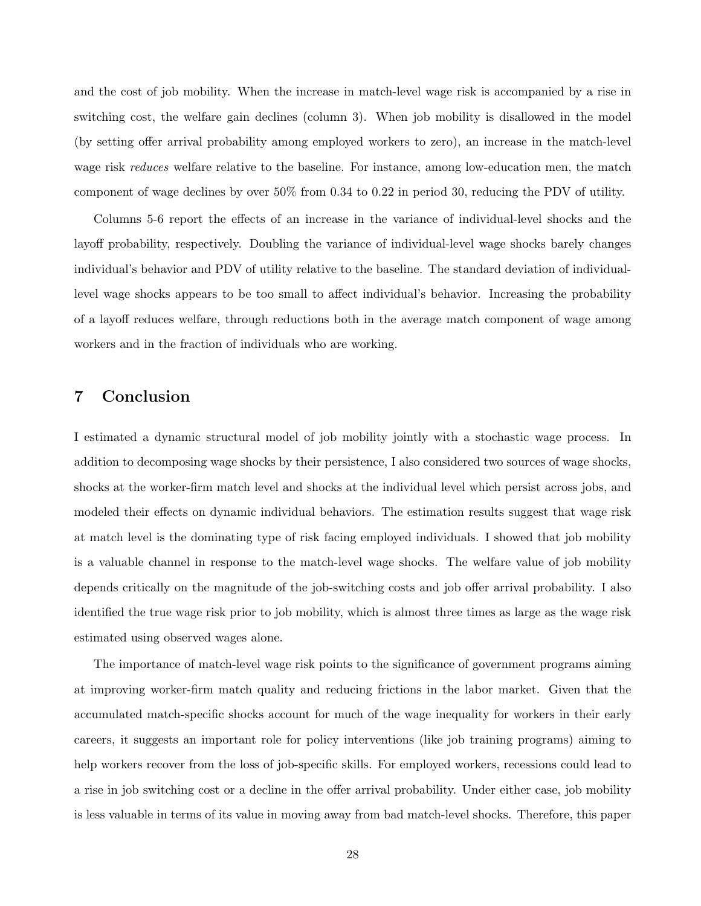and the cost of job mobility. When the increase in match-level wage risk is accompanied by a rise in switching cost, the welfare gain declines (column 3). When job mobility is disallowed in the model (by setting offer arrival probability among employed workers to zero), an increase in the match-level wage risk *reduces* welfare relative to the baseline. For instance, among low-education men, the match component of wage declines by over 50% from 0.34 to 0.22 in period 30, reducing the PDV of utility.

Columns 5-6 report the effects of an increase in the variance of individual-level shocks and the layoff probability, respectively. Doubling the variance of individual-level wage shocks barely changes individual's behavior and PDV of utility relative to the baseline. The standard deviation of individual-level wage shocks appears to be too small to affect individual's behavior. Increasing the probability of a layoff reduces welfare, through reductions both in the average match component of wage among workers and in the fraction of individuals who are working.

# 7 Conclusion

I estimated a dynamic structural model of job mobility jointly with a stochastic wage process. In addition to decomposing wage shocks by their persistence, I also considered two sources of wage shocks, shocks at the worker-firm match level and shocks at the individual level which persist across jobs, and modeled their effects on dynamic individual behaviors. The estimation results suggest that wage risk at match level is the dominating type of risk facing employed individuals. I showed that job mobility is a valuable channel in response to the match-level wage shocks. The welfare value of job mobility depends critically on the magnitude of the job-switching costs and job offer arrival probability. I also identified the true wage risk prior to job mobility, which is almost three times as large as the wage risk estimated using observed wages alone.

The importance of match-level wage risk points to the significance of government programs aiming at improving worker-firm match quality and reducing frictions in the labor market. Given that the accumulated match-specific shocks account for much of the wage inequality for workers in their early careers, it suggests an important role for policy interventions (like job training programs) aiming to help workers recover from the loss of job-specific skills. For employed workers, recessions could lead to a rise in job switching cost or a decline in the offer arrival probability. Under either case, job mobility is less valuable in terms of its value in moving away from bad match-level shocks. Therefore, this paper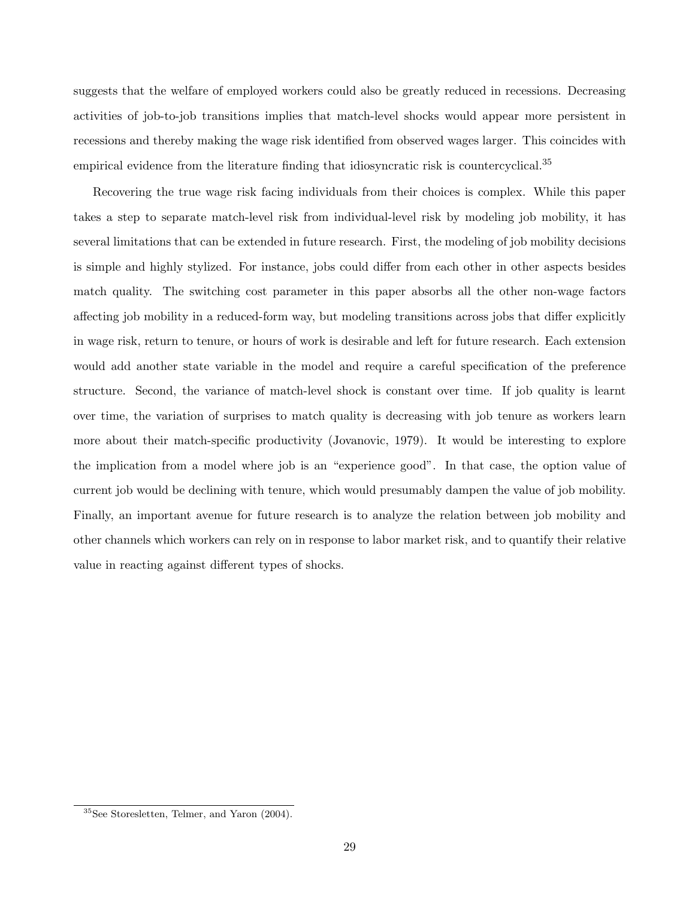suggests that the welfare of employed workers could also be greatly reduced in recessions. Decreasing activities of job-to-job transitions implies that match-level shocks would appear more persistent in recessions and thereby making the wage risk identified from observed wages larger. This coincides with empirical evidence from the literature finding that idiosyncratic risk is countercyclical.[35]

Recovering the true wage risk facing individuals from their choices is complex. While this paper takes a step to separate match-level risk from individual-level risk by modeling job mobility, it has several limitations that can be extended in future research. First, the modeling of job mobility decisions is simple and highly stylized. For instance, jobs could differ from each other in other aspects besides match quality. The switching cost parameter in this paper absorbs all the other non-wage factors affecting job mobility in a reduced-form way, but modeling transitions across jobs that differ explicitly in wage risk, return to tenure, or hours of work is desirable and left for future research. Each extension would add another state variable in the model and require a careful specification of the preference structure. Second, the variance of match-level shock is constant over time. If job quality is learnt over time, the variation of surprises to match quality is decreasing with job tenure as workers learn more about their match-specific productivity (Jovanovic, 1979). It would be interesting to explore the implication from a model where job is an "experience good". In that case, the option value of current job would be declining with tenure, which would presumably dampen the value of job mobility. Finally, an important avenue for future research is to analyze the relation between job mobility and other channels which workers can rely on in response to labor market risk, and to quantify their relative value in reacting against different types of shocks.

[35] See Storesletten, Telmer, and Yaron (2004).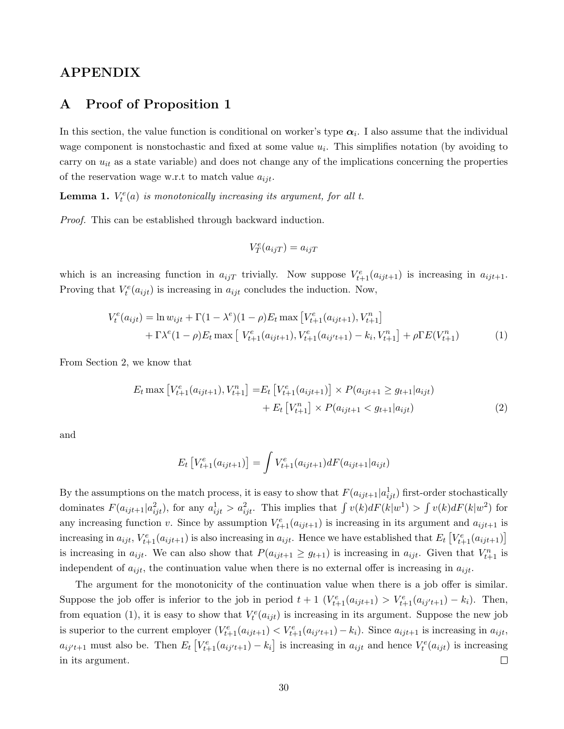# APPENDIX

## A Proof of Proposition 1

In this section, the value function is conditional on worker's type $\boldsymbol{\alpha}_i$. I also assume that the individual wage component is nonstochastic and fixed at some value $u_i$. This simplifies notation (by avoiding to carry on $u_{it}$ as a state variable) and does not change any of the implications concerning the properties of the reservation wage w.r.t to match value $a_{ijt}$.

**Lemma 1.** *$V_t^e(a)$ is monotonically increasing its argument, for all t.*

*Proof.* This can be established through backward induction.

$$V_T^e(a_{ijT}) = a_{ijT}$$

which is an increasing function in $a_{ijT}$ trivially. Now suppose $V_{t+1}^e(a_{ijt+1})$ is increasing in $a_{ijt+1}$. Proving that $V_t^e(a_{ijt})$ is increasing in $a_{ijt}$ concludes the induction. Now,

$$\begin{aligned} V_t^e(a_{ijt}) = \ln w_{ijt} + \Gamma(1-\lambda^e)(1-\rho)E_t \max\left[V_{t+1}^e(a_{ijt+1}), V_{t+1}^n\right] \\ + \Gamma\lambda^e(1-\rho)E_t \max\left[\; V_{t+1}^e(a_{ijt+1}), V_{t+1}^e(a_{ij't+1}) - k_i, V_{t+1}^n\right] + \rho\Gamma E(V_{t+1}^n) \end{aligned} \tag{1}$$

From Section 2, we know that

$$\begin{aligned} E_t \max\left[V_{t+1}^e(a_{ijt+1}), V_{t+1}^n\right] =& E_t\left[V_{t+1}^e(a_{ijt+1})\right] \times P(a_{ijt+1} \geq g_{t+1}|a_{ijt}) \\ &+ E_t\left[V_{t+1}^n\right] \times P(a_{ijt+1} < g_{t+1}|a_{ijt}) \end{aligned} \tag{2}$$

and

$$E_t\left[V_{t+1}^e(a_{ijt+1})\right] = \int V_{t+1}^e(a_{ijt+1})dF(a_{ijt+1}|a_{ijt})$$

By the assumptions on the match process, it is easy to show that $F(a_{ijt+1}|a_{ijt}^1)$ first-order stochastically dominates $F(a_{ijt+1}|a_{ijt}^2)$, for any $a_{ijt}^1 > a_{ijt}^2$. This implies that $\int v(k)dF(k|w^1) > \int v(k)dF(k|w^2)$ for any increasing function $v$. Since by assumption $V_{t+1}^e(a_{ijt+1})$ is increasing in its argument and $a_{ijt+1}$ is increasing in $a_{ijt}$, $V_{t+1}^e(a_{ijt+1})$ is also increasing in $a_{ijt}$. Hence we have established that $E_t\left[V_{t+1}^e(a_{ijt+1})\right]$ is increasing in $a_{ijt}$. We can also show that $P(a_{ijt+1} \geq g_{t+1})$ is increasing in $a_{ijt}$. Given that $V_{t+1}^n$ is independent of $a_{ijt}$, the continuation value when there is no external offer is increasing in $a_{ijt}$.

The argument for the monotonicity of the continuation value when there is a job offer is similar. Suppose the job offer is inferior to the job in period $t+1$ ($V_{t+1}^e(a_{ijt+1}) > V_{t+1}^e(a_{ij't+1}) - k_i$). Then, from equation (1), it is easy to show that $V_t^e(a_{ijt})$ is increasing in its argument. Suppose the new job is superior to the current employer ($V_{t+1}^e(a_{ijt+1}) < V_{t+1}^e(a_{ij't+1}) - k_i$). Since $a_{ijt+1}$ is increasing in $a_{ijt}$, $a_{ij't+1}$ must also be. Then $E_t\left[V_{t+1}^e(a_{ij't+1}) - k_i\right]$ is increasing in $a_{ijt}$ and hence $V_t^e(a_{ijt})$ is increasing in its argument. $\square$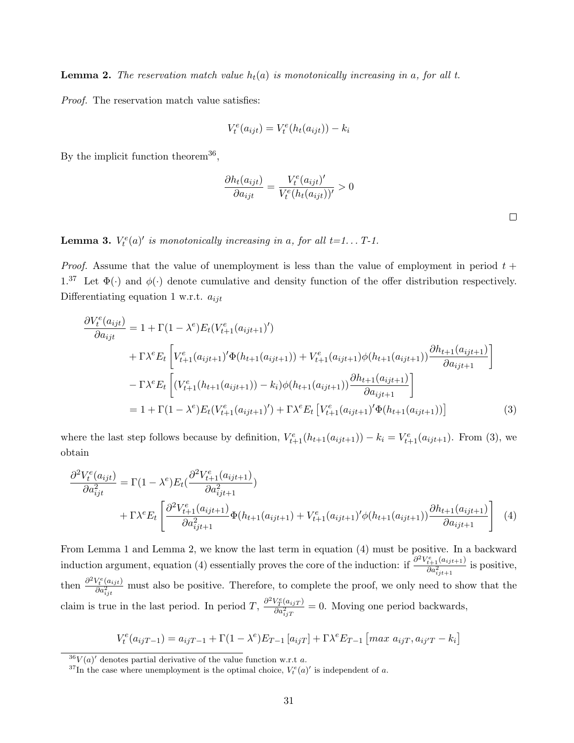**Lemma 2.** *The reservation match value $h_t(a)$ is monotonically increasing in $a$, for all $t$.*

*Proof.* The reservation match value satisfies:

$$V_t^e(a_{ijt}) = V_t^e(h_t(a_{ijt})) - k_i$$

By the implicit function theorem[36],

$$\frac{\partial h_t(a_{ijt})}{\partial a_{ijt}} = \frac{V_t^e(a_{ijt})'}{V_t^e(h_t(a_{ijt}))'} > 0$$

□

**Lemma 3.** *$V_t^e(a)'$ is monotonically increasing in $a$, for all t=1... T-1.*

*Proof.* Assume that the value of unemployment is less than the value of employment in period $t+1$.[37] Let $\Phi(\cdot)$ and $\phi(\cdot)$ denote cumulative and density function of the offer distribution respectively. Differentiating equation 1 w.r.t. $a_{ijt}$

$$\begin{aligned}
\frac{\partial V_t^e(a_{ijt})}{\partial a_{ijt}} &= 1 + \Gamma(1-\lambda^e)E_t(V_{t+1}^e(a_{ijt+1})') \\
&+ \Gamma\lambda^e E_t\left[V_{t+1}^e(a_{ijt+1})'\Phi(h_{t+1}(a_{ijt+1})) + V_{t+1}^e(a_{ijt+1})\phi(h_{t+1}(a_{ijt+1}))\frac{\partial h_{t+1}(a_{ijt+1})}{\partial a_{ijt+1}}\right] \\
&- \Gamma\lambda^e E_t\left[(V_{t+1}^e(h_{t+1}(a_{ijt+1})) - k_i)\phi(h_{t+1}(a_{ijt+1}))\frac{\partial h_{t+1}(a_{ijt+1})}{\partial a_{ijt+1}}\right] \\
&= 1 + \Gamma(1-\lambda^e)E_t(V_{t+1}^e(a_{ijt+1})') + \Gamma\lambda^e E_t\left[V_{t+1}^e(a_{ijt+1})'\Phi(h_{t+1}(a_{ijt+1}))\right] \qquad (3)
\end{aligned}$$

where the last step follows because by definition, $V_{t+1}^e(h_{t+1}(a_{ijt+1})) - k_i = V_{t+1}^e(a_{ijt+1})$. From (3), we obtain

$$\begin{aligned}
\frac{\partial^2 V_t^e(a_{ijt})}{\partial a_{ijt}^2} &= \Gamma(1-\lambda^e)E_t(\frac{\partial^2 V_{t+1}^e(a_{ijt+1})}{\partial a_{ijt+1}^2}) \\
&+ \Gamma\lambda^e E_t\left[\frac{\partial^2 V_{t+1}^e(a_{ijt+1})}{\partial a_{ijt+1}^2}\Phi(h_{t+1}(a_{ijt+1}) + V_{t+1}^e(a_{ijt+1})'\phi(h_{t+1}(a_{ijt+1}))\frac{\partial h_{t+1}(a_{ijt+1})}{\partial a_{ijt+1}}\right] \qquad (4)
\end{aligned}$$

From Lemma 1 and Lemma 2, we know the last term in equation (4) must be positive. In a backward induction argument, equation (4) essentially proves the core of the induction: if $\frac{\partial^2 V_{t+1}^e(a_{ijt+1})}{\partial a_{ijt+1}^2}$ is positive, then $\frac{\partial^2 V_t^e(a_{ijt})}{\partial a_{ijt}^2}$ must also be positive. Therefore, to complete the proof, we only need to show that the claim is true in the last period. In period $T$, $\frac{\partial^2 V_T^e(a_{ijT})}{\partial a_{ijT}^2} = 0$. Moving one period backwards,

$$V_t^e(a_{ijT-1}) = a_{ijT-1} + \Gamma(1-\lambda^e)E_{T-1}\left[a_{ijT}\right] + \Gamma\lambda^e E_{T-1}\left[max\ a_{ijT}, a_{ij'T} - k_i\right]$$

[36] $V(a)'$ denotes partial derivative of the value function w.r.t $a$.

[37] In the case where unemployment is the optimal choice, $V_t^e(a)'$ is independent of $a$.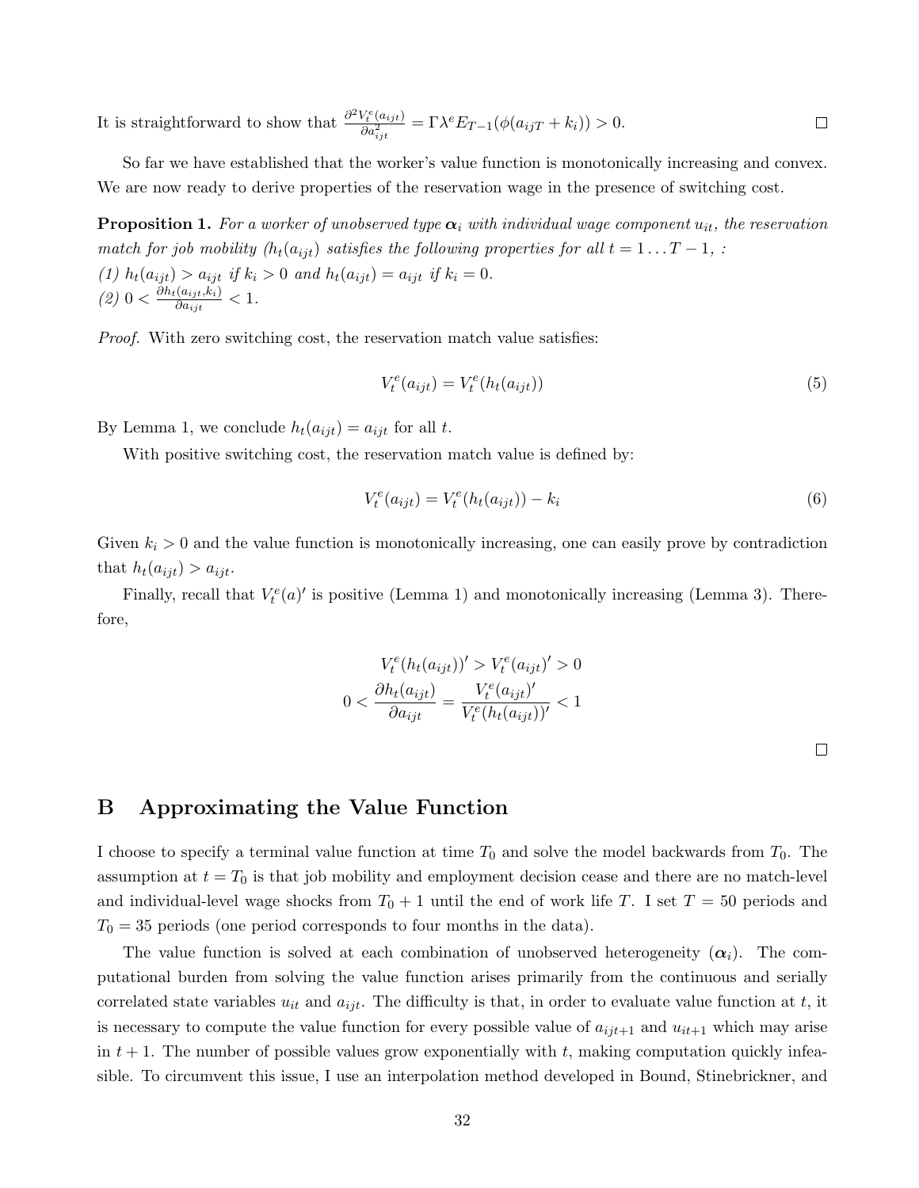It is straightforward to show that $\frac{\partial^2 V_t^e(a_{ijt})}{\partial a_{ijt}^2} = \Gamma \lambda^e E_{T-1}(\phi(a_{ijT} + k_i)) > 0$. □

So far we have established that the worker's value function is monotonically increasing and convex. We are now ready to derive properties of the reservation wage in the presence of switching cost.

**Proposition 1.** *For a worker of unobserved type $\boldsymbol{\alpha}_i$ with individual wage component $u_{it}$, the reservation match for job mobility ($h_t(a_{ijt})$ satisfies the following properties for all $t = 1 \ldots T-1$, :*
*(1) $h_t(a_{ijt}) > a_{ijt}$ if $k_i > 0$ and $h_t(a_{ijt}) = a_{ijt}$ if $k_i = 0$.*
*(2) $0 < \frac{\partial h_t(a_{ijt}, k_i)}{\partial a_{ijt}} < 1$.*

*Proof.* With zero switching cost, the reservation match value satisfies:

$$V_t^e(a_{ijt}) = V_t^e(h_t(a_{ijt})) \tag{5}$$

By Lemma 1, we conclude $h_t(a_{ijt}) = a_{ijt}$ for all $t$.

With positive switching cost, the reservation match value is defined by:

$$V_t^e(a_{ijt}) = V_t^e(h_t(a_{ijt})) - k_i \tag{6}$$

Given $k_i > 0$ and the value function is monotonically increasing, one can easily prove by contradiction that $h_t(a_{ijt}) > a_{ijt}$.

Finally, recall that $V_t^e(a)'$ is positive (Lemma 1) and monotonically increasing (Lemma 3). Therefore,

$$V_t^e(h_t(a_{ijt}))' > V_t^e(a_{ijt})' > 0$$
$$0 < \frac{\partial h_t(a_{ijt})}{\partial a_{ijt}} = \frac{V_t^e(a_{ijt})'}{V_t^e(h_t(a_{ijt}))'} < 1$$

□

# B Approximating the Value Function

I choose to specify a terminal value function at time $T_0$ and solve the model backwards from $T_0$. The assumption at $t = T_0$ is that job mobility and employment decision cease and there are no match-level and individual-level wage shocks from $T_0 + 1$ until the end of work life $T$. I set $T = 50$ periods and $T_0 = 35$ periods (one period corresponds to four months in the data).

The value function is solved at each combination of unobserved heterogeneity ($\boldsymbol{\alpha}_i$). The computational burden from solving the value function arises primarily from the continuous and serially correlated state variables $u_{it}$ and $a_{ijt}$. The difficulty is that, in order to evaluate value function at $t$, it is necessary to compute the value function for every possible value of $a_{ijt+1}$ and $u_{it+1}$ which may arise in $t+1$. The number of possible values grow exponentially with $t$, making computation quickly infeasible. To circumvent this issue, I use an interpolation method developed in Bound, Stinebrickner, and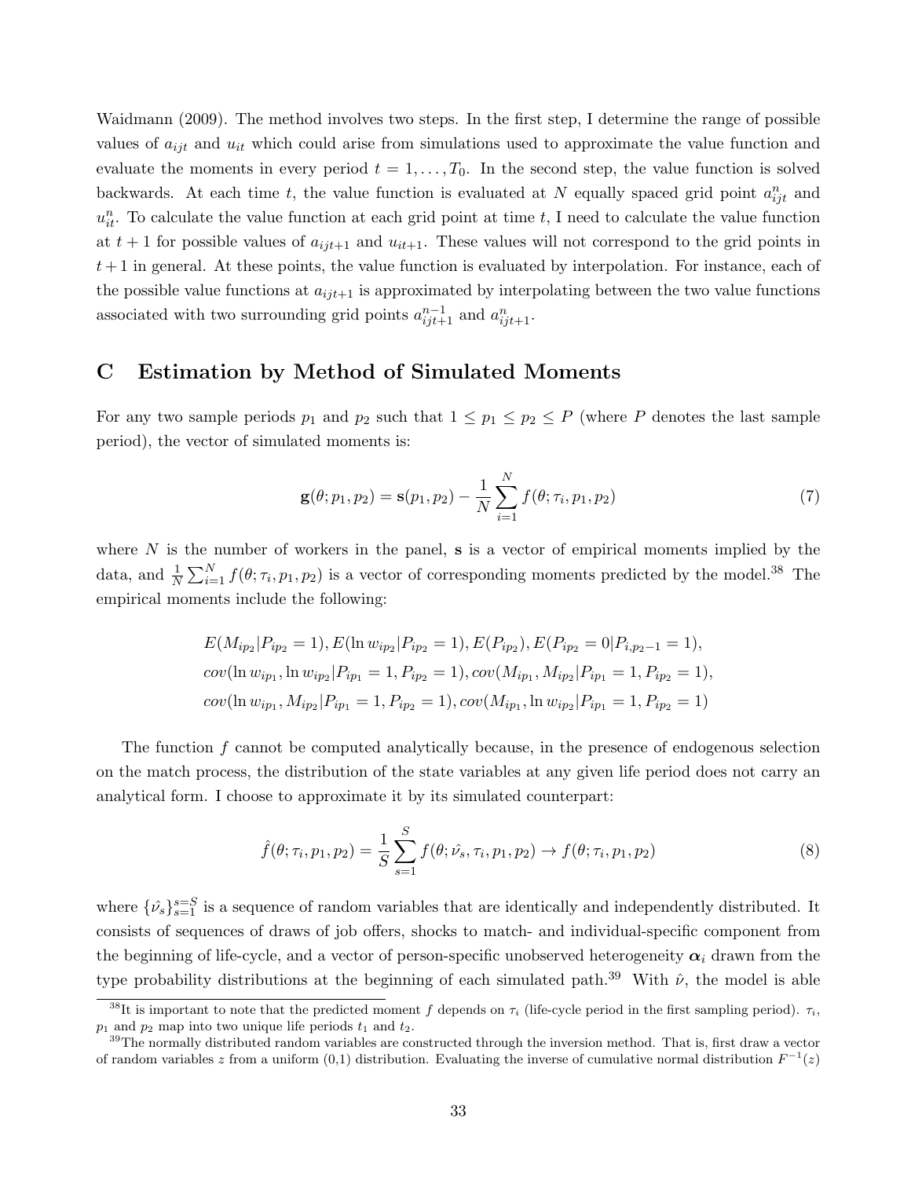Waidmann (2009). The method involves two steps. In the first step, I determine the range of possible values of $a_{ijt}$ and $u_{it}$ which could arise from simulations used to approximate the value function and evaluate the moments in every period $t = 1, \ldots, T_0$. In the second step, the value function is solved backwards. At each time $t$, the value function is evaluated at $N$ equally spaced grid point $a^n_{ijt}$ and $u^n_{it}$. To calculate the value function at each grid point at time $t$, I need to calculate the value function at $t+1$ for possible values of $a_{ijt+1}$ and $u_{it+1}$. These values will not correspond to the grid points in $t+1$ in general. At these points, the value function is evaluated by interpolation. For instance, each of the possible value functions at $a_{ijt+1}$ is approximated by interpolating between the two value functions associated with two surrounding grid points $a^{n-1}_{ijt+1}$ and $a^n_{ijt+1}$.

## C Estimation by Method of Simulated Moments

For any two sample periods $p_1$ and $p_2$ such that $1 \leq p_1 \leq p_2 \leq P$ (where $P$ denotes the last sample period), the vector of simulated moments is:

$$\mathbf{g}(\theta; p_1, p_2) = \mathbf{s}(p_1, p_2) - \frac{1}{N}\sum_{i=1}^{N} f(\theta; \tau_i, p_1, p_2) \tag{7}$$

where $N$ is the number of workers in the panel, $\mathbf{s}$ is a vector of empirical moments implied by the data, and $\frac{1}{N}\sum_{i=1}^{N} f(\theta; \tau_i, p_1, p_2)$ is a vector of corresponding moments predicted by the model.[38] The empirical moments include the following:

$$\begin{aligned}
&E(M_{ip_2}|P_{ip_2}=1), E(\ln w_{ip_2}|P_{ip_2}=1), E(P_{ip_2}), E(P_{ip_2}=0|P_{i,p_2-1}=1),\\
&cov(\ln w_{ip_1}, \ln w_{ip_2}|P_{ip_1}=1, P_{ip_2}=1), cov(M_{ip_1}, M_{ip_2}|P_{ip_1}=1, P_{ip_2}=1),\\
&cov(\ln w_{ip_1}, M_{ip_2}|P_{ip_1}=1, P_{ip_2}=1), cov(M_{ip_1}, \ln w_{ip_2}|P_{ip_1}=1, P_{ip_2}=1)
\end{aligned}$$

The function $f$ cannot be computed analytically because, in the presence of endogenous selection on the match process, the distribution of the state variables at any given life period does not carry an analytical form. I choose to approximate it by its simulated counterpart:

$$\hat{f}(\theta; \tau_i, p_1, p_2) = \frac{1}{S}\sum_{s=1}^{S} f(\theta; \hat{\nu_s}, \tau_i, p_1, p_2) \rightarrow f(\theta; \tau_i, p_1, p_2) \tag{8}$$

where $\{\hat{\nu_s}\}_{s=1}^{s=S}$ is a sequence of random variables that are identically and independently distributed. It consists of sequences of draws of job offers, shocks to match- and individual-specific component from the beginning of life-cycle, and a vector of person-specific unobserved heterogeneity $\boldsymbol{\alpha}_i$ drawn from the type probability distributions at the beginning of each simulated path.[39] With $\hat{\nu}$, the model is able

[38] It is important to note that the predicted moment $f$ depends on $\tau_i$ (life-cycle period in the first sampling period). $\tau_i$, $p_1$ and $p_2$ map into two unique life periods $t_1$ and $t_2$.

[39] The normally distributed random variables are constructed through the inversion method. That is, first draw a vector of random variables $z$ from a uniform (0,1) distribution. Evaluating the inverse of cumulative normal distribution $F^{-1}(z)$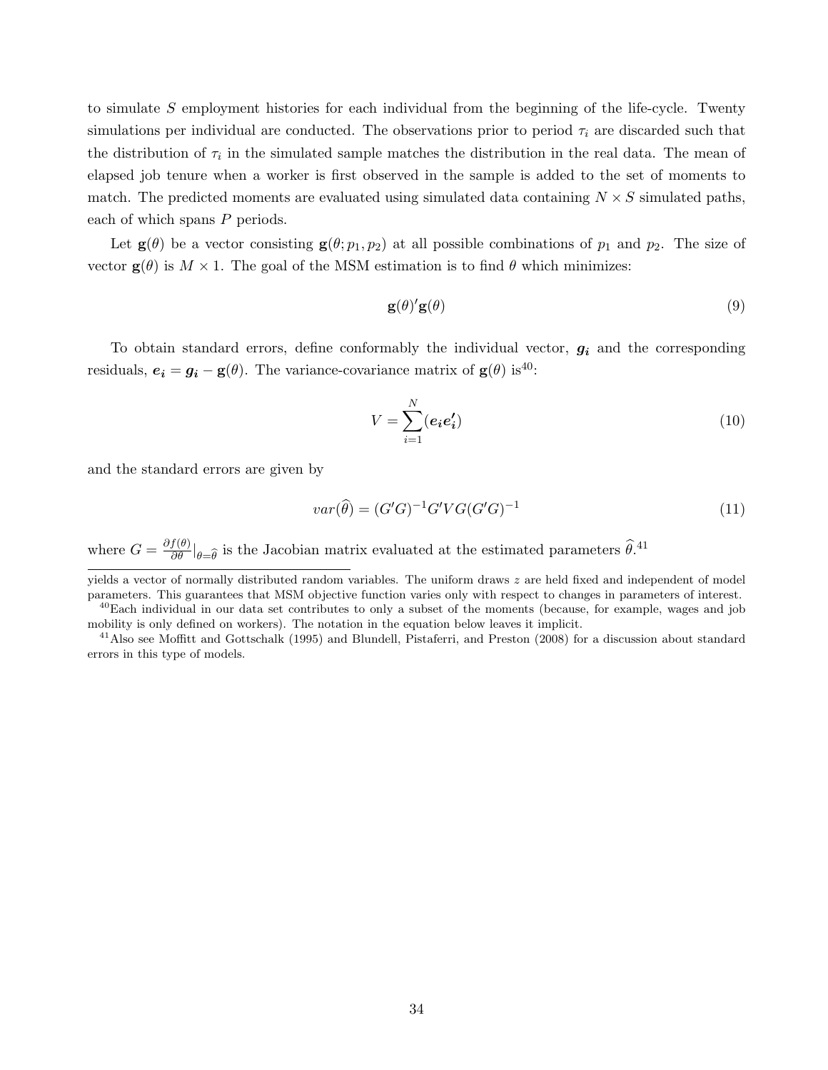to simulate $S$ employment histories for each individual from the beginning of the life-cycle. Twenty simulations per individual are conducted. The observations prior to period $\tau_i$ are discarded such that the distribution of $\tau_i$ in the simulated sample matches the distribution in the real data. The mean of elapsed job tenure when a worker is first observed in the sample is added to the set of moments to match. The predicted moments are evaluated using simulated data containing $N \times S$ simulated paths, each of which spans $P$ periods.

Let $\mathbf{g}(\theta)$ be a vector consisting $\mathbf{g}(\theta; p_1, p_2)$ at all possible combinations of $p_1$ and $p_2$. The size of vector $\mathbf{g}(\theta)$ is $M \times 1$. The goal of the MSM estimation is to find $\theta$ which minimizes:

$$\mathbf{g}(\theta)'\mathbf{g}(\theta) \tag{9}$$

To obtain standard errors, define conformably the individual vector, $\boldsymbol{g_i}$ and the corresponding residuals, $\boldsymbol{e_i} = \boldsymbol{g_i} - \mathbf{g}(\theta)$. The variance-covariance matrix of $\mathbf{g}(\theta)$ is[40]:

$$V = \sum_{i=1}^{N} (\boldsymbol{e_i e_i'}) \tag{10}$$

and the standard errors are given by

$$var(\widehat{\theta}) = (G'G)^{-1}G'VG(G'G)^{-1} \tag{11}$$

where $G = \frac{\partial f(\theta)}{\partial \theta}|_{\theta=\widehat{\theta}}$ is the Jacobian matrix evaluated at the estimated parameters $\widehat{\theta}$.[41]

---

yields a vector of normally distributed random variables. The uniform draws $z$ are held fixed and independent of model parameters. This guarantees that MSM objective function varies only with respect to changes in parameters of interest.

[40] Each individual in our data set contributes to only a subset of the moments (because, for example, wages and job mobility is only defined on workers). The notation in the equation below leaves it implicit.

[41] Also see Moffitt and Gottschalk (1995) and Blundell, Pistaferri, and Preston (2008) for a discussion about standard errors in this type of models.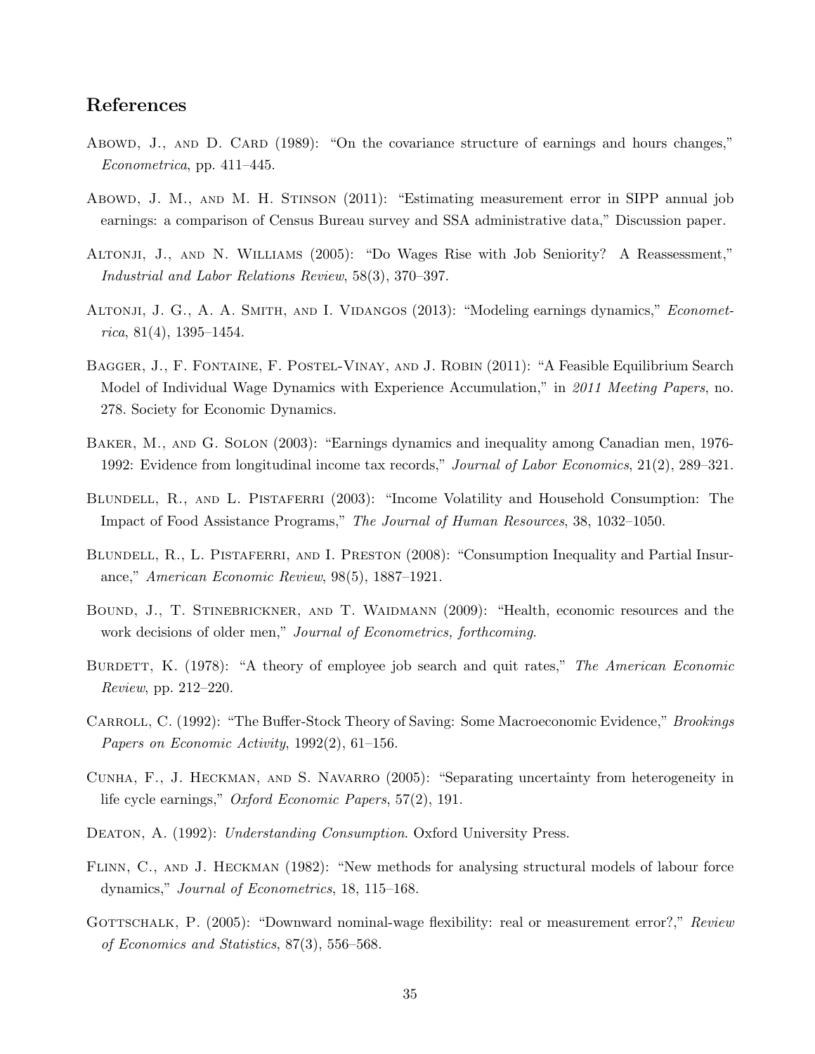## References

Abowd, J., and D. Card (1989): "On the covariance structure of earnings and hours changes," *Econometrica*, pp. 411–445.

Abowd, J. M., and M. H. Stinson (2011): "Estimating measurement error in SIPP annual job earnings: a comparison of Census Bureau survey and SSA administrative data," Discussion paper.

Altonji, J., and N. Williams (2005): "Do Wages Rise with Job Seniority? A Reassessment," *Industrial and Labor Relations Review*, 58(3), 370–397.

Altonji, J. G., A. A. Smith, and I. Vidangos (2013): "Modeling earnings dynamics," *Econometrica*, 81(4), 1395–1454.

Bagger, J., F. Fontaine, F. Postel-Vinay, and J. Robin (2011): "A Feasible Equilibrium Search Model of Individual Wage Dynamics with Experience Accumulation," in *2011 Meeting Papers*, no. 278. Society for Economic Dynamics.

Baker, M., and G. Solon (2003): "Earnings dynamics and inequality among Canadian men, 1976-1992: Evidence from longitudinal income tax records," *Journal of Labor Economics*, 21(2), 289–321.

Blundell, R., and L. Pistaferri (2003): "Income Volatility and Household Consumption: The Impact of Food Assistance Programs," *The Journal of Human Resources*, 38, 1032–1050.

Blundell, R., L. Pistaferri, and I. Preston (2008): "Consumption Inequality and Partial Insurance," *American Economic Review*, 98(5), 1887–1921.

Bound, J., T. Stinebrickner, and T. Waidmann (2009): "Health, economic resources and the work decisions of older men," *Journal of Econometrics, forthcoming*.

Burdett, K. (1978): "A theory of employee job search and quit rates," *The American Economic Review*, pp. 212–220.

Carroll, C. (1992): "The Buffer-Stock Theory of Saving: Some Macroeconomic Evidence," *Brookings Papers on Economic Activity*, 1992(2), 61–156.

Cunha, F., J. Heckman, and S. Navarro (2005): "Separating uncertainty from heterogeneity in life cycle earnings," *Oxford Economic Papers*, 57(2), 191.

Deaton, A. (1992): *Understanding Consumption*. Oxford University Press.

Flinn, C., and J. Heckman (1982): "New methods for analysing structural models of labour force dynamics," *Journal of Econometrics*, 18, 115–168.

Gottschalk, P. (2005): "Downward nominal-wage flexibility: real or measurement error?," *Review of Economics and Statistics*, 87(3), 556–568.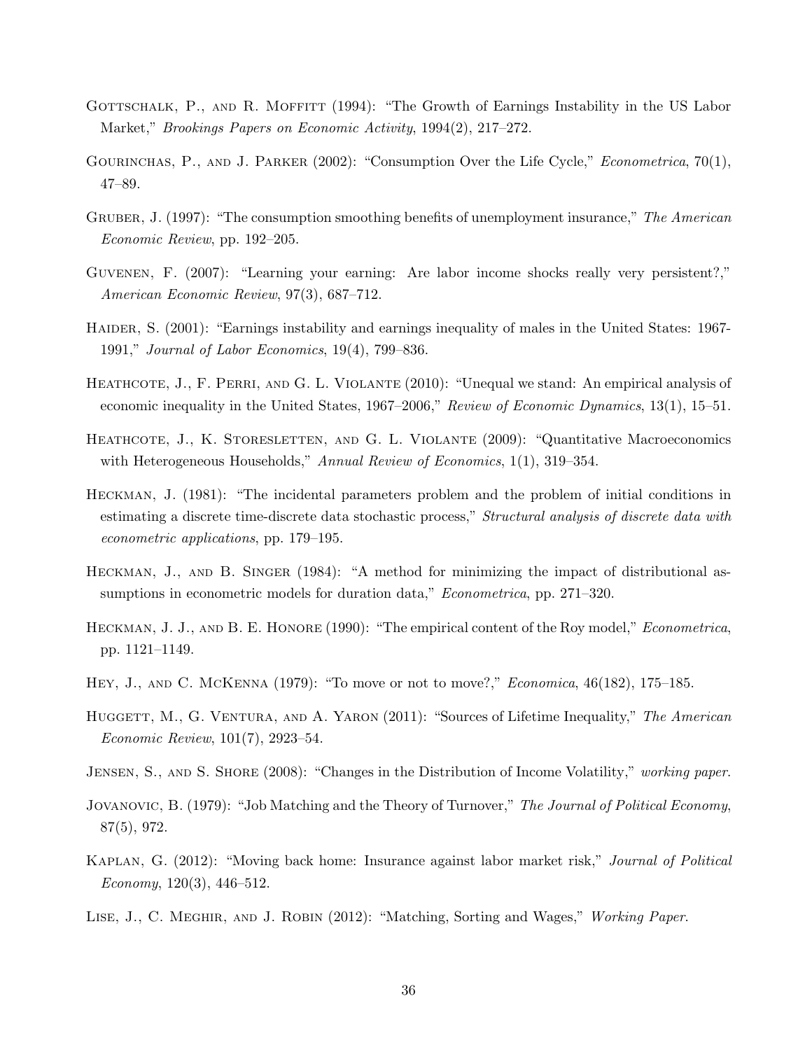Gottschalk, P., and R. Moffitt (1994): "The Growth of Earnings Instability in the US Labor Market," *Brookings Papers on Economic Activity*, 1994(2), 217–272.

Gourinchas, P., and J. Parker (2002): "Consumption Over the Life Cycle," *Econometrica*, 70(1), 47–89.

Gruber, J. (1997): "The consumption smoothing benefits of unemployment insurance," *The American Economic Review*, pp. 192–205.

Guvenen, F. (2007): "Learning your earning: Are labor income shocks really very persistent?," *American Economic Review*, 97(3), 687–712.

Haider, S. (2001): "Earnings instability and earnings inequality of males in the United States: 1967-1991," *Journal of Labor Economics*, 19(4), 799–836.

Heathcote, J., F. Perri, and G. L. Violante (2010): "Unequal we stand: An empirical analysis of economic inequality in the United States, 1967–2006," *Review of Economic Dynamics*, 13(1), 15–51.

Heathcote, J., K. Storesletten, and G. L. Violante (2009): "Quantitative Macroeconomics with Heterogeneous Households," *Annual Review of Economics*, 1(1), 319–354.

Heckman, J. (1981): "The incidental parameters problem and the problem of initial conditions in estimating a discrete time-discrete data stochastic process," *Structural analysis of discrete data with econometric applications*, pp. 179–195.

Heckman, J., and B. Singer (1984): "A method for minimizing the impact of distributional assumptions in econometric models for duration data," *Econometrica*, pp. 271–320.

Heckman, J. J., and B. E. Honore (1990): "The empirical content of the Roy model," *Econometrica*, pp. 1121–1149.

Hey, J., and C. McKenna (1979): "To move or not to move?," *Economica*, 46(182), 175–185.

Huggett, M., G. Ventura, and A. Yaron (2011): "Sources of Lifetime Inequality," *The American Economic Review*, 101(7), 2923–54.

Jensen, S., and S. Shore (2008): "Changes in the Distribution of Income Volatility," *working paper*.

Jovanovic, B. (1979): "Job Matching and the Theory of Turnover," *The Journal of Political Economy*, 87(5), 972.

Kaplan, G. (2012): "Moving back home: Insurance against labor market risk," *Journal of Political Economy*, 120(3), 446–512.

Lise, J., C. Meghir, and J. Robin (2012): "Matching, Sorting and Wages," *Working Paper*.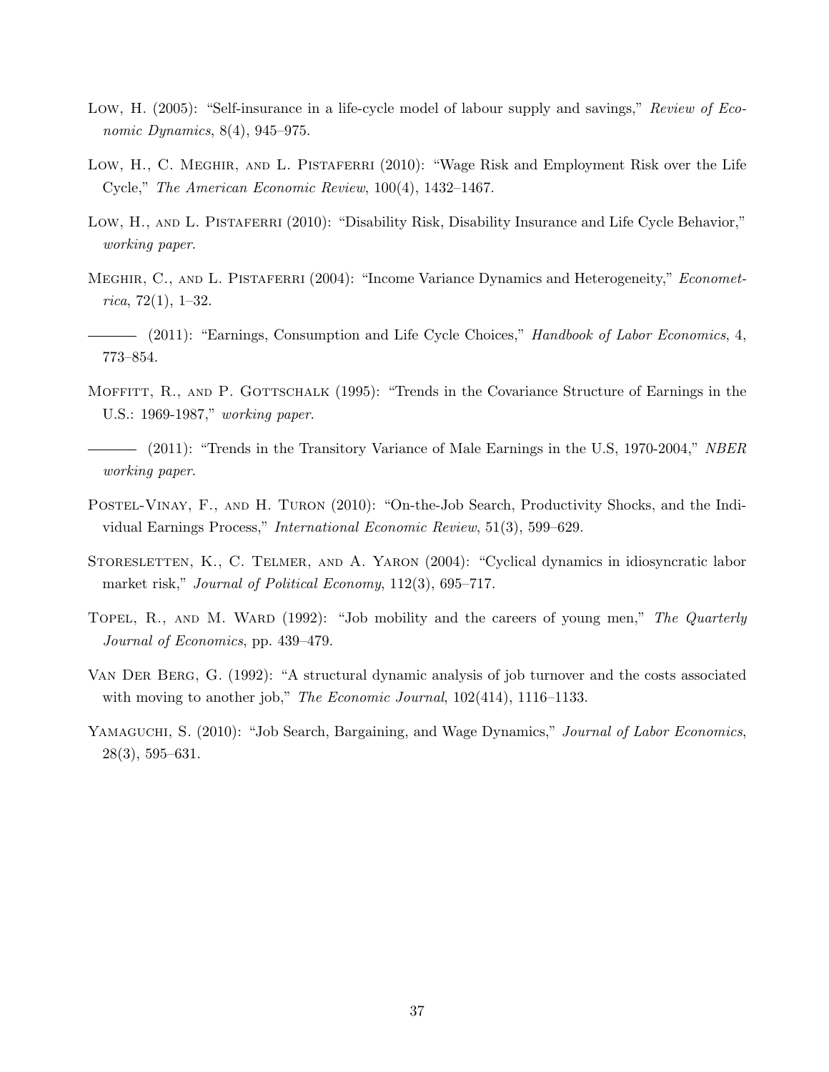Low, H. (2005): "Self-insurance in a life-cycle model of labour supply and savings," *Review of Economic Dynamics*, 8(4), 945–975.

Low, H., C. Meghir, and L. Pistaferri (2010): "Wage Risk and Employment Risk over the Life Cycle," *The American Economic Review*, 100(4), 1432–1467.

Low, H., and L. Pistaferri (2010): "Disability Risk, Disability Insurance and Life Cycle Behavior," *working paper*.

Meghir, C., and L. Pistaferri (2004): "Income Variance Dynamics and Heterogeneity," *Econometrica*, 72(1), 1–32.

——— (2011): "Earnings, Consumption and Life Cycle Choices," *Handbook of Labor Economics*, 4, 773–854.

Moffitt, R., and P. Gottschalk (1995): "Trends in the Covariance Structure of Earnings in the U.S.: 1969-1987," *working paper*.

——— (2011): "Trends in the Transitory Variance of Male Earnings in the U.S, 1970-2004," *NBER working paper*.

Postel-Vinay, F., and H. Turon (2010): "On-the-Job Search, Productivity Shocks, and the Individual Earnings Process," *International Economic Review*, 51(3), 599–629.

Storesletten, K., C. Telmer, and A. Yaron (2004): "Cyclical dynamics in idiosyncratic labor market risk," *Journal of Political Economy*, 112(3), 695–717.

Topel, R., and M. Ward (1992): "Job mobility and the careers of young men," *The Quarterly Journal of Economics*, pp. 439–479.

Van Der Berg, G. (1992): "A structural dynamic analysis of job turnover and the costs associated with moving to another job," *The Economic Journal*, 102(414), 1116–1133.

Yamaguchi, S. (2010): "Job Search, Bargaining, and Wage Dynamics," *Journal of Labor Economics*, 28(3), 595–631.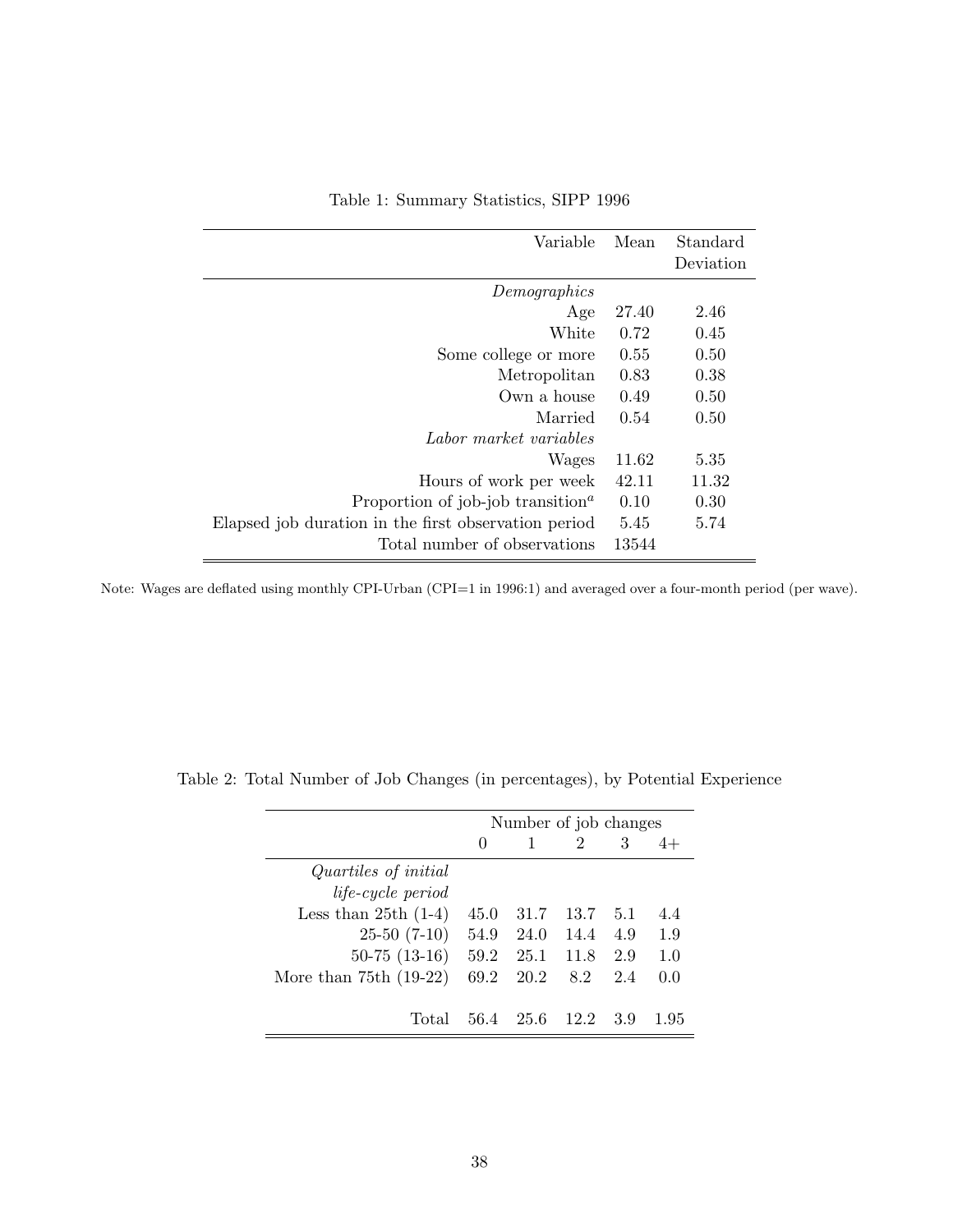Table 1: Summary Statistics, SIPP 1996

| Variable | Mean | Standard Deviation |
|---|---|---|
| *Demographics* | | |
| Age | 27.40 | 2.46 |
| White | 0.72 | 0.45 |
| Some college or more | 0.55 | 0.50 |
| Metropolitan | 0.83 | 0.38 |
| Own a house | 0.49 | 0.50 |
| Married | 0.54 | 0.50 |
| *Labor market variables* | | |
| Wages | 11.62 | 5.35 |
| Hours of work per week | 42.11 | 11.32 |
| Proportion of job-job transition[a] | 0.10 | 0.30 |
| Elapsed job duration in the first observation period | 5.45 | 5.74 |
| Total number of observations | 13544 | |

Note: Wages are deflated using monthly CPI-Urban (CPI=1 in 1996:1) and averaged over a four-month period (per wave).

Table 2: Total Number of Job Changes (in percentages), by Potential Experience

| | Number of job changes | | | | |
|---|---|---|---|---|---|
| | 0 | 1 | 2 | 3 | 4+ |
| *Quartiles of initial life-cycle period* | | | | | |
| Less than 25th (1-4) | 45.0 | 31.7 | 13.7 | 5.1 | 4.4 |
| 25-50 (7-10) | 54.9 | 24.0 | 14.4 | 4.9 | 1.9 |
| 50-75 (13-16) | 59.2 | 25.1 | 11.8 | 2.9 | 1.0 |
| More than 75th (19-22) | 69.2 | 20.2 | 8.2 | 2.4 | 0.0 |
| Total | 56.4 | 25.6 | 12.2 | 3.9 | 1.95 |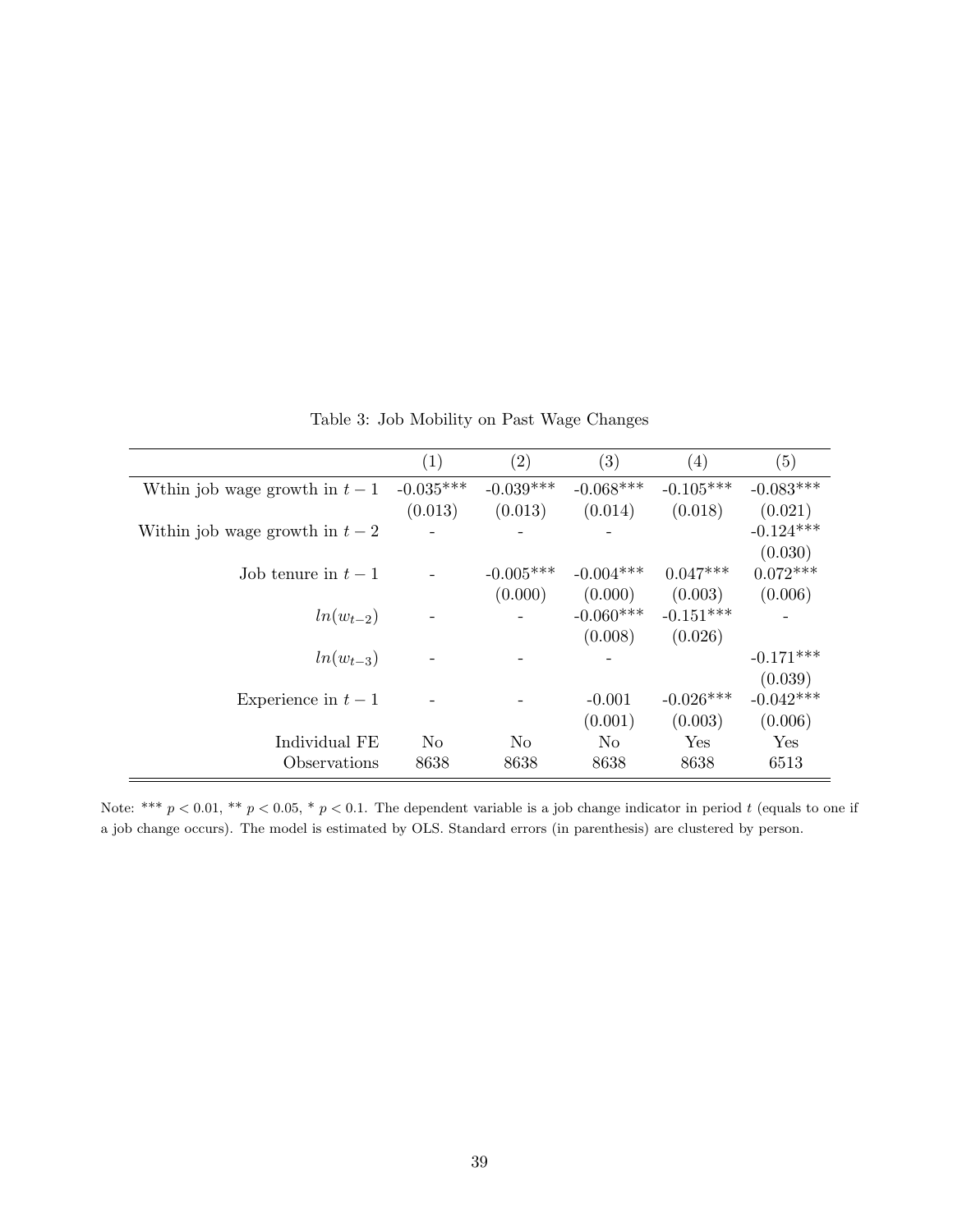Table 3: Job Mobility on Past Wage Changes

| | (1) | (2) | (3) | (4) | (5) |
|---|---|---|---|---|---|
| Wthin job wage growth in $t-1$ | -0.035*** | -0.039*** | -0.068*** | -0.105*** | -0.083*** |
| | (0.013) | (0.013) | (0.014) | (0.018) | (0.021) |
| Within job wage growth in $t-2$ | - | - | - | | -0.124*** |
| | | | | | (0.030) |
| Job tenure in $t-1$ | - | -0.005*** | -0.004*** | 0.047*** | 0.072*** |
| | | (0.000) | (0.000) | (0.003) | (0.006) |
| $ln(w_{t-2})$ | - | - | -0.060*** | -0.151*** | - |
| | | | (0.008) | (0.026) | |
| $ln(w_{t-3})$ | - | - | - | | -0.171*** |
| | | | | | (0.039) |
| Experience in $t-1$ | - | - | -0.001 | -0.026*** | -0.042*** |
| | | | (0.001) | (0.003) | (0.006) |
| Individual FE | No | No | No | Yes | Yes |
| Observations | 8638 | 8638 | 8638 | 8638 | 6513 |

Note: *** $p < 0.01$, ** $p < 0.05$, * $p < 0.1$. The dependent variable is a job change indicator in period $t$ (equals to one if a job change occurs). The model is estimated by OLS. Standard errors (in parenthesis) are clustered by person.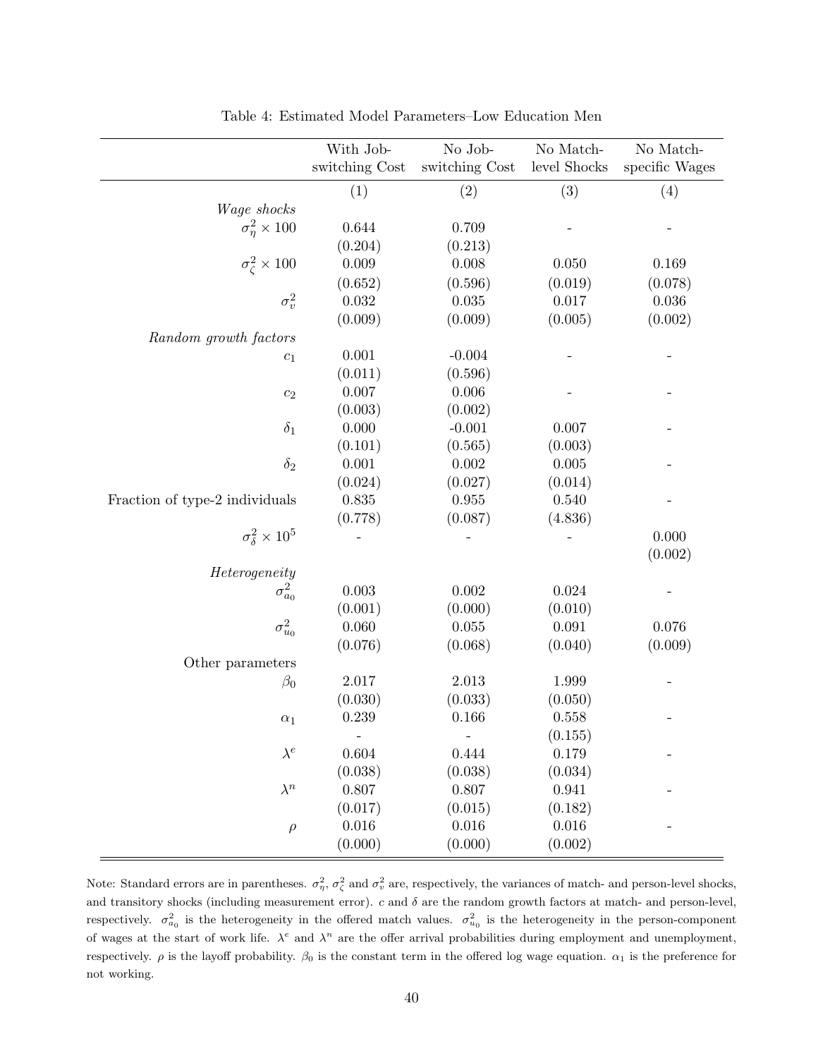Table 4: Estimated Model Parameters–Low Education Men

| | With Job-switching Cost | No Job-switching Cost | No Match-level Shocks | No Match-specific Wages |
|---|---|---|---|---|
| | (1) | (2) | (3) | (4) |
| *Wage shocks* | | | | |
| $\sigma^2_\eta \times 100$ | 0.644 | 0.709 | - | - |
| | (0.204) | (0.213) | | |
| $\sigma^2_\zeta \times 100$ | 0.009 | 0.008 | 0.050 | 0.169 |
| | (0.652) | (0.596) | (0.019) | (0.078) |
| $\sigma^2_v$ | 0.032 | 0.035 | 0.017 | 0.036 |
| | (0.009) | (0.009) | (0.005) | (0.002) |
| *Random growth factors* | | | | |
| $c_1$ | 0.001 | -0.004 | - | - |
| | (0.011) | (0.596) | | |
| $c_2$ | 0.007 | 0.006 | - | - |
| | (0.003) | (0.002) | | |
| $\delta_1$ | 0.000 | -0.001 | 0.007 | - |
| | (0.101) | (0.565) | (0.003) | |
| $\delta_2$ | 0.001 | 0.002 | 0.005 | - |
| | (0.024) | (0.027) | (0.014) | |
| Fraction of type-2 individuals | 0.835 | 0.955 | 0.540 | - |
| | (0.778) | (0.087) | (4.836) | |
| $\sigma^2_\delta \times 10^5$ | - | - | - | 0.000 |
| | | | | (0.002) |
| *Heterogeneity* | | | | |
| $\sigma^2_{a_0}$ | 0.003 | 0.002 | 0.024 | - |
| | (0.001) | (0.000) | (0.010) | |
| $\sigma^2_{u_0}$ | 0.060 | 0.055 | 0.091 | 0.076 |
| | (0.076) | (0.068) | (0.040) | (0.009) |
| Other parameters | | | | |
| $\beta_0$ | 2.017 | 2.013 | 1.999 | - |
| | (0.030) | (0.033) | (0.050) | |
| $\alpha_1$ | 0.239 | 0.166 | 0.558 | - |
| | - | - | (0.155) | |
| $\lambda^e$ | 0.604 | 0.444 | 0.179 | - |
| | (0.038) | (0.038) | (0.034) | |
| $\lambda^n$ | 0.807 | 0.807 | 0.941 | - |
| | (0.017) | (0.015) | (0.182) | |
| $\rho$ | 0.016 | 0.016 | 0.016 | - |
| | (0.000) | (0.000) | (0.002) | |

Note: Standard errors are in parentheses. $\sigma^2_\eta$, $\sigma^2_\zeta$ and $\sigma^2_v$ are, respectively, the variances of match- and person-level shocks, and transitory shocks (including measurement error). $c$ and $\delta$ are the random growth factors at match- and person-level, respectively. $\sigma^2_{a_0}$ is the heterogeneity in the offered match values. $\sigma^2_{u_0}$ is the heterogeneity in the person-component of wages at the start of work life. $\lambda^e$ and $\lambda^n$ are the offer arrival probabilities during employment and unemployment, respectively. $\rho$ is the layoff probability. $\beta_0$ is the constant term in the offered log wage equation. $\alpha_1$ is the preference for not working.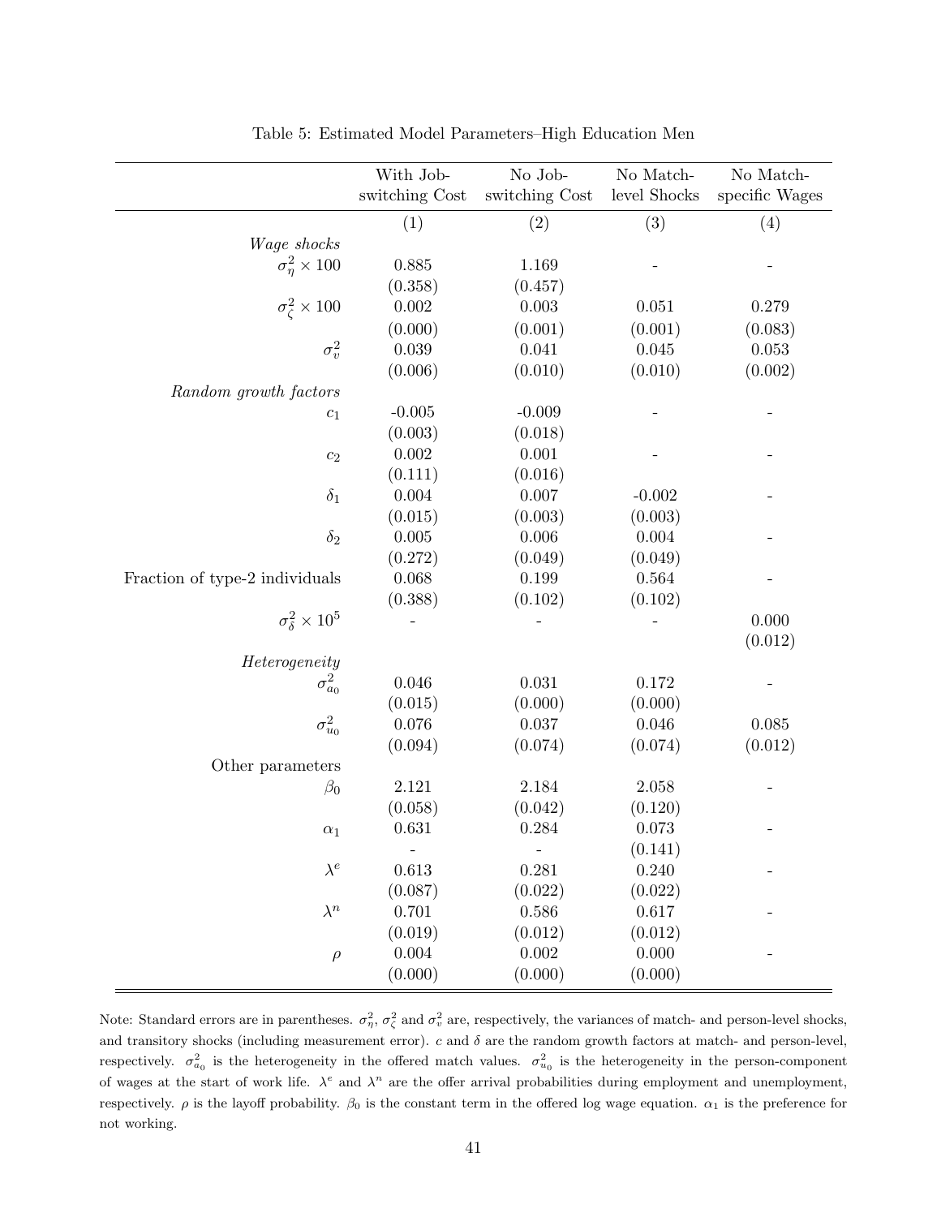Table 5: Estimated Model Parameters–High Education Men

| | With Job-switching Cost | No Job-switching Cost | No Match-level Shocks | No Match-specific Wages |
|---|---|---|---|---|
| | (1) | (2) | (3) | (4) |
| *Wage shocks* | | | | |
| $\sigma^2_\eta \times 100$ | 0.885 | 1.169 | - | - |
| | (0.358) | (0.457) | | |
| $\sigma^2_\zeta \times 100$ | 0.002 | 0.003 | 0.051 | 0.279 |
| | (0.000) | (0.001) | (0.001) | (0.083) |
| $\sigma^2_v$ | 0.039 | 0.041 | 0.045 | 0.053 |
| | (0.006) | (0.010) | (0.010) | (0.002) |
| *Random growth factors* | | | | |
| $c_1$ | -0.005 | -0.009 | - | - |
| | (0.003) | (0.018) | | |
| $c_2$ | 0.002 | 0.001 | - | - |
| | (0.111) | (0.016) | | |
| $\delta_1$ | 0.004 | 0.007 | -0.002 | - |
| | (0.015) | (0.003) | (0.003) | |
| $\delta_2$ | 0.005 | 0.006 | 0.004 | - |
| | (0.272) | (0.049) | (0.049) | |
| Fraction of type-2 individuals | 0.068 | 0.199 | 0.564 | - |
| | (0.388) | (0.102) | (0.102) | |
| $\sigma^2_\delta \times 10^5$ | - | - | - | 0.000 |
| | | | | (0.012) |
| *Heterogeneity* | | | | |
| $\sigma^2_{a_0}$ | 0.046 | 0.031 | 0.172 | - |
| | (0.015) | (0.000) | (0.000) | |
| $\sigma^2_{u_0}$ | 0.076 | 0.037 | 0.046 | 0.085 |
| | (0.094) | (0.074) | (0.074) | (0.012) |
| Other parameters | | | | |
| $\beta_0$ | 2.121 | 2.184 | 2.058 | - |
| | (0.058) | (0.042) | (0.120) | |
| $\alpha_1$ | 0.631 | 0.284 | 0.073 | - |
| | - | - | (0.141) | |
| $\lambda^e$ | 0.613 | 0.281 | 0.240 | - |
| | (0.087) | (0.022) | (0.022) | |
| $\lambda^n$ | 0.701 | 0.586 | 0.617 | - |
| | (0.019) | (0.012) | (0.012) | |
| $\rho$ | 0.004 | 0.002 | 0.000 | - |
| | (0.000) | (0.000) | (0.000) | |

Note: Standard errors are in parentheses. $\sigma^2_\eta$, $\sigma^2_\zeta$ and $\sigma^2_v$ are, respectively, the variances of match- and person-level shocks, and transitory shocks (including measurement error). $c$ and $\delta$ are the random growth factors at match- and person-level, respectively. $\sigma^2_{a_0}$ is the heterogeneity in the offered match values. $\sigma^2_{u_0}$ is the heterogeneity in the person-component of wages at the start of work life. $\lambda^e$ and $\lambda^n$ are the offer arrival probabilities during employment and unemployment, respectively. $\rho$ is the layoff probability. $\beta_0$ is the constant term in the offered log wage equation. $\alpha_1$ is the preference for not working.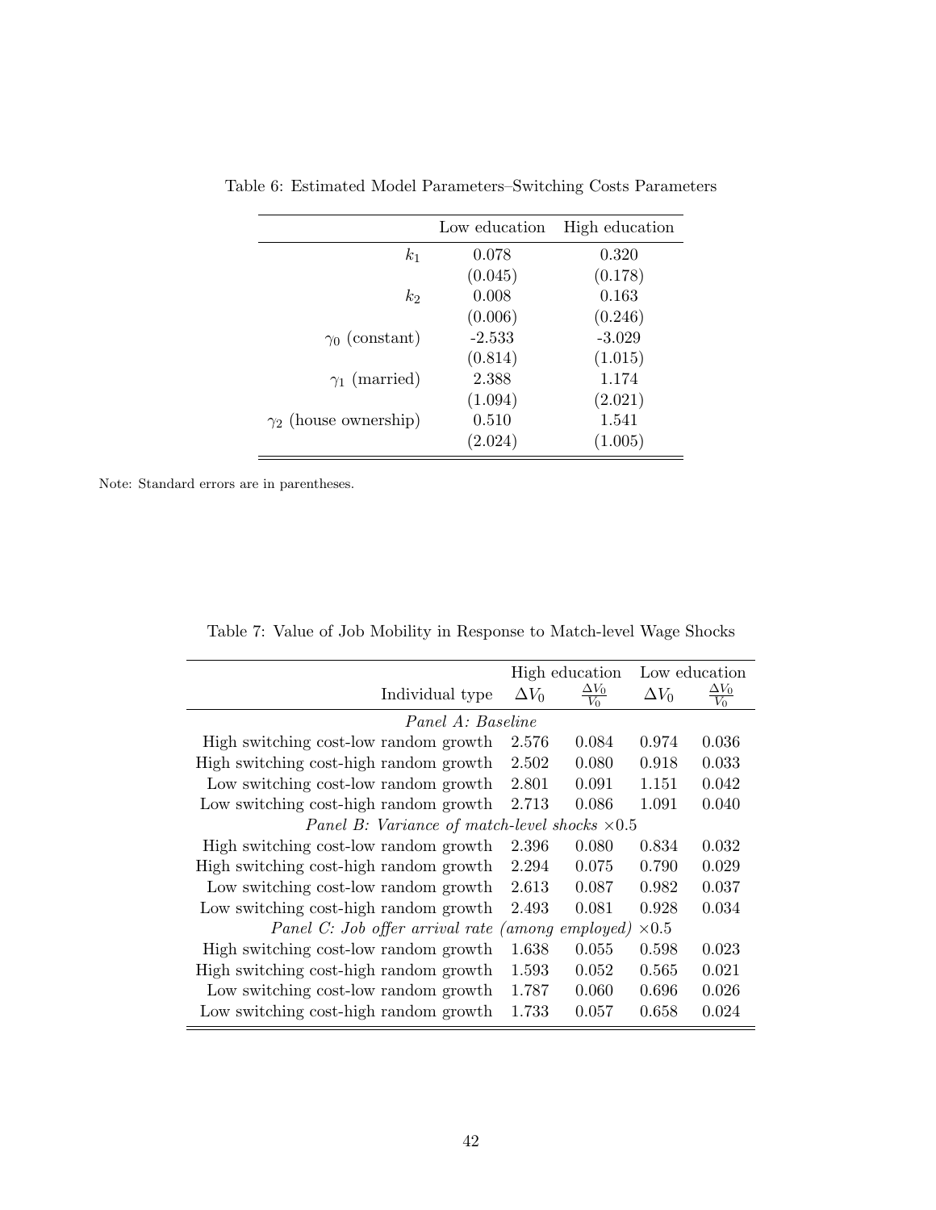Table 6: Estimated Model Parameters–Switching Costs Parameters

| | Low education | High education |
|---|---|---|
| $k_1$ | 0.078 | 0.320 |
| | (0.045) | (0.178) |
| $k_2$ | 0.008 | 0.163 |
| | (0.006) | (0.246) |
| $\gamma_0$ (constant) | -2.533 | -3.029 |
| | (0.814) | (1.015) |
| $\gamma_1$ (married) | 2.388 | 1.174 |
| | (1.094) | (2.021) |
| $\gamma_2$ (house ownership) | 0.510 | 1.541 |
| | (2.024) | (1.005) |

Note: Standard errors are in parentheses.

Table 7: Value of Job Mobility in Response to Match-level Wage Shocks

| | High education | | Low education | |
|---|---|---|---|---|
| Individual type | $\Delta V_0$ | $\frac{\Delta V_0}{V_0}$ | $\Delta V_0$ | $\frac{\Delta V_0}{V_0}$ |
| *Panel A: Baseline* | | | | |
| High switching cost-low random growth | 2.576 | 0.084 | 0.974 | 0.036 |
| High switching cost-high random growth | 2.502 | 0.080 | 0.918 | 0.033 |
| Low switching cost-low random growth | 2.801 | 0.091 | 1.151 | 0.042 |
| Low switching cost-high random growth | 2.713 | 0.086 | 1.091 | 0.040 |
| *Panel B: Variance of match-level shocks* $\times 0.5$ | | | | |
| High switching cost-low random growth | 2.396 | 0.080 | 0.834 | 0.032 |
| High switching cost-high random growth | 2.294 | 0.075 | 0.790 | 0.029 |
| Low switching cost-low random growth | 2.613 | 0.087 | 0.982 | 0.037 |
| Low switching cost-high random growth | 2.493 | 0.081 | 0.928 | 0.034 |
| *Panel C: Job offer arrival rate (among employed)* $\times 0.5$ | | | | |
| High switching cost-low random growth | 1.638 | 0.055 | 0.598 | 0.023 |
| High switching cost-high random growth | 1.593 | 0.052 | 0.565 | 0.021 |
| Low switching cost-low random growth | 1.787 | 0.060 | 0.696 | 0.026 |
| Low switching cost-high random growth | 1.733 | 0.057 | 0.658 | 0.024 |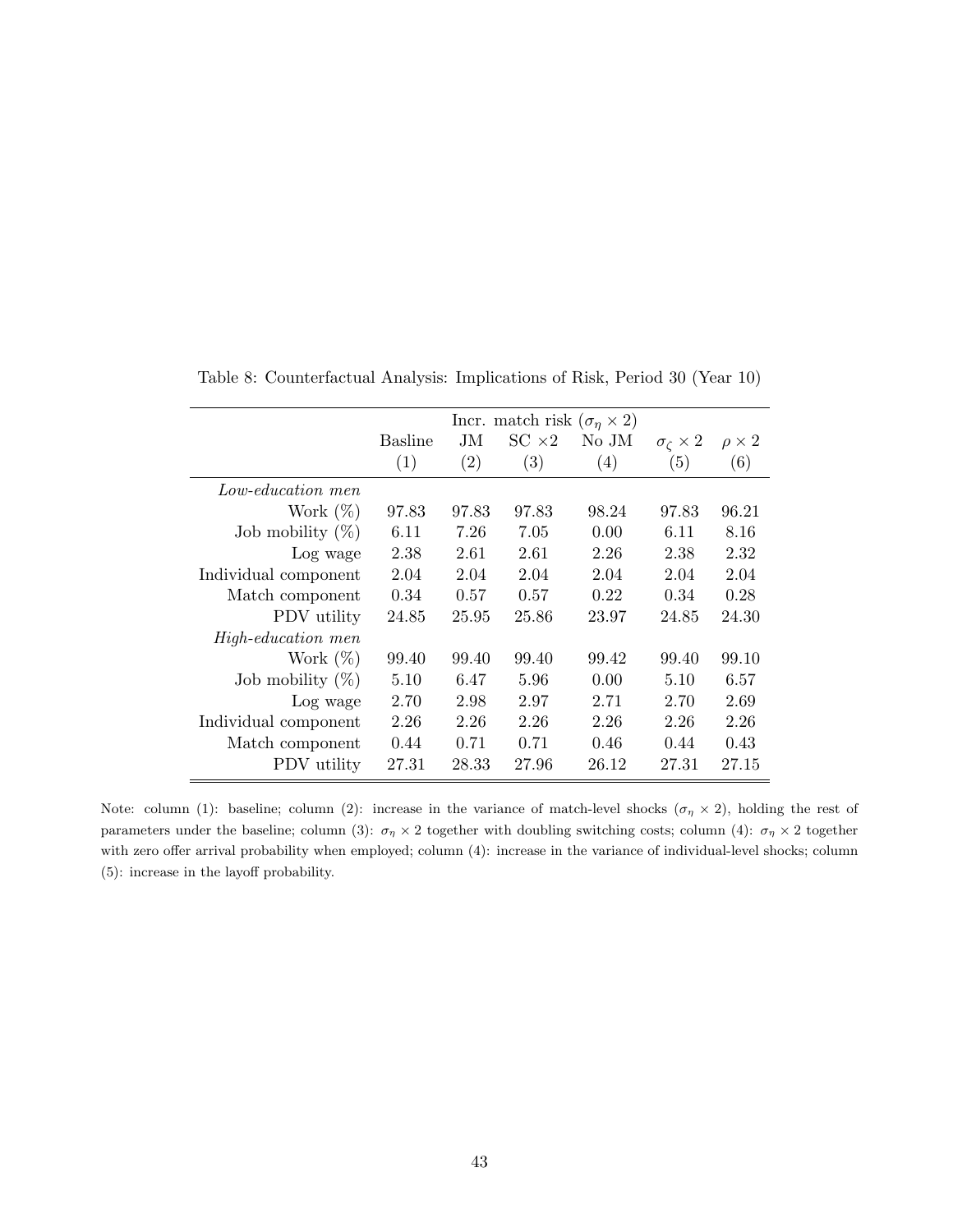Table 8: Counterfactual Analysis: Implications of Risk, Period 30 (Year 10)

| | | Incr. match risk ($\sigma_\eta \times 2$) | | | | |
|---|---|---|---|---|---|---|
| | Basline | JM | SC $\times 2$ | No JM | $\sigma_\zeta \times 2$ | $\rho \times 2$ |
| | (1) | (2) | (3) | (4) | (5) | (6) |
| *Low-education men* | | | | | | |
| Work (%) | 97.83 | 97.83 | 97.83 | 98.24 | 97.83 | 96.21 |
| Job mobility (%) | 6.11 | 7.26 | 7.05 | 0.00 | 6.11 | 8.16 |
| Log wage | 2.38 | 2.61 | 2.61 | 2.26 | 2.38 | 2.32 |
| Individual component | 2.04 | 2.04 | 2.04 | 2.04 | 2.04 | 2.04 |
| Match component | 0.34 | 0.57 | 0.57 | 0.22 | 0.34 | 0.28 |
| PDV utility | 24.85 | 25.95 | 25.86 | 23.97 | 24.85 | 24.30 |
| *High-education men* | | | | | | |
| Work (%) | 99.40 | 99.40 | 99.40 | 99.42 | 99.40 | 99.10 |
| Job mobility (%) | 5.10 | 6.47 | 5.96 | 0.00 | 5.10 | 6.57 |
| Log wage | 2.70 | 2.98 | 2.97 | 2.71 | 2.70 | 2.69 |
| Individual component | 2.26 | 2.26 | 2.26 | 2.26 | 2.26 | 2.26 |
| Match component | 0.44 | 0.71 | 0.71 | 0.46 | 0.44 | 0.43 |
| PDV utility | 27.31 | 28.33 | 27.96 | 26.12 | 27.31 | 27.15 |

Note: column (1): baseline; column (2): increase in the variance of match-level shocks ($\sigma_\eta \times 2$), holding the rest of parameters under the baseline; column (3): $\sigma_\eta \times 2$ together with doubling switching costs; column (4): $\sigma_\eta \times 2$ together with zero offer arrival probability when employed; column (4): increase in the variance of individual-level shocks; column (5): increase in the layoff probability.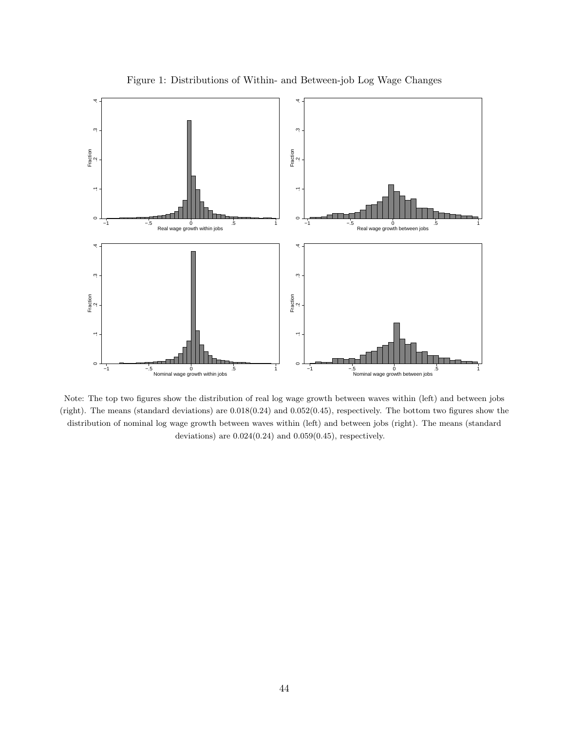Figure 1: Distributions of Within- and Between-job Log Wage Changes

Note: The top two figures show the distribution of real log wage growth between waves within (left) and between jobs (right). The means (standard deviations) are 0.018(0.24) and 0.052(0.45), respectively. The bottom two figures show the distribution of nominal log wage growth between waves within (left) and between jobs (right). The means (standard deviations) are 0.024(0.24) and 0.059(0.45), respectively.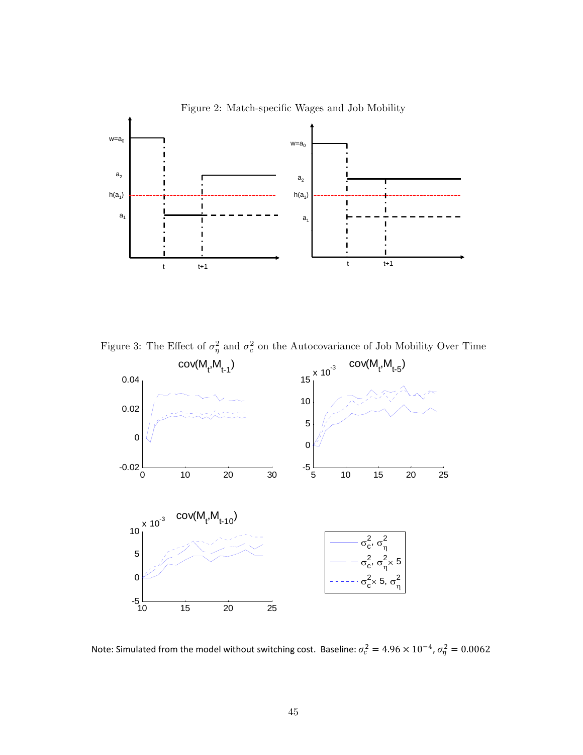Figure 2: Match-specific Wages and Job Mobility

Figure 3: The Effect of $\sigma_\eta^2$ and $\sigma_c^2$ on the Autocovariance of Job Mobility Over Time

Note: Simulated from the model without switching cost. Baseline: $\sigma_c^2 = 4.96 \times 10^{-4}$, $\sigma_\eta^2 = 0.0062$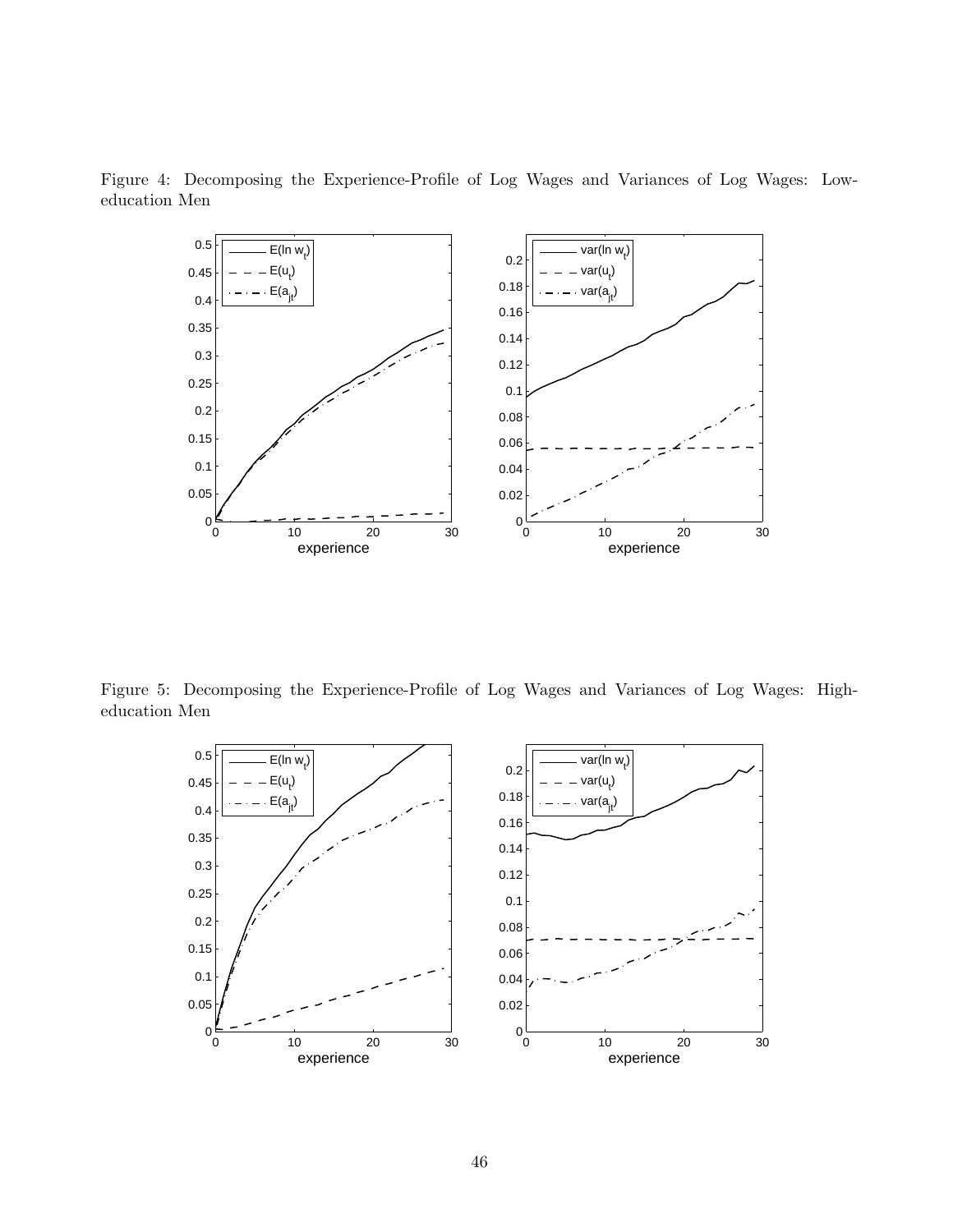Figure 4: Decomposing the Experience-Profile of Log Wages and Variances of Log Wages: Low-education Men

Figure 5: Decomposing the Experience-Profile of Log Wages and Variances of Log Wages: High-education Men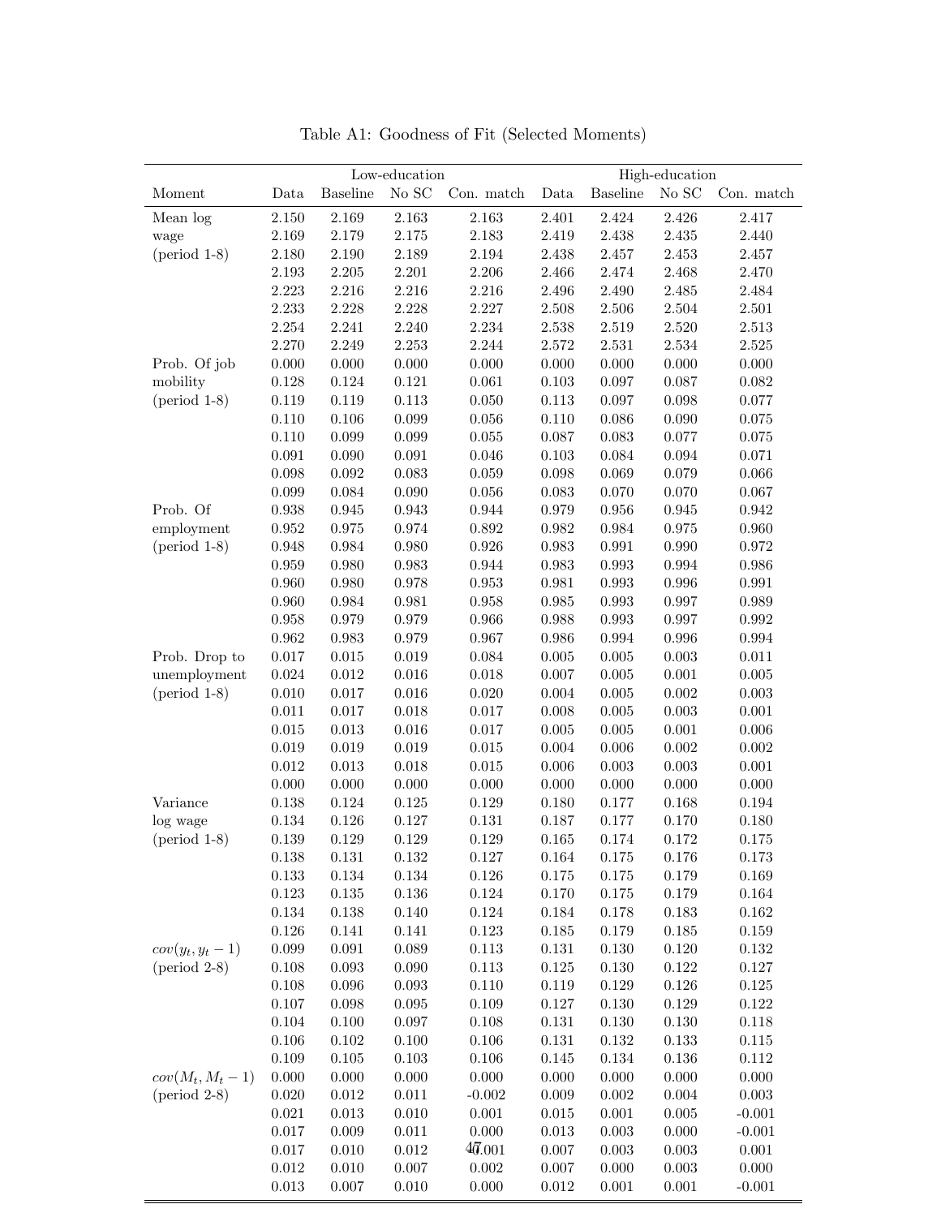Table A1: Goodness of Fit (Selected Moments)

| | Low-education | | | | High-education | | | |
|---|---|---|---|---|---|---|---|---|
| Moment | Data | Baseline | No SC | Con. match | Data | Baseline | No SC | Con. match |
| Mean log | 2.150 | 2.169 | 2.163 | 2.163 | 2.401 | 2.424 | 2.426 | 2.417 |
| wage | 2.169 | 2.179 | 2.175 | 2.183 | 2.419 | 2.438 | 2.435 | 2.440 |
| (period 1-8) | 2.180 | 2.190 | 2.189 | 2.194 | 2.438 | 2.457 | 2.453 | 2.457 |
| | 2.193 | 2.205 | 2.201 | 2.206 | 2.466 | 2.474 | 2.468 | 2.470 |
| | 2.223 | 2.216 | 2.216 | 2.216 | 2.496 | 2.490 | 2.485 | 2.484 |
| | 2.233 | 2.228 | 2.228 | 2.227 | 2.508 | 2.506 | 2.504 | 2.501 |
| | 2.254 | 2.241 | 2.240 | 2.234 | 2.538 | 2.519 | 2.520 | 2.513 |
| | 2.270 | 2.249 | 2.253 | 2.244 | 2.572 | 2.531 | 2.534 | 2.525 |
| Prob. Of job | 0.000 | 0.000 | 0.000 | 0.000 | 0.000 | 0.000 | 0.000 | 0.000 |
| mobility | 0.128 | 0.124 | 0.121 | 0.061 | 0.103 | 0.097 | 0.087 | 0.082 |
| (period 1-8) | 0.119 | 0.119 | 0.113 | 0.050 | 0.113 | 0.097 | 0.098 | 0.077 |
| | 0.110 | 0.106 | 0.099 | 0.056 | 0.110 | 0.086 | 0.090 | 0.075 |
| | 0.110 | 0.099 | 0.099 | 0.055 | 0.087 | 0.083 | 0.077 | 0.075 |
| | 0.091 | 0.090 | 0.091 | 0.046 | 0.103 | 0.084 | 0.094 | 0.071 |
| | 0.098 | 0.092 | 0.083 | 0.059 | 0.098 | 0.069 | 0.079 | 0.066 |
| | 0.099 | 0.084 | 0.090 | 0.056 | 0.083 | 0.070 | 0.070 | 0.067 |
| Prob. Of | 0.938 | 0.945 | 0.943 | 0.944 | 0.979 | 0.956 | 0.945 | 0.942 |
| employment | 0.952 | 0.975 | 0.974 | 0.892 | 0.982 | 0.984 | 0.975 | 0.960 |
| (period 1-8) | 0.948 | 0.984 | 0.980 | 0.926 | 0.983 | 0.991 | 0.990 | 0.972 |
| | 0.959 | 0.980 | 0.983 | 0.944 | 0.983 | 0.993 | 0.994 | 0.986 |
| | 0.960 | 0.980 | 0.978 | 0.953 | 0.981 | 0.993 | 0.996 | 0.991 |
| | 0.960 | 0.984 | 0.981 | 0.958 | 0.985 | 0.993 | 0.997 | 0.989 |
| | 0.958 | 0.979 | 0.979 | 0.966 | 0.988 | 0.993 | 0.997 | 0.992 |
| | 0.962 | 0.983 | 0.979 | 0.967 | 0.986 | 0.994 | 0.996 | 0.994 |
| Prob. Drop to | 0.017 | 0.015 | 0.019 | 0.084 | 0.005 | 0.005 | 0.003 | 0.011 |
| unemployment | 0.024 | 0.012 | 0.016 | 0.018 | 0.007 | 0.005 | 0.001 | 0.005 |
| (period 1-8) | 0.010 | 0.017 | 0.016 | 0.020 | 0.004 | 0.005 | 0.002 | 0.003 |
| | 0.011 | 0.017 | 0.018 | 0.017 | 0.008 | 0.005 | 0.003 | 0.001 |
| | 0.015 | 0.013 | 0.016 | 0.017 | 0.005 | 0.005 | 0.001 | 0.006 |
| | 0.019 | 0.019 | 0.019 | 0.015 | 0.004 | 0.006 | 0.002 | 0.002 |
| | 0.012 | 0.013 | 0.018 | 0.015 | 0.006 | 0.003 | 0.003 | 0.001 |
| | 0.000 | 0.000 | 0.000 | 0.000 | 0.000 | 0.000 | 0.000 | 0.000 |
| Variance | 0.138 | 0.124 | 0.125 | 0.129 | 0.180 | 0.177 | 0.168 | 0.194 |
| log wage | 0.134 | 0.126 | 0.127 | 0.131 | 0.187 | 0.177 | 0.170 | 0.180 |
| (period 1-8) | 0.139 | 0.129 | 0.129 | 0.129 | 0.165 | 0.174 | 0.172 | 0.175 |
| | 0.138 | 0.131 | 0.132 | 0.127 | 0.164 | 0.175 | 0.176 | 0.173 |
| | 0.133 | 0.134 | 0.134 | 0.126 | 0.175 | 0.175 | 0.179 | 0.169 |
| | 0.123 | 0.135 | 0.136 | 0.124 | 0.170 | 0.175 | 0.179 | 0.164 |
| | 0.134 | 0.138 | 0.140 | 0.124 | 0.184 | 0.178 | 0.183 | 0.162 |
| | 0.126 | 0.141 | 0.141 | 0.123 | 0.185 | 0.179 | 0.185 | 0.159 |
| $cov(y_t, y_t - 1)$ | 0.099 | 0.091 | 0.089 | 0.113 | 0.131 | 0.130 | 0.120 | 0.132 |
| (period 2-8) | 0.108 | 0.093 | 0.090 | 0.113 | 0.125 | 0.130 | 0.122 | 0.127 |
| | 0.108 | 0.096 | 0.093 | 0.110 | 0.119 | 0.129 | 0.126 | 0.125 |
| | 0.107 | 0.098 | 0.095 | 0.109 | 0.127 | 0.130 | 0.129 | 0.122 |
| | 0.104 | 0.100 | 0.097 | 0.108 | 0.131 | 0.130 | 0.130 | 0.118 |
| | 0.106 | 0.102 | 0.100 | 0.106 | 0.131 | 0.132 | 0.133 | 0.115 |
| | 0.109 | 0.105 | 0.103 | 0.106 | 0.145 | 0.134 | 0.136 | 0.112 |
| $cov(M_t, M_t - 1)$ | 0.000 | 0.000 | 0.000 | 0.000 | 0.000 | 0.000 | 0.000 | 0.000 |
| (period 2-8) | 0.020 | 0.012 | 0.011 | -0.002 | 0.009 | 0.002 | 0.004 | 0.003 |
| | 0.021 | 0.013 | 0.010 | 0.001 | 0.015 | 0.001 | 0.005 | -0.001 |
| | 0.017 | 0.009 | 0.011 | 0.000 | 0.013 | 0.003 | 0.000 | -0.001 |
| | 0.017 | 0.010 | 0.012 | 0.001 | 0.007 | 0.003 | 0.003 | 0.001 |
| | 0.012 | 0.010 | 0.007 | 0.002 | 0.007 | 0.000 | 0.003 | 0.000 |
| | 0.013 | 0.007 | 0.010 | 0.000 | 0.012 | 0.001 | 0.001 | -0.001 |